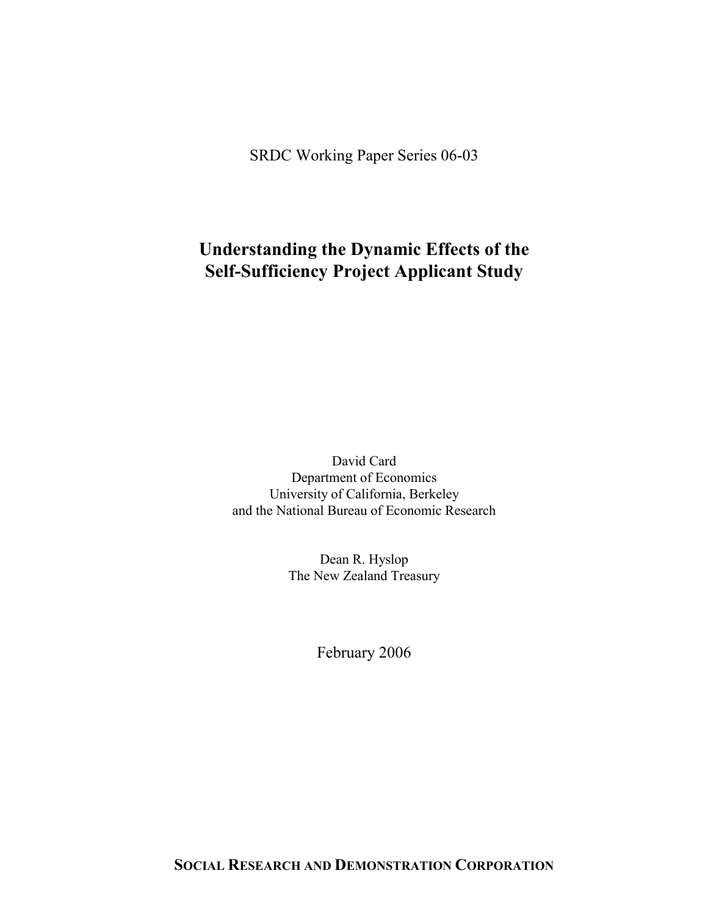SRDC Working Paper Series 06-03

# Understanding the Dynamic Effects of the Self-Sufficiency Project Applicant Study

David Card
Department of Economics
University of California, Berkeley
and the National Bureau of Economic Research

Dean R. Hyslop
The New Zealand Treasury

February 2006

**SOCIAL RESEARCH AND DEMONSTRATION CORPORATION**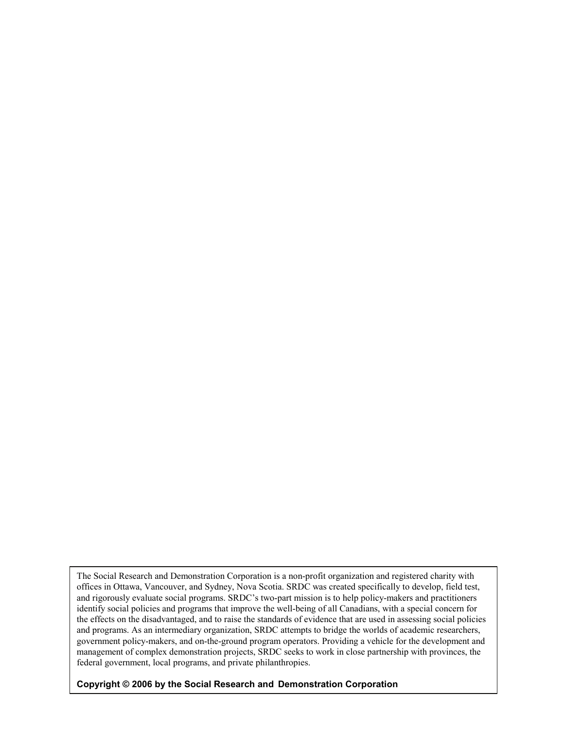The Social Research and Demonstration Corporation is a non-profit organization and registered charity with offices in Ottawa, Vancouver, and Sydney, Nova Scotia. SRDC was created specifically to develop, field test, and rigorously evaluate social programs. SRDC's two-part mission is to help policy-makers and practitioners identify social policies and programs that improve the well-being of all Canadians, with a special concern for the effects on the disadvantaged, and to raise the standards of evidence that are used in assessing social policies and programs. As an intermediary organization, SRDC attempts to bridge the worlds of academic researchers, government policy-makers, and on-the-ground program operators. Providing a vehicle for the development and management of complex demonstration projects, SRDC seeks to work in close partnership with provinces, the federal government, local programs, and private philanthropies.

**Copyright © 2006 by the Social Research and Demonstration Corporation**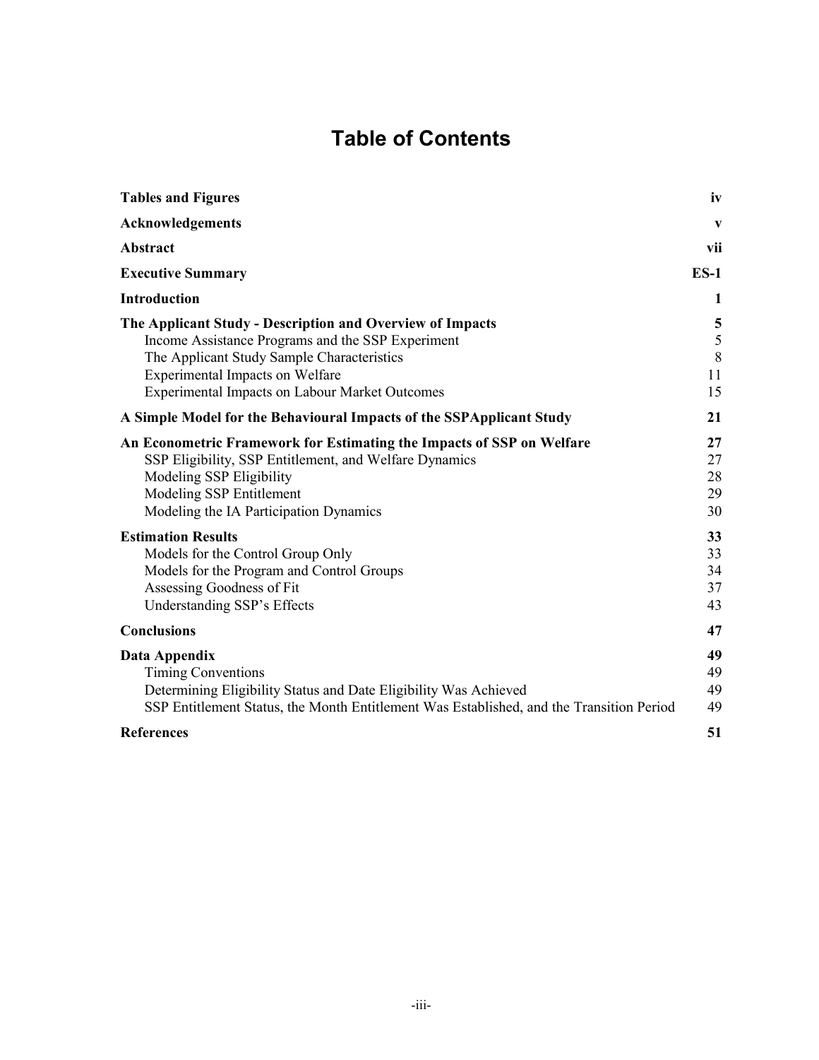# Table of Contents

| | |
|---|---|
| **Tables and Figures** | **iv** |
| **Acknowledgements** | **v** |
| **Abstract** | **vii** |
| **Executive Summary** | **ES-1** |
| **Introduction** | **1** |
| **The Applicant Study - Description and Overview of Impacts** | **5** |
| Income Assistance Programs and the SSP Experiment | 5 |
| The Applicant Study Sample Characteristics | 8 |
| Experimental Impacts on Welfare | 11 |
| Experimental Impacts on Labour Market Outcomes | 15 |
| **A Simple Model for the Behavioural Impacts of the SSPApplicant Study** | **21** |
| **An Econometric Framework for Estimating the Impacts of SSP on Welfare** | **27** |
| SSP Eligibility, SSP Entitlement, and Welfare Dynamics | 27 |
| Modeling SSP Eligibility | 28 |
| Modeling SSP Entitlement | 29 |
| Modeling the IA Participation Dynamics | 30 |
| **Estimation Results** | **33** |
| Models for the Control Group Only | 33 |
| Models for the Program and Control Groups | 34 |
| Assessing Goodness of Fit | 37 |
| Understanding SSP's Effects | 43 |
| **Conclusions** | **47** |
| **Data Appendix** | **49** |
| Timing Conventions | 49 |
| Determining Eligibility Status and Date Eligibility Was Achieved | 49 |
| SSP Entitlement Status, the Month Entitlement Was Established, and the Transition Period | 49 |
| **References** | **51** |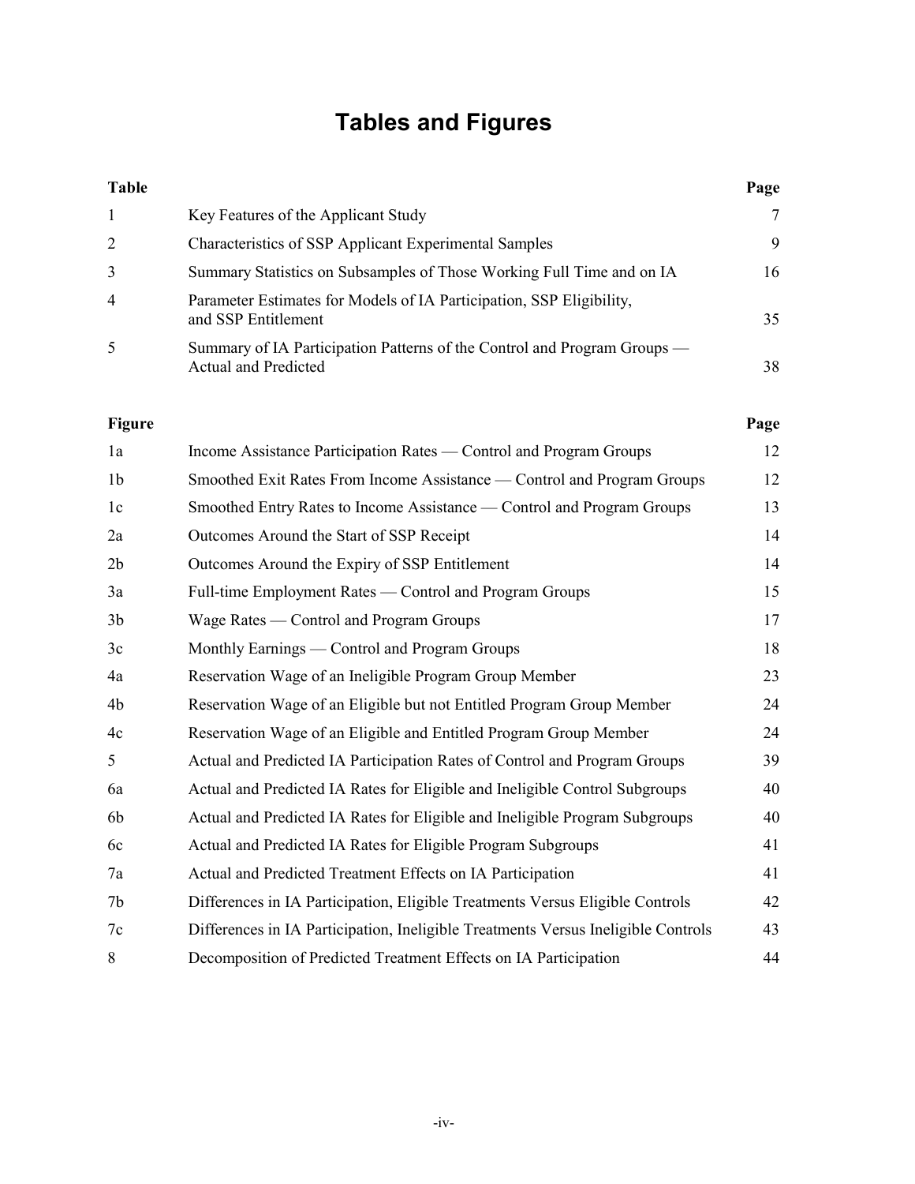# Tables and Figures

| Table | | Page |
| --- | --- | --- |
| 1 | Key Features of the Applicant Study | 7 |
| 2 | Characteristics of SSP Applicant Experimental Samples | 9 |
| 3 | Summary Statistics on Subsamples of Those Working Full Time and on IA | 16 |
| 4 | Parameter Estimates for Models of IA Participation, SSP Eligibility, and SSP Entitlement | 35 |
| 5 | Summary of IA Participation Patterns of the Control and Program Groups — Actual and Predicted | 38 |

| Figure | | Page |
| --- | --- | --- |
| 1a | Income Assistance Participation Rates — Control and Program Groups | 12 |
| 1b | Smoothed Exit Rates From Income Assistance — Control and Program Groups | 12 |
| 1c | Smoothed Entry Rates to Income Assistance — Control and Program Groups | 13 |
| 2a | Outcomes Around the Start of SSP Receipt | 14 |
| 2b | Outcomes Around the Expiry of SSP Entitlement | 14 |
| 3a | Full-time Employment Rates — Control and Program Groups | 15 |
| 3b | Wage Rates — Control and Program Groups | 17 |
| 3c | Monthly Earnings — Control and Program Groups | 18 |
| 4a | Reservation Wage of an Ineligible Program Group Member | 23 |
| 4b | Reservation Wage of an Eligible but not Entitled Program Group Member | 24 |
| 4c | Reservation Wage of an Eligible and Entitled Program Group Member | 24 |
| 5 | Actual and Predicted IA Participation Rates of Control and Program Groups | 39 |
| 6a | Actual and Predicted IA Rates for Eligible and Ineligible Control Subgroups | 40 |
| 6b | Actual and Predicted IA Rates for Eligible and Ineligible Program Subgroups | 40 |
| 6c | Actual and Predicted IA Rates for Eligible Program Subgroups | 41 |
| 7a | Actual and Predicted Treatment Effects on IA Participation | 41 |
| 7b | Differences in IA Participation, Eligible Treatments Versus Eligible Controls | 42 |
| 7c | Differences in IA Participation, Ineligible Treatments Versus Ineligible Controls | 43 |
| 8 | Decomposition of Predicted Treatment Effects on IA Participation | 44 |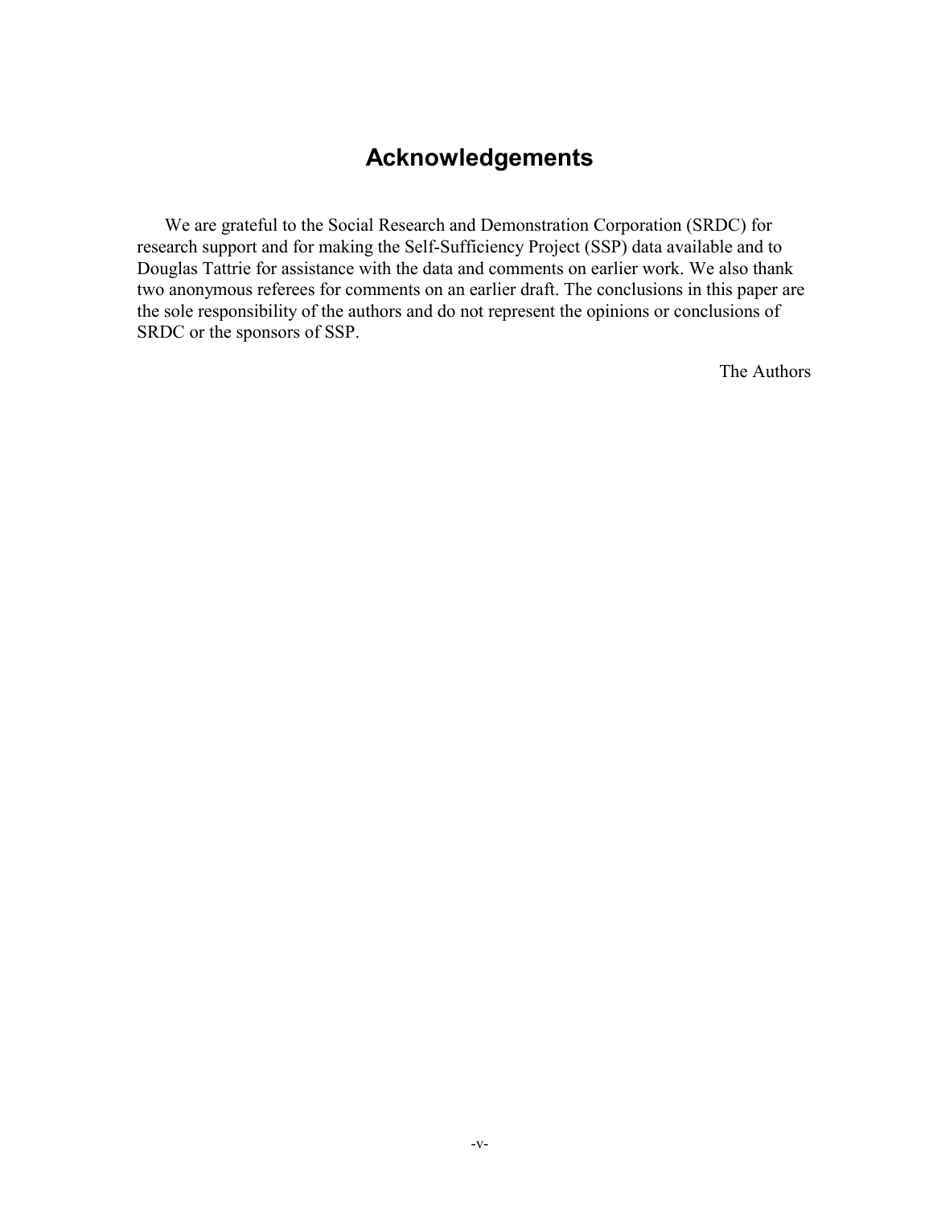# Acknowledgements

We are grateful to the Social Research and Demonstration Corporation (SRDC) for research support and for making the Self-Sufficiency Project (SSP) data available and to Douglas Tattrie for assistance with the data and comments on earlier work. We also thank two anonymous referees for comments on an earlier draft. The conclusions in this paper are the sole responsibility of the authors and do not represent the opinions or conclusions of SRDC or the sponsors of SSP.

The Authors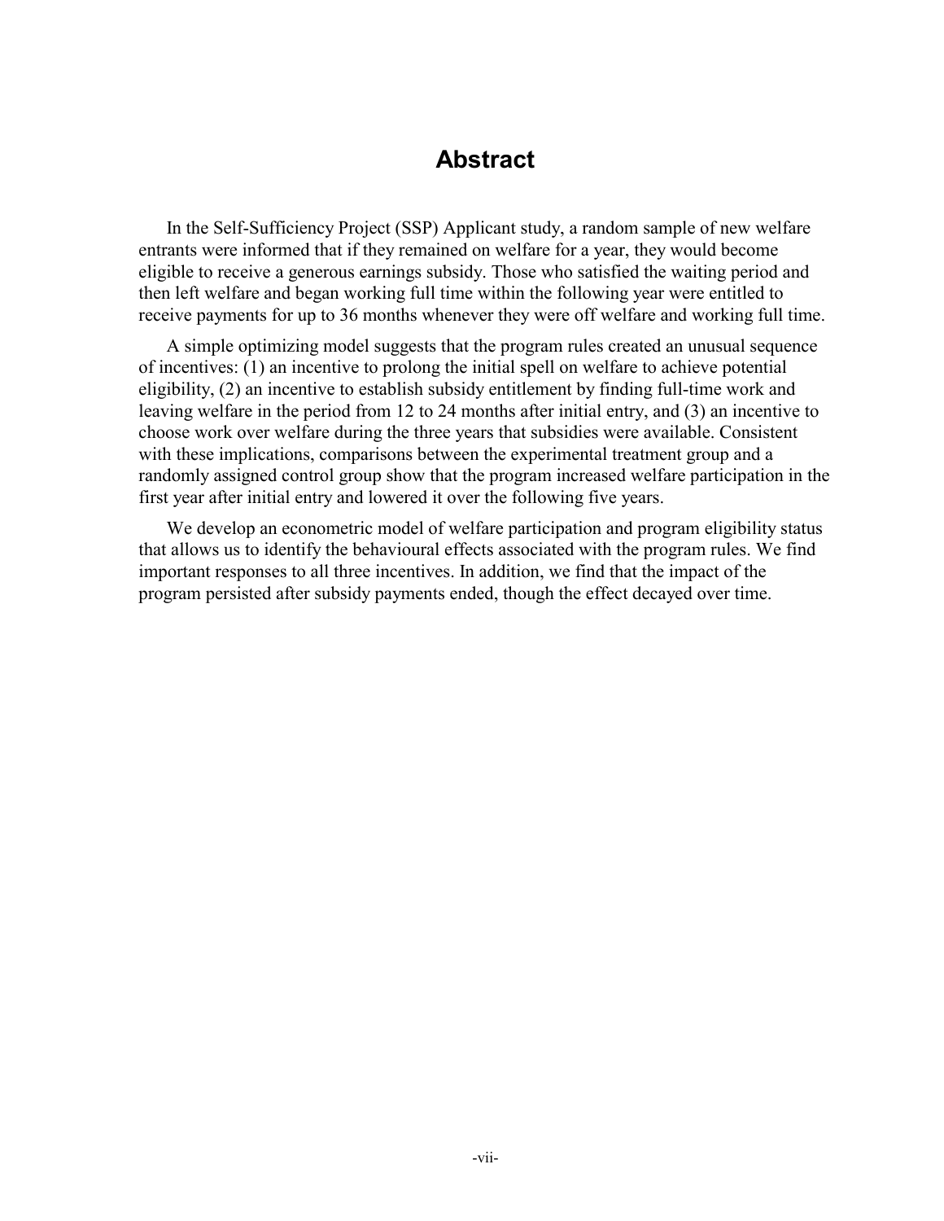# Abstract

In the Self-Sufficiency Project (SSP) Applicant study, a random sample of new welfare entrants were informed that if they remained on welfare for a year, they would become eligible to receive a generous earnings subsidy. Those who satisfied the waiting period and then left welfare and began working full time within the following year were entitled to receive payments for up to 36 months whenever they were off welfare and working full time.

A simple optimizing model suggests that the program rules created an unusual sequence of incentives: (1) an incentive to prolong the initial spell on welfare to achieve potential eligibility, (2) an incentive to establish subsidy entitlement by finding full-time work and leaving welfare in the period from 12 to 24 months after initial entry, and (3) an incentive to choose work over welfare during the three years that subsidies were available. Consistent with these implications, comparisons between the experimental treatment group and a randomly assigned control group show that the program increased welfare participation in the first year after initial entry and lowered it over the following five years.

We develop an econometric model of welfare participation and program eligibility status that allows us to identify the behavioural effects associated with the program rules. We find important responses to all three incentives. In addition, we find that the impact of the program persisted after subsidy payments ended, though the effect decayed over time.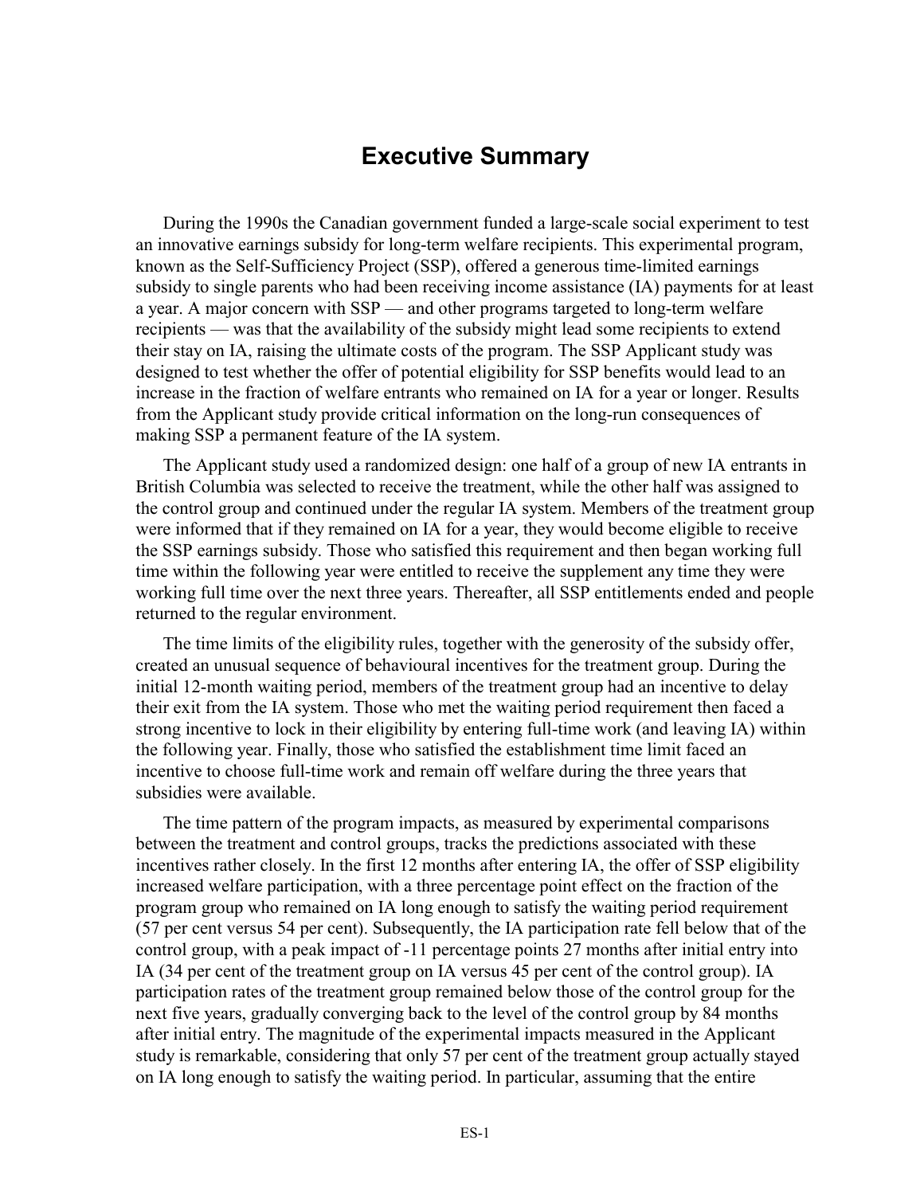# Executive Summary

During the 1990s the Canadian government funded a large-scale social experiment to test an innovative earnings subsidy for long-term welfare recipients. This experimental program, known as the Self-Sufficiency Project (SSP), offered a generous time-limited earnings subsidy to single parents who had been receiving income assistance (IA) payments for at least a year. A major concern with SSP — and other programs targeted to long-term welfare recipients — was that the availability of the subsidy might lead some recipients to extend their stay on IA, raising the ultimate costs of the program. The SSP Applicant study was designed to test whether the offer of potential eligibility for SSP benefits would lead to an increase in the fraction of welfare entrants who remained on IA for a year or longer. Results from the Applicant study provide critical information on the long-run consequences of making SSP a permanent feature of the IA system.

The Applicant study used a randomized design: one half of a group of new IA entrants in British Columbia was selected to receive the treatment, while the other half was assigned to the control group and continued under the regular IA system. Members of the treatment group were informed that if they remained on IA for a year, they would become eligible to receive the SSP earnings subsidy. Those who satisfied this requirement and then began working full time within the following year were entitled to receive the supplement any time they were working full time over the next three years. Thereafter, all SSP entitlements ended and people returned to the regular environment.

The time limits of the eligibility rules, together with the generosity of the subsidy offer, created an unusual sequence of behavioural incentives for the treatment group. During the initial 12-month waiting period, members of the treatment group had an incentive to delay their exit from the IA system. Those who met the waiting period requirement then faced a strong incentive to lock in their eligibility by entering full-time work (and leaving IA) within the following year. Finally, those who satisfied the establishment time limit faced an incentive to choose full-time work and remain off welfare during the three years that subsidies were available.

The time pattern of the program impacts, as measured by experimental comparisons between the treatment and control groups, tracks the predictions associated with these incentives rather closely. In the first 12 months after entering IA, the offer of SSP eligibility increased welfare participation, with a three percentage point effect on the fraction of the program group who remained on IA long enough to satisfy the waiting period requirement (57 per cent versus 54 per cent). Subsequently, the IA participation rate fell below that of the control group, with a peak impact of -11 percentage points 27 months after initial entry into IA (34 per cent of the treatment group on IA versus 45 per cent of the control group). IA participation rates of the treatment group remained below those of the control group for the next five years, gradually converging back to the level of the control group by 84 months after initial entry. The magnitude of the experimental impacts measured in the Applicant study is remarkable, considering that only 57 per cent of the treatment group actually stayed on IA long enough to satisfy the waiting period. In particular, assuming that the entire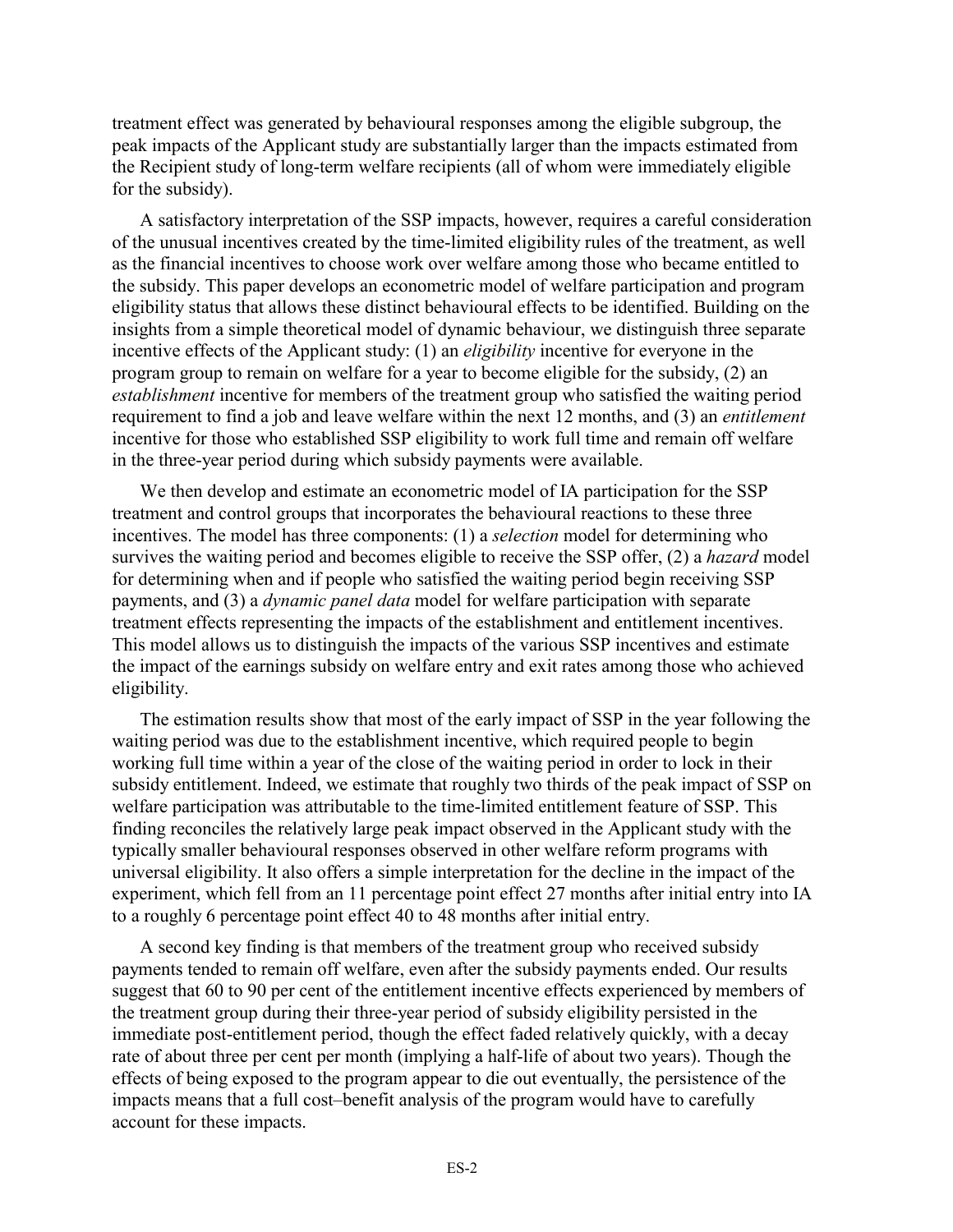treatment effect was generated by behavioural responses among the eligible subgroup, the peak impacts of the Applicant study are substantially larger than the impacts estimated from the Recipient study of long-term welfare recipients (all of whom were immediately eligible for the subsidy).

A satisfactory interpretation of the SSP impacts, however, requires a careful consideration of the unusual incentives created by the time-limited eligibility rules of the treatment, as well as the financial incentives to choose work over welfare among those who became entitled to the subsidy. This paper develops an econometric model of welfare participation and program eligibility status that allows these distinct behavioural effects to be identified. Building on the insights from a simple theoretical model of dynamic behaviour, we distinguish three separate incentive effects of the Applicant study: (1) an *eligibility* incentive for everyone in the program group to remain on welfare for a year to become eligible for the subsidy, (2) an *establishment* incentive for members of the treatment group who satisfied the waiting period requirement to find a job and leave welfare within the next 12 months, and (3) an *entitlement* incentive for those who established SSP eligibility to work full time and remain off welfare in the three-year period during which subsidy payments were available.

We then develop and estimate an econometric model of IA participation for the SSP treatment and control groups that incorporates the behavioural reactions to these three incentives. The model has three components: (1) a *selection* model for determining who survives the waiting period and becomes eligible to receive the SSP offer, (2) a *hazard* model for determining when and if people who satisfied the waiting period begin receiving SSP payments, and (3) a *dynamic panel data* model for welfare participation with separate treatment effects representing the impacts of the establishment and entitlement incentives. This model allows us to distinguish the impacts of the various SSP incentives and estimate the impact of the earnings subsidy on welfare entry and exit rates among those who achieved eligibility.

The estimation results show that most of the early impact of SSP in the year following the waiting period was due to the establishment incentive, which required people to begin working full time within a year of the close of the waiting period in order to lock in their subsidy entitlement. Indeed, we estimate that roughly two thirds of the peak impact of SSP on welfare participation was attributable to the time-limited entitlement feature of SSP. This finding reconciles the relatively large peak impact observed in the Applicant study with the typically smaller behavioural responses observed in other welfare reform programs with universal eligibility. It also offers a simple interpretation for the decline in the impact of the experiment, which fell from an 11 percentage point effect 27 months after initial entry into IA to a roughly 6 percentage point effect 40 to 48 months after initial entry.

A second key finding is that members of the treatment group who received subsidy payments tended to remain off welfare, even after the subsidy payments ended. Our results suggest that 60 to 90 per cent of the entitlement incentive effects experienced by members of the treatment group during their three-year period of subsidy eligibility persisted in the immediate post-entitlement period, though the effect faded relatively quickly, with a decay rate of about three per cent per month (implying a half-life of about two years). Though the effects of being exposed to the program appear to die out eventually, the persistence of the impacts means that a full cost–benefit analysis of the program would have to carefully account for these impacts.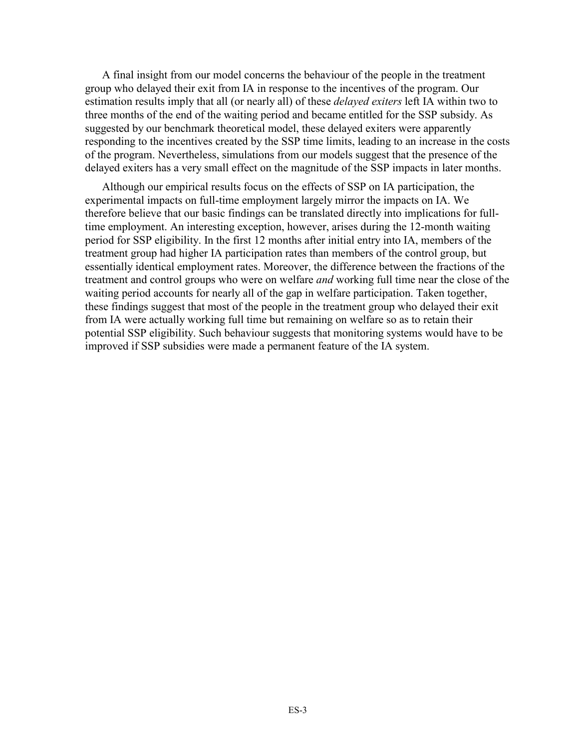A final insight from our model concerns the behaviour of the people in the treatment group who delayed their exit from IA in response to the incentives of the program. Our estimation results imply that all (or nearly all) of these *delayed exiters* left IA within two to three months of the end of the waiting period and became entitled for the SSP subsidy. As suggested by our benchmark theoretical model, these delayed exiters were apparently responding to the incentives created by the SSP time limits, leading to an increase in the costs of the program. Nevertheless, simulations from our models suggest that the presence of the delayed exiters has a very small effect on the magnitude of the SSP impacts in later months.

Although our empirical results focus on the effects of SSP on IA participation, the experimental impacts on full-time employment largely mirror the impacts on IA. We therefore believe that our basic findings can be translated directly into implications for full-time employment. An interesting exception, however, arises during the 12-month waiting period for SSP eligibility. In the first 12 months after initial entry into IA, members of the treatment group had higher IA participation rates than members of the control group, but essentially identical employment rates. Moreover, the difference between the fractions of the treatment and control groups who were on welfare *and* working full time near the close of the waiting period accounts for nearly all of the gap in welfare participation. Taken together, these findings suggest that most of the people in the treatment group who delayed their exit from IA were actually working full time but remaining on welfare so as to retain their potential SSP eligibility. Such behaviour suggests that monitoring systems would have to be improved if SSP subsidies were made a permanent feature of the IA system.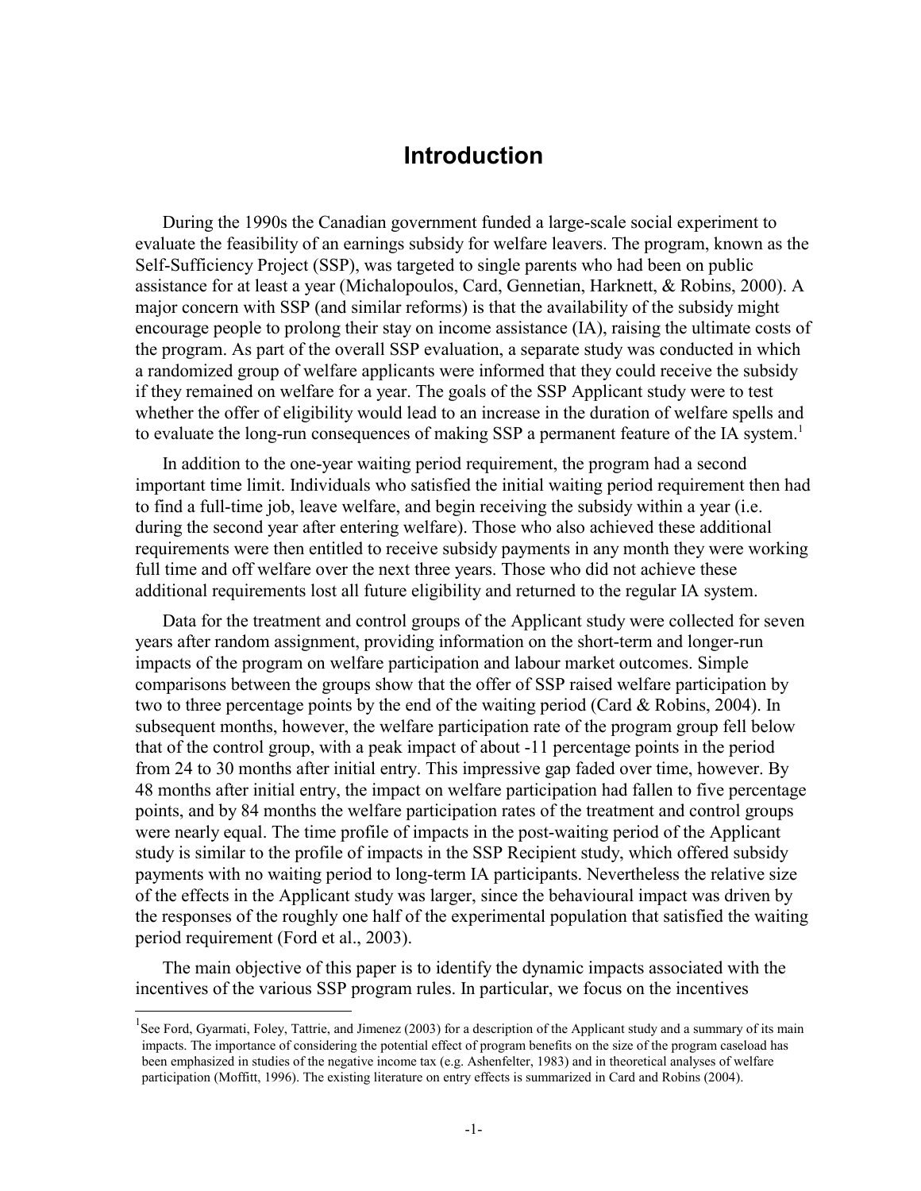# Introduction

During the 1990s the Canadian government funded a large-scale social experiment to evaluate the feasibility of an earnings subsidy for welfare leavers. The program, known as the Self-Sufficiency Project (SSP), was targeted to single parents who had been on public assistance for at least a year (Michalopoulos, Card, Gennetian, Harknett, & Robins, 2000). A major concern with SSP (and similar reforms) is that the availability of the subsidy might encourage people to prolong their stay on income assistance (IA), raising the ultimate costs of the program. As part of the overall SSP evaluation, a separate study was conducted in which a randomized group of welfare applicants were informed that they could receive the subsidy if they remained on welfare for a year. The goals of the SSP Applicant study were to test whether the offer of eligibility would lead to an increase in the duration of welfare spells and to evaluate the long-run consequences of making SSP a permanent feature of the IA system.[1]

In addition to the one-year waiting period requirement, the program had a second important time limit. Individuals who satisfied the initial waiting period requirement then had to find a full-time job, leave welfare, and begin receiving the subsidy within a year (i.e. during the second year after entering welfare). Those who also achieved these additional requirements were then entitled to receive subsidy payments in any month they were working full time and off welfare over the next three years. Those who did not achieve these additional requirements lost all future eligibility and returned to the regular IA system.

Data for the treatment and control groups of the Applicant study were collected for seven years after random assignment, providing information on the short-term and longer-run impacts of the program on welfare participation and labour market outcomes. Simple comparisons between the groups show that the offer of SSP raised welfare participation by two to three percentage points by the end of the waiting period (Card & Robins, 2004). In subsequent months, however, the welfare participation rate of the program group fell below that of the control group, with a peak impact of about -11 percentage points in the period from 24 to 30 months after initial entry. This impressive gap faded over time, however. By 48 months after initial entry, the impact on welfare participation had fallen to five percentage points, and by 84 months the welfare participation rates of the treatment and control groups were nearly equal. The time profile of impacts in the post-waiting period of the Applicant study is similar to the profile of impacts in the SSP Recipient study, which offered subsidy payments with no waiting period to long-term IA participants. Nevertheless the relative size of the effects in the Applicant study was larger, since the behavioural impact was driven by the responses of the roughly one half of the experimental population that satisfied the waiting period requirement (Ford et al., 2003).

The main objective of this paper is to identify the dynamic impacts associated with the incentives of the various SSP program rules. In particular, we focus on the incentives

[1] See Ford, Gyarmati, Foley, Tattrie, and Jimenez (2003) for a description of the Applicant study and a summary of its main impacts. The importance of considering the potential effect of program benefits on the size of the program caseload has been emphasized in studies of the negative income tax (e.g. Ashenfelter, 1983) and in theoretical analyses of welfare participation (Moffitt, 1996). The existing literature on entry effects is summarized in Card and Robins (2004).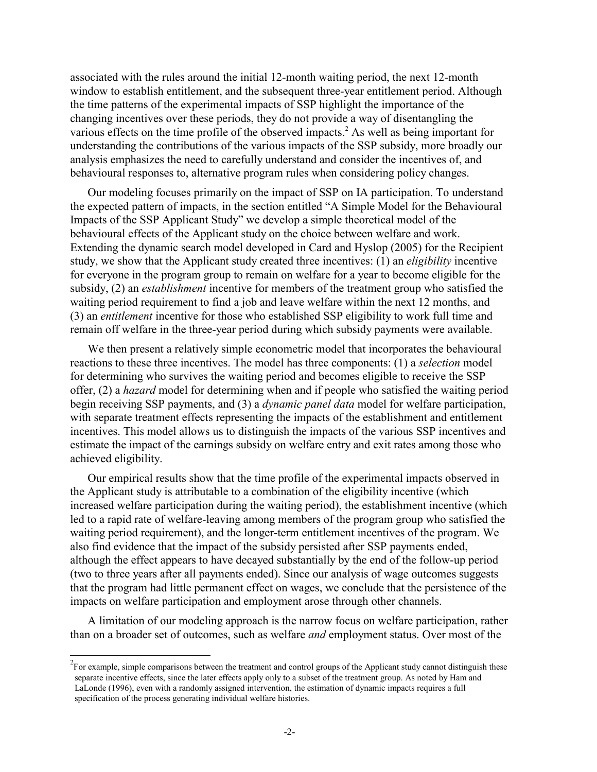associated with the rules around the initial 12-month waiting period, the next 12-month window to establish entitlement, and the subsequent three-year entitlement period. Although the time patterns of the experimental impacts of SSP highlight the importance of the changing incentives over these periods, they do not provide a way of disentangling the various effects on the time profile of the observed impacts.[2] As well as being important for understanding the contributions of the various impacts of the SSP subsidy, more broadly our analysis emphasizes the need to carefully understand and consider the incentives of, and behavioural responses to, alternative program rules when considering policy changes.

Our modeling focuses primarily on the impact of SSP on IA participation. To understand the expected pattern of impacts, in the section entitled "A Simple Model for the Behavioural Impacts of the SSP Applicant Study" we develop a simple theoretical model of the behavioural effects of the Applicant study on the choice between welfare and work. Extending the dynamic search model developed in Card and Hyslop (2005) for the Recipient study, we show that the Applicant study created three incentives: (1) an *eligibility* incentive for everyone in the program group to remain on welfare for a year to become eligible for the subsidy, (2) an *establishment* incentive for members of the treatment group who satisfied the waiting period requirement to find a job and leave welfare within the next 12 months, and (3) an *entitlement* incentive for those who established SSP eligibility to work full time and remain off welfare in the three-year period during which subsidy payments were available.

We then present a relatively simple econometric model that incorporates the behavioural reactions to these three incentives. The model has three components: (1) a *selection* model for determining who survives the waiting period and becomes eligible to receive the SSP offer, (2) a *hazard* model for determining when and if people who satisfied the waiting period begin receiving SSP payments, and (3) a *dynamic panel data* model for welfare participation, with separate treatment effects representing the impacts of the establishment and entitlement incentives. This model allows us to distinguish the impacts of the various SSP incentives and estimate the impact of the earnings subsidy on welfare entry and exit rates among those who achieved eligibility.

Our empirical results show that the time profile of the experimental impacts observed in the Applicant study is attributable to a combination of the eligibility incentive (which increased welfare participation during the waiting period), the establishment incentive (which led to a rapid rate of welfare-leaving among members of the program group who satisfied the waiting period requirement), and the longer-term entitlement incentives of the program. We also find evidence that the impact of the subsidy persisted after SSP payments ended, although the effect appears to have decayed substantially by the end of the follow-up period (two to three years after all payments ended). Since our analysis of wage outcomes suggests that the program had little permanent effect on wages, we conclude that the persistence of the impacts on welfare participation and employment arose through other channels.

A limitation of our modeling approach is the narrow focus on welfare participation, rather than on a broader set of outcomes, such as welfare *and* employment status. Over most of the

[2] For example, simple comparisons between the treatment and control groups of the Applicant study cannot distinguish these separate incentive effects, since the later effects apply only to a subset of the treatment group. As noted by Ham and LaLonde (1996), even with a randomly assigned intervention, the estimation of dynamic impacts requires a full specification of the process generating individual welfare histories.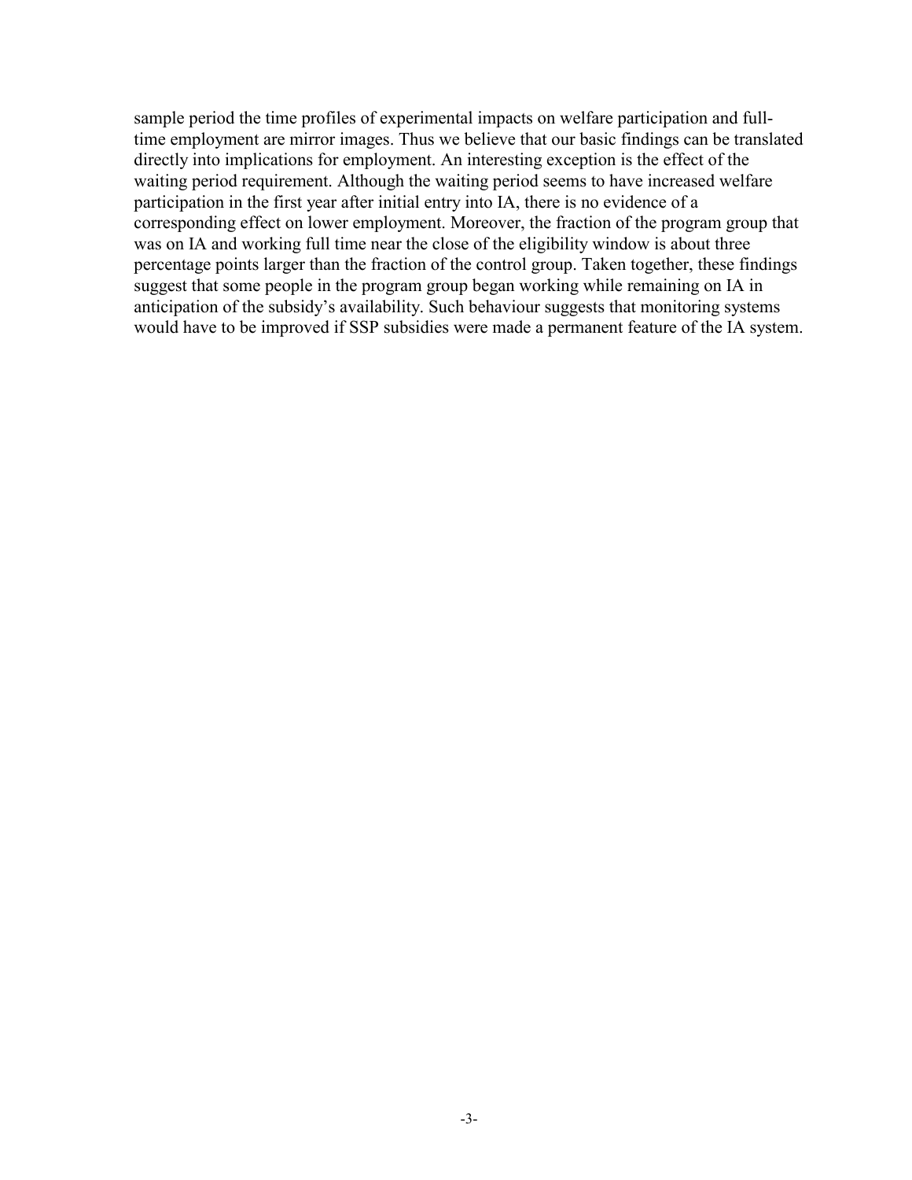sample period the time profiles of experimental impacts on welfare participation and full-time employment are mirror images. Thus we believe that our basic findings can be translated directly into implications for employment. An interesting exception is the effect of the waiting period requirement. Although the waiting period seems to have increased welfare participation in the first year after initial entry into IA, there is no evidence of a corresponding effect on lower employment. Moreover, the fraction of the program group that was on IA and working full time near the close of the eligibility window is about three percentage points larger than the fraction of the control group. Taken together, these findings suggest that some people in the program group began working while remaining on IA in anticipation of the subsidy's availability. Such behaviour suggests that monitoring systems would have to be improved if SSP subsidies were made a permanent feature of the IA system.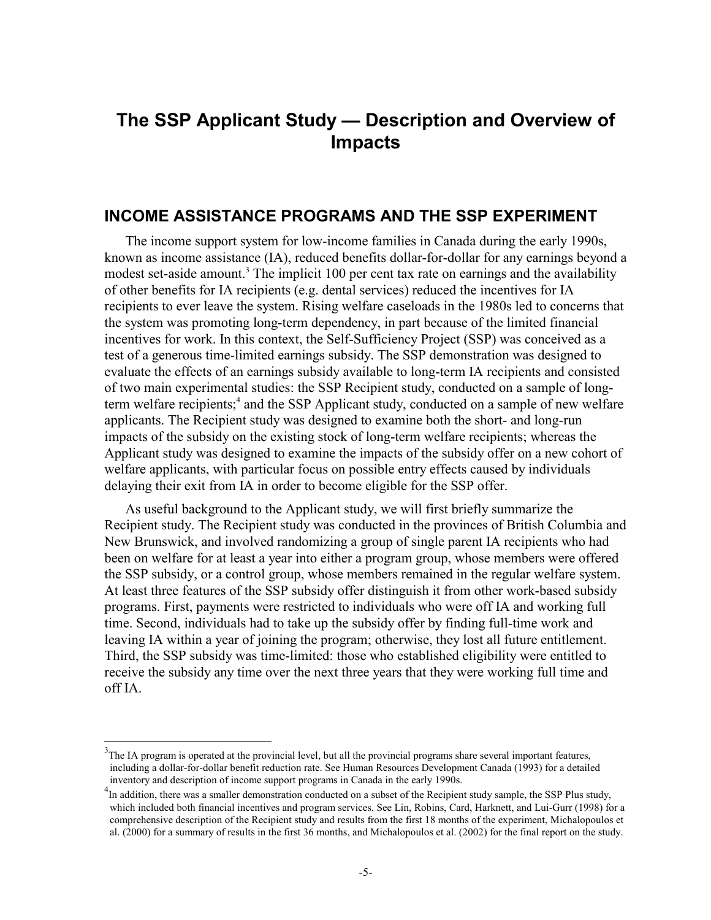# The SSP Applicant Study — Description and Overview of Impacts

## INCOME ASSISTANCE PROGRAMS AND THE SSP EXPERIMENT

The income support system for low-income families in Canada during the early 1990s, known as income assistance (IA), reduced benefits dollar-for-dollar for any earnings beyond a modest set-aside amount.[3] The implicit 100 per cent tax rate on earnings and the availability of other benefits for IA recipients (e.g. dental services) reduced the incentives for IA recipients to ever leave the system. Rising welfare caseloads in the 1980s led to concerns that the system was promoting long-term dependency, in part because of the limited financial incentives for work. In this context, the Self-Sufficiency Project (SSP) was conceived as a test of a generous time-limited earnings subsidy. The SSP demonstration was designed to evaluate the effects of an earnings subsidy available to long-term IA recipients and consisted of two main experimental studies: the SSP Recipient study, conducted on a sample of long-term welfare recipients;[4] and the SSP Applicant study, conducted on a sample of new welfare applicants. The Recipient study was designed to examine both the short- and long-run impacts of the subsidy on the existing stock of long-term welfare recipients; whereas the Applicant study was designed to examine the impacts of the subsidy offer on a new cohort of welfare applicants, with particular focus on possible entry effects caused by individuals delaying their exit from IA in order to become eligible for the SSP offer.

As useful background to the Applicant study, we will first briefly summarize the Recipient study. The Recipient study was conducted in the provinces of British Columbia and New Brunswick, and involved randomizing a group of single parent IA recipients who had been on welfare for at least a year into either a program group, whose members were offered the SSP subsidy, or a control group, whose members remained in the regular welfare system. At least three features of the SSP subsidy offer distinguish it from other work-based subsidy programs. First, payments were restricted to individuals who were off IA and working full time. Second, individuals had to take up the subsidy offer by finding full-time work and leaving IA within a year of joining the program; otherwise, they lost all future entitlement. Third, the SSP subsidy was time-limited: those who established eligibility were entitled to receive the subsidy any time over the next three years that they were working full time and off IA.

---

[3] The IA program is operated at the provincial level, but all the provincial programs share several important features, including a dollar-for-dollar benefit reduction rate. See Human Resources Development Canada (1993) for a detailed inventory and description of income support programs in Canada in the early 1990s.

[4] In addition, there was a smaller demonstration conducted on a subset of the Recipient study sample, the SSP Plus study, which included both financial incentives and program services. See Lin, Robins, Card, Harknett, and Lui-Gurr (1998) for a comprehensive description of the Recipient study and results from the first 18 months of the experiment, Michalopoulos et al. (2000) for a summary of results in the first 36 months, and Michalopoulos et al. (2002) for the final report on the study.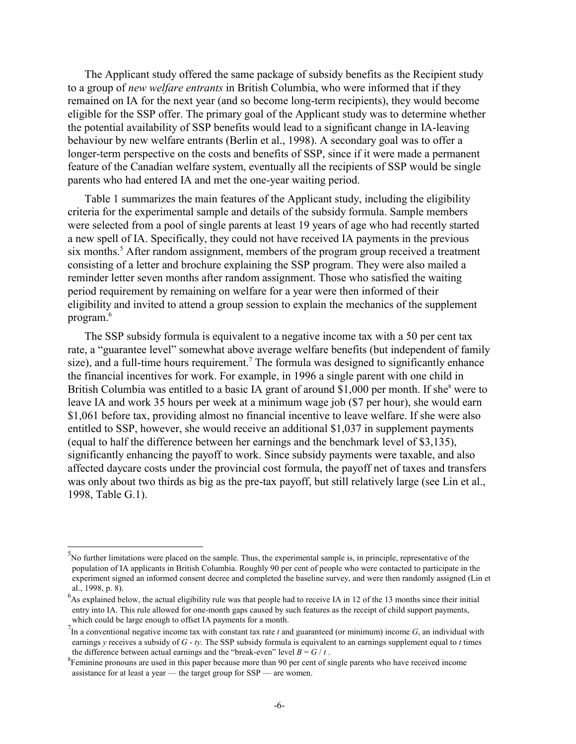The Applicant study offered the same package of subsidy benefits as the Recipient study to a group of *new welfare entrants* in British Columbia, who were informed that if they remained on IA for the next year (and so become long-term recipients), they would become eligible for the SSP offer. The primary goal of the Applicant study was to determine whether the potential availability of SSP benefits would lead to a significant change in IA-leaving behaviour by new welfare entrants (Berlin et al., 1998). A secondary goal was to offer a longer-term perspective on the costs and benefits of SSP, since if it were made a permanent feature of the Canadian welfare system, eventually all the recipients of SSP would be single parents who had entered IA and met the one-year waiting period.

Table 1 summarizes the main features of the Applicant study, including the eligibility criteria for the experimental sample and details of the subsidy formula. Sample members were selected from a pool of single parents at least 19 years of age who had recently started a new spell of IA. Specifically, they could not have received IA payments in the previous six months.[5] After random assignment, members of the program group received a treatment consisting of a letter and brochure explaining the SSP program. They were also mailed a reminder letter seven months after random assignment. Those who satisfied the waiting period requirement by remaining on welfare for a year were then informed of their eligibility and invited to attend a group session to explain the mechanics of the supplement program.[6]

The SSP subsidy formula is equivalent to a negative income tax with a 50 per cent tax rate, a "guarantee level" somewhat above average welfare benefits (but independent of family size), and a full-time hours requirement.[7] The formula was designed to significantly enhance the financial incentives for work. For example, in 1996 a single parent with one child in British Columbia was entitled to a basic IA grant of around \$1,000 per month. If she[8] were to leave IA and work 35 hours per week at a minimum wage job (\$7 per hour), she would earn \$1,061 before tax, providing almost no financial incentive to leave welfare. If she were also entitled to SSP, however, she would receive an additional \$1,037 in supplement payments (equal to half the difference between her earnings and the benchmark level of \$3,135), significantly enhancing the payoff to work. Since subsidy payments were taxable, and also affected daycare costs under the provincial cost formula, the payoff net of taxes and transfers was only about two thirds as big as the pre-tax payoff, but still relatively large (see Lin et al., 1998, Table G.1).

---

[5] No further limitations were placed on the sample. Thus, the experimental sample is, in principle, representative of the population of IA applicants in British Columbia. Roughly 90 per cent of people who were contacted to participate in the experiment signed an informed consent decree and completed the baseline survey, and were then randomly assigned (Lin et al., 1998, p. 8).

[6] As explained below, the actual eligibility rule was that people had to receive IA in 12 of the 13 months since their initial entry into IA. This rule allowed for one-month gaps caused by such features as the receipt of child support payments, which could be large enough to offset IA payments for a month.

[7] In a conventional negative income tax with constant tax rate $t$ and guaranteed (or minimum) income $G$, an individual with earnings $y$ receives a subsidy of $G - ty$. The SSP subsidy formula is equivalent to an earnings supplement equal to $t$ times the difference between actual earnings and the "break-even" level $B = G / t$.

[8] Feminine pronouns are used in this paper because more than 90 per cent of single parents who have received income assistance for at least a year — the target group for SSP — are women.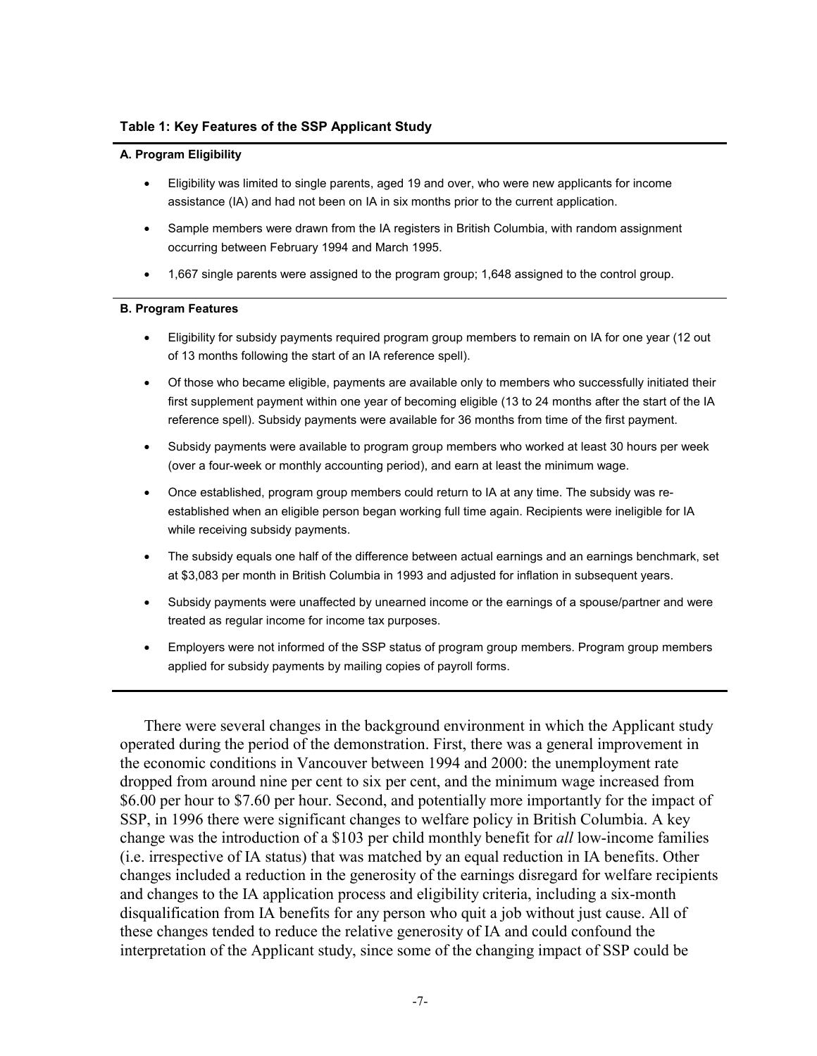**Table 1: Key Features of the SSP Applicant Study**

**A. Program Eligibility**

- Eligibility was limited to single parents, aged 19 and over, who were new applicants for income assistance (IA) and had not been on IA in six months prior to the current application.
- Sample members were drawn from the IA registers in British Columbia, with random assignment occurring between February 1994 and March 1995.
- 1,667 single parents were assigned to the program group; 1,648 assigned to the control group.

**B. Program Features**

- Eligibility for subsidy payments required program group members to remain on IA for one year (12 out of 13 months following the start of an IA reference spell).
- Of those who became eligible, payments are available only to members who successfully initiated their first supplement payment within one year of becoming eligible (13 to 24 months after the start of the IA reference spell). Subsidy payments were available for 36 months from time of the first payment.
- Subsidy payments were available to program group members who worked at least 30 hours per week (over a four-week or monthly accounting period), and earn at least the minimum wage.
- Once established, program group members could return to IA at any time. The subsidy was re-established when an eligible person began working full time again. Recipients were ineligible for IA while receiving subsidy payments.
- The subsidy equals one half of the difference between actual earnings and an earnings benchmark, set at $3,083 per month in British Columbia in 1993 and adjusted for inflation in subsequent years.
- Subsidy payments were unaffected by unearned income or the earnings of a spouse/partner and were treated as regular income for income tax purposes.
- Employers were not informed of the SSP status of program group members. Program group members applied for subsidy payments by mailing copies of payroll forms.

There were several changes in the background environment in which the Applicant study operated during the period of the demonstration. First, there was a general improvement in the economic conditions in Vancouver between 1994 and 2000: the unemployment rate dropped from around nine per cent to six per cent, and the minimum wage increased from $6.00 per hour to $7.60 per hour. Second, and potentially more importantly for the impact of SSP, in 1996 there were significant changes to welfare policy in British Columbia. A key change was the introduction of a $103 per child monthly benefit for *all* low-income families (i.e. irrespective of IA status) that was matched by an equal reduction in IA benefits. Other changes included a reduction in the generosity of the earnings disregard for welfare recipients and changes to the IA application process and eligibility criteria, including a six-month disqualification from IA benefits for any person who quit a job without just cause. All of these changes tended to reduce the relative generosity of IA and could confound the interpretation of the Applicant study, since some of the changing impact of SSP could be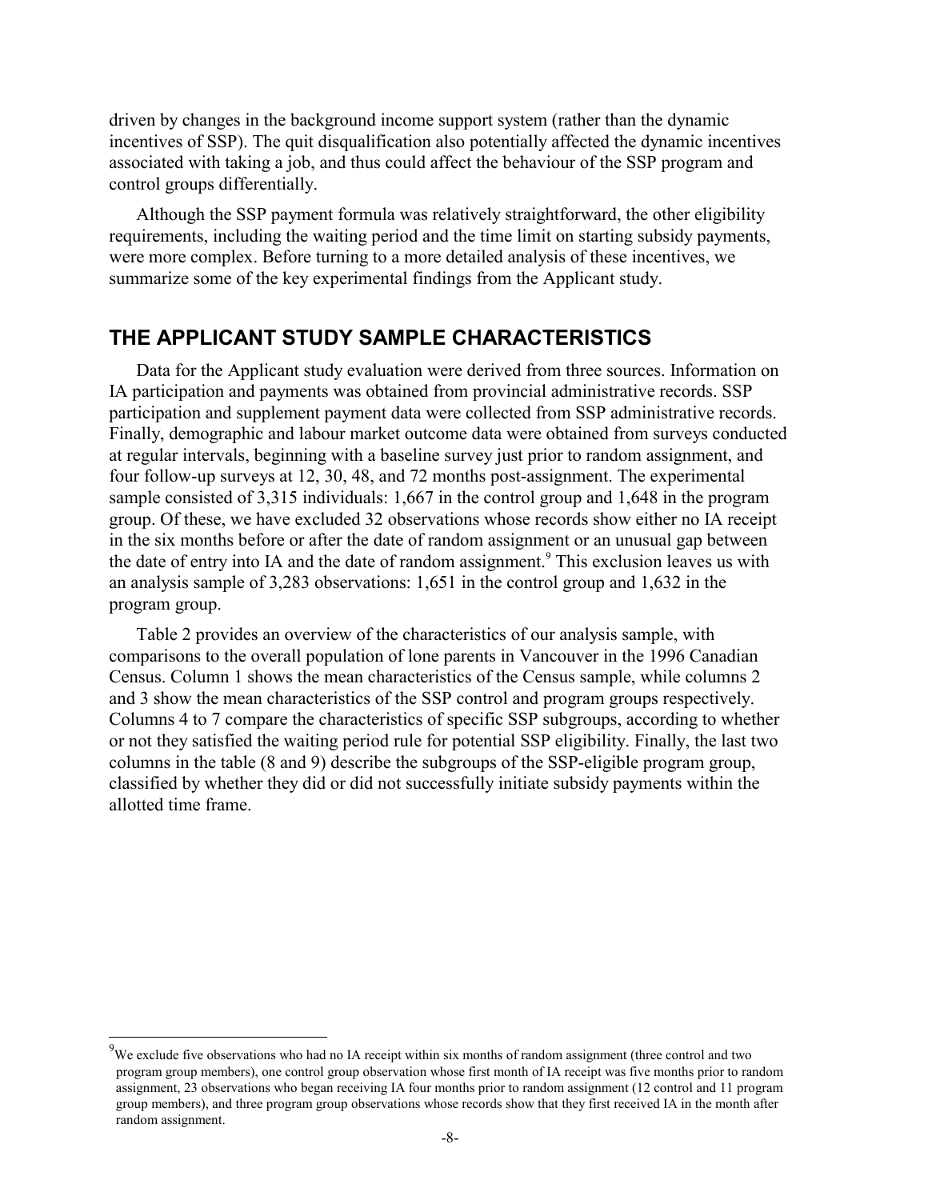driven by changes in the background income support system (rather than the dynamic incentives of SSP). The quit disqualification also potentially affected the dynamic incentives associated with taking a job, and thus could affect the behaviour of the SSP program and control groups differentially.

Although the SSP payment formula was relatively straightforward, the other eligibility requirements, including the waiting period and the time limit on starting subsidy payments, were more complex. Before turning to a more detailed analysis of these incentives, we summarize some of the key experimental findings from the Applicant study.

## THE APPLICANT STUDY SAMPLE CHARACTERISTICS

Data for the Applicant study evaluation were derived from three sources. Information on IA participation and payments was obtained from provincial administrative records. SSP participation and supplement payment data were collected from SSP administrative records. Finally, demographic and labour market outcome data were obtained from surveys conducted at regular intervals, beginning with a baseline survey just prior to random assignment, and four follow-up surveys at 12, 30, 48, and 72 months post-assignment. The experimental sample consisted of 3,315 individuals: 1,667 in the control group and 1,648 in the program group. Of these, we have excluded 32 observations whose records show either no IA receipt in the six months before or after the date of random assignment or an unusual gap between the date of entry into IA and the date of random assignment.[9] This exclusion leaves us with an analysis sample of 3,283 observations: 1,651 in the control group and 1,632 in the program group.

Table 2 provides an overview of the characteristics of our analysis sample, with comparisons to the overall population of lone parents in Vancouver in the 1996 Canadian Census. Column 1 shows the mean characteristics of the Census sample, while columns 2 and 3 show the mean characteristics of the SSP control and program groups respectively. Columns 4 to 7 compare the characteristics of specific SSP subgroups, according to whether or not they satisfied the waiting period rule for potential SSP eligibility. Finally, the last two columns in the table (8 and 9) describe the subgroups of the SSP-eligible program group, classified by whether they did or did not successfully initiate subsidy payments within the allotted time frame.

---

[9] We exclude five observations who had no IA receipt within six months of random assignment (three control and two program group members), one control group observation whose first month of IA receipt was five months prior to random assignment, 23 observations who began receiving IA four months prior to random assignment (12 control and 11 program group members), and three program group observations whose records show that they first received IA in the month after random assignment.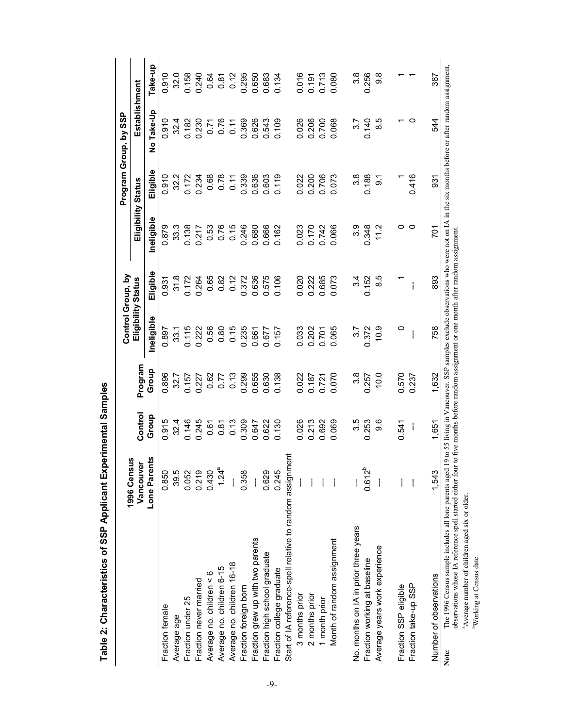**Table 2: Characteristics of SSP Applicant Experimental Samples**

| | 1996 Census Vancouver Lone Parents | Control Group | Program Group | Control Group, by Eligibility Status | | Program Group, by SSP | | | |
|---|---|---|---|---|---|---|---|---|---|
| | | | | | | Eligibility Status | | Establishment | |
| | | | | Ineligible | Eligible | Ineligible | Eligible | No Take-Up | Take-up |
| Fraction female | 0.850 | 0.915 | 0.896 | 0.897 | 0.931 | 0.879 | 0.910 | 0.910 | 0.910 |
| Average age | 39.5 | 32.4 | 32.7 | 33.1 | 31.8 | 33.3 | 32.2 | 32.4 | 32.0 |
| Fraction under 25 | 0.052 | 0.146 | 0.157 | 0.115 | 0.172 | 0.138 | 0.172 | 0.182 | 0.158 |
| Fraction never married | 0.219 | 0.245 | 0.227 | 0.222 | 0.264 | 0.217 | 0.234 | 0.230 | 0.240 |
| Average no. children < 6 | 0.430 | 0.61 | 0.62 | 0.56 | 0.65 | 0.53 | 0.68 | 0.71 | 0.64 |
| Average no. children 6-15 | 1.24[a] | 0.81 | 0.77 | 0.80 | 0.82 | 0.76 | 0.78 | 0.76 | 0.81 |
| Average no. children 16-18 | --- | 0.13 | 0.13 | 0.15 | 0.12 | 0.15 | 0.11 | 0.11 | 0.12 |
| Fraction foreign born | 0.358 | 0.309 | 0.299 | 0.235 | 0.372 | 0.246 | 0.339 | 0.369 | 0.295 |
| Fraction grew up with two parents | --- | 0.647 | 0.655 | 0.661 | 0.636 | 0.680 | 0.636 | 0.626 | 0.650 |
| Fraction high school graduate | 0.629 | 0.622 | 0.630 | 0.677 | 0.575 | 0.666 | 0.603 | 0.543 | 0.683 |
| Fraction college graduate | 0.245 | 0.130 | 0.138 | 0.157 | 0.106 | 0.162 | 0.119 | 0.109 | 0.134 |
| Start of IA reference-spell relative to random assignment | | | | | | | | | |
| 3 months prior | --- | 0.026 | 0.022 | 0.033 | 0.020 | 0.023 | 0.022 | 0.026 | 0.016 |
| 2 months prior | --- | 0.213 | 0.187 | 0.202 | 0.222 | 0.170 | 0.200 | 0.206 | 0.191 |
| 1 month prior | --- | 0.692 | 0.721 | 0.701 | 0.685 | 0.742 | 0.706 | 0.700 | 0.713 |
| Month of random assignment | --- | 0.069 | 0.070 | 0.065 | 0.073 | 0.066 | 0.073 | 0.068 | 0.080 |
| No. months on IA in prior three years | --- | 3.5 | 3.8 | 3.7 | 3.4 | 3.9 | 3.8 | 3.7 | 3.8 |
| Fraction working at baseline | 0.612[b] | 0.253 | 0.257 | 0.372 | 0.152 | 0.348 | 0.188 | 0.140 | 0.256 |
| Average years work experience | --- | 9.6 | 10.0 | 10.9 | 8.5 | 11.2 | 9.1 | 8.5 | 9.8 |
| Fraction SSP eligible | --- | 0.541 | 0.570 | 0 | 1 | 0 | 1 | 1 | 1 |
| Fraction take-up SSP | --- | --- | 0.237 | --- | --- | 0 | 0.416 | 0 | 1 |
| Number of observations | 1,543 | 1,651 | 1,632 | 758 | 893 | 701 | 931 | 544 | 387 |

**Note**: The 1996 Census sample includes all lone parents aged 19 to 55 living in Vancouver. SSP samples exclude observations who were not on IA in the six months before or after random assignment, observations whose IA reference spell started either four to five months before random assignment or one month after random assignment.

[a]Average number of children aged six or older.

[b]Working at Census date.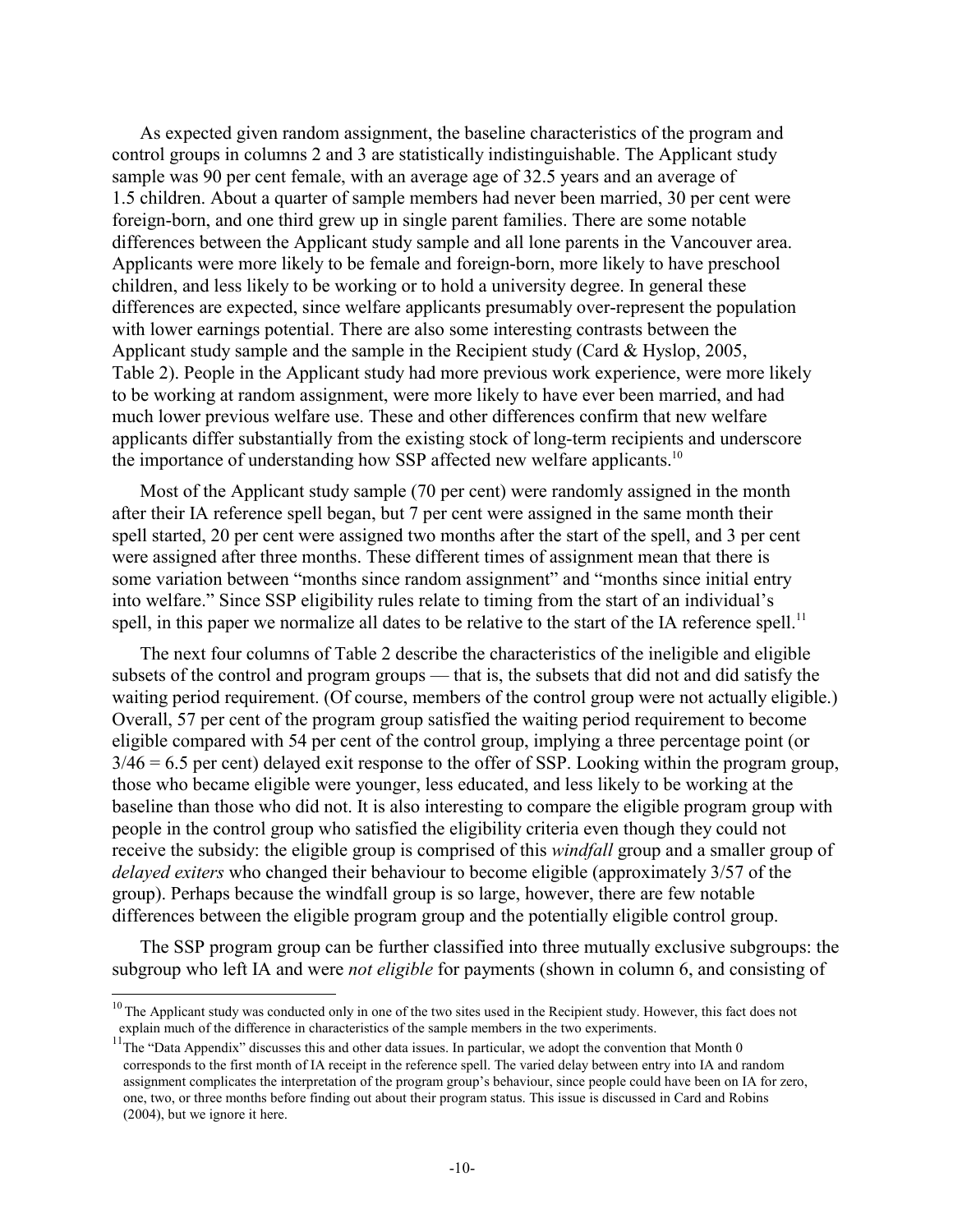As expected given random assignment, the baseline characteristics of the program and control groups in columns 2 and 3 are statistically indistinguishable. The Applicant study sample was 90 per cent female, with an average age of 32.5 years and an average of 1.5 children. About a quarter of sample members had never been married, 30 per cent were foreign-born, and one third grew up in single parent families. There are some notable differences between the Applicant study sample and all lone parents in the Vancouver area. Applicants were more likely to be female and foreign-born, more likely to have preschool children, and less likely to be working or to hold a university degree. In general these differences are expected, since welfare applicants presumably over-represent the population with lower earnings potential. There are also some interesting contrasts between the Applicant study sample and the sample in the Recipient study (Card & Hyslop, 2005, Table 2). People in the Applicant study had more previous work experience, were more likely to be working at random assignment, were more likely to have ever been married, and had much lower previous welfare use. These and other differences confirm that new welfare applicants differ substantially from the existing stock of long-term recipients and underscore the importance of understanding how SSP affected new welfare applicants.[10]

Most of the Applicant study sample (70 per cent) were randomly assigned in the month after their IA reference spell began, but 7 per cent were assigned in the same month their spell started, 20 per cent were assigned two months after the start of the spell, and 3 per cent were assigned after three months. These different times of assignment mean that there is some variation between "months since random assignment" and "months since initial entry into welfare." Since SSP eligibility rules relate to timing from the start of an individual's spell, in this paper we normalize all dates to be relative to the start of the IA reference spell.[11]

The next four columns of Table 2 describe the characteristics of the ineligible and eligible subsets of the control and program groups — that is, the subsets that did not and did satisfy the waiting period requirement. (Of course, members of the control group were not actually eligible.) Overall, 57 per cent of the program group satisfied the waiting period requirement to become eligible compared with 54 per cent of the control group, implying a three percentage point (or $3/46 = 6.5$ per cent) delayed exit response to the offer of SSP. Looking within the program group, those who became eligible were younger, less educated, and less likely to be working at the baseline than those who did not. It is also interesting to compare the eligible program group with people in the control group who satisfied the eligibility criteria even though they could not receive the subsidy: the eligible group is comprised of this *windfall* group and a smaller group of *delayed exiters* who changed their behaviour to become eligible (approximately 3/57 of the group). Perhaps because the windfall group is so large, however, there are few notable differences between the eligible program group and the potentially eligible control group.

The SSP program group can be further classified into three mutually exclusive subgroups: the subgroup who left IA and were *not eligible* for payments (shown in column 6, and consisting of

[10] The Applicant study was conducted only in one of the two sites used in the Recipient study. However, this fact does not explain much of the difference in characteristics of the sample members in the two experiments.

[11] The "Data Appendix" discusses this and other data issues. In particular, we adopt the convention that Month 0 corresponds to the first month of IA receipt in the reference spell. The varied delay between entry into IA and random assignment complicates the interpretation of the program group's behaviour, since people could have been on IA for zero, one, two, or three months before finding out about their program status. This issue is discussed in Card and Robins (2004), but we ignore it here.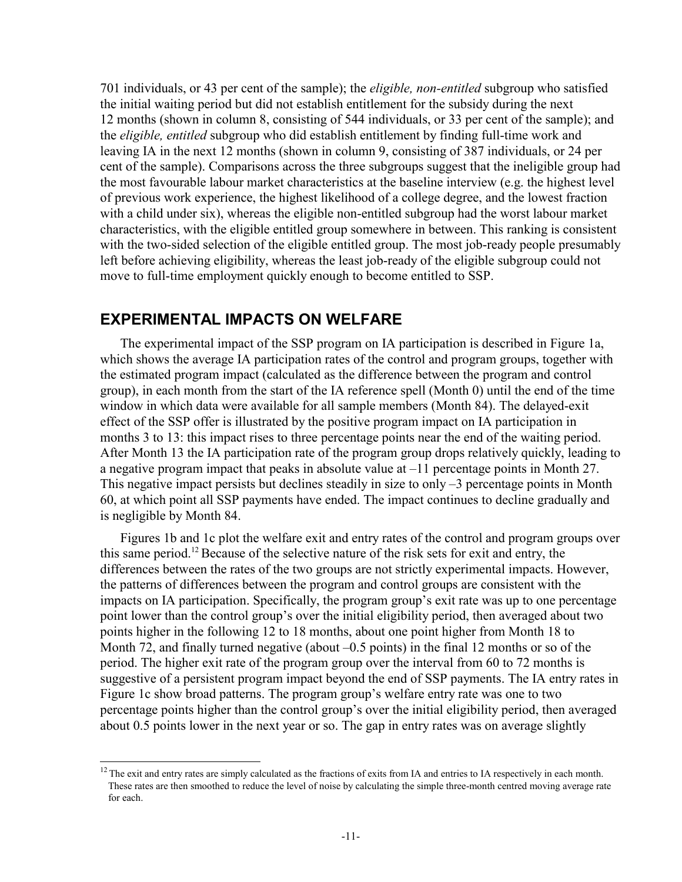701 individuals, or 43 per cent of the sample); the *eligible, non-entitled* subgroup who satisfied the initial waiting period but did not establish entitlement for the subsidy during the next 12 months (shown in column 8, consisting of 544 individuals, or 33 per cent of the sample); and the *eligible, entitled* subgroup who did establish entitlement by finding full-time work and leaving IA in the next 12 months (shown in column 9, consisting of 387 individuals, or 24 per cent of the sample). Comparisons across the three subgroups suggest that the ineligible group had the most favourable labour market characteristics at the baseline interview (e.g. the highest level of previous work experience, the highest likelihood of a college degree, and the lowest fraction with a child under six), whereas the eligible non-entitled subgroup had the worst labour market characteristics, with the eligible entitled group somewhere in between. This ranking is consistent with the two-sided selection of the eligible entitled group. The most job-ready people presumably left before achieving eligibility, whereas the least job-ready of the eligible subgroup could not move to full-time employment quickly enough to become entitled to SSP.

## EXPERIMENTAL IMPACTS ON WELFARE

The experimental impact of the SSP program on IA participation is described in Figure 1a, which shows the average IA participation rates of the control and program groups, together with the estimated program impact (calculated as the difference between the program and control group), in each month from the start of the IA reference spell (Month 0) until the end of the time window in which data were available for all sample members (Month 84). The delayed-exit effect of the SSP offer is illustrated by the positive program impact on IA participation in months 3 to 13: this impact rises to three percentage points near the end of the waiting period. After Month 13 the IA participation rate of the program group drops relatively quickly, leading to a negative program impact that peaks in absolute value at –11 percentage points in Month 27. This negative impact persists but declines steadily in size to only –3 percentage points in Month 60, at which point all SSP payments have ended. The impact continues to decline gradually and is negligible by Month 84.

Figures 1b and 1c plot the welfare exit and entry rates of the control and program groups over this same period.[12] Because of the selective nature of the risk sets for exit and entry, the differences between the rates of the two groups are not strictly experimental impacts. However, the patterns of differences between the program and control groups are consistent with the impacts on IA participation. Specifically, the program group's exit rate was up to one percentage point lower than the control group's over the initial eligibility period, then averaged about two points higher in the following 12 to 18 months, about one point higher from Month 18 to Month 72, and finally turned negative (about –0.5 points) in the final 12 months or so of the period. The higher exit rate of the program group over the interval from 60 to 72 months is suggestive of a persistent program impact beyond the end of SSP payments. The IA entry rates in Figure 1c show broad patterns. The program group's welfare entry rate was one to two percentage points higher than the control group's over the initial eligibility period, then averaged about 0.5 points lower in the next year or so. The gap in entry rates was on average slightly

[12] The exit and entry rates are simply calculated as the fractions of exits from IA and entries to IA respectively in each month. These rates are then smoothed to reduce the level of noise by calculating the simple three-month centred moving average rate for each.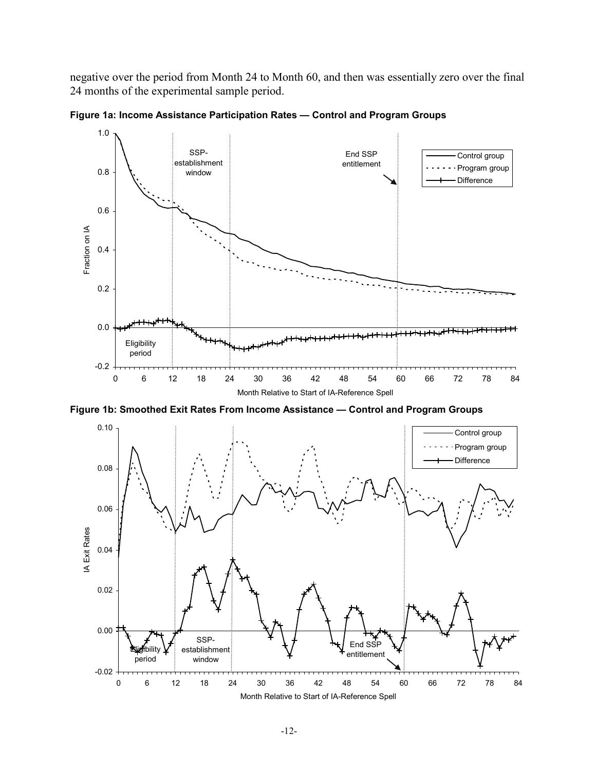negative over the period from Month 24 to Month 60, and then was essentially zero over the final 24 months of the experimental sample period.

**Figure 1a: Income Assistance Participation Rates — Control and Program Groups**

**Figure 1b: Smoothed Exit Rates From Income Assistance — Control and Program Groups**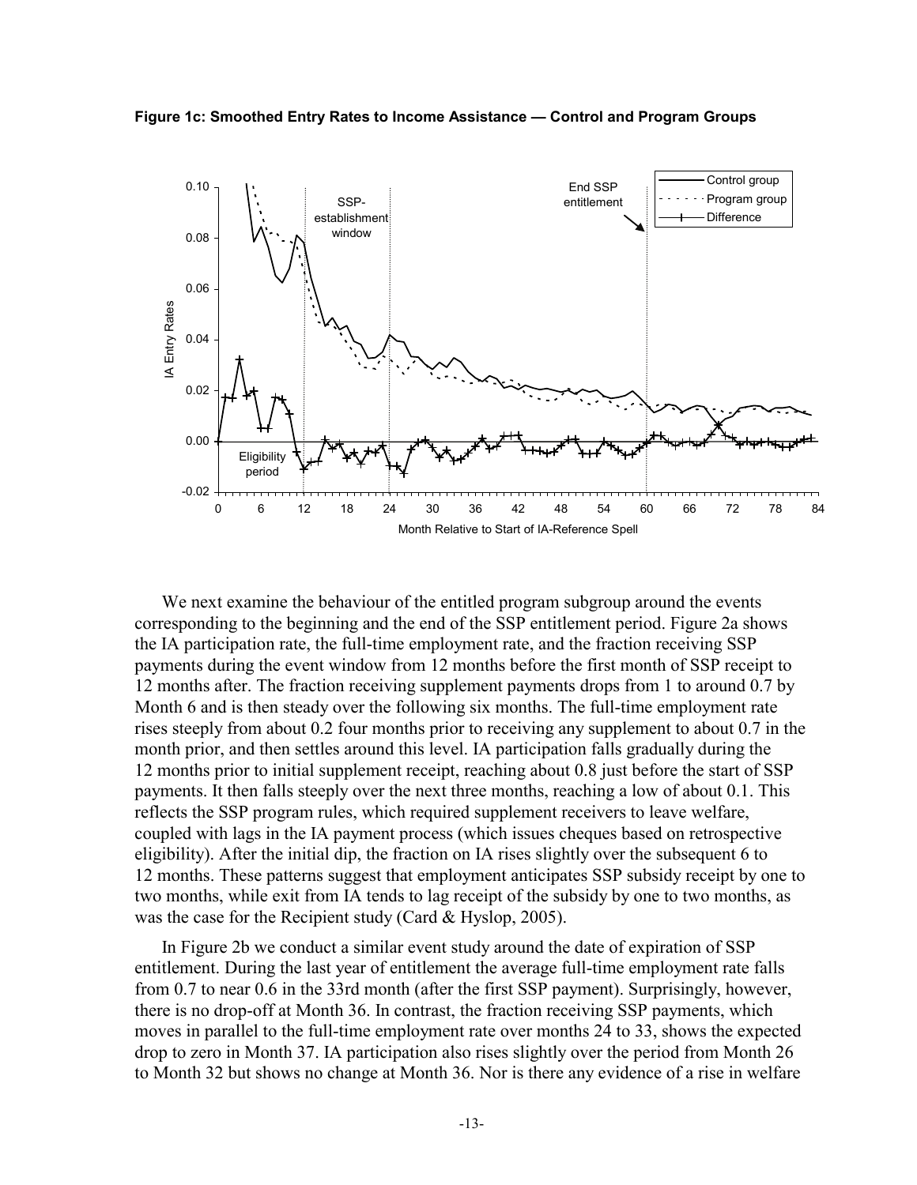**Figure 1c: Smoothed Entry Rates to Income Assistance — Control and Program Groups**

Control group
Program group
Difference

End SSP entitlement

SSP-establishment window

Eligibility period

IA Entry Rates

0.10
0.08
0.06
0.04
0.02
0.00
-0.02

0 6 12 18 24 30 36 42 48 54 60 66 72 78 84

Month Relative to Start of IA-Reference Spell

We next examine the behaviour of the entitled program subgroup around the events corresponding to the beginning and the end of the SSP entitlement period. Figure 2a shows the IA participation rate, the full-time employment rate, and the fraction receiving SSP payments during the event window from 12 months before the first month of SSP receipt to 12 months after. The fraction receiving supplement payments drops from 1 to around 0.7 by Month 6 and is then steady over the following six months. The full-time employment rate rises steeply from about 0.2 four months prior to receiving any supplement to about 0.7 in the month prior, and then settles around this level. IA participation falls gradually during the 12 months prior to initial supplement receipt, reaching about 0.8 just before the start of SSP payments. It then falls steeply over the next three months, reaching a low of about 0.1. This reflects the SSP program rules, which required supplement receivers to leave welfare, coupled with lags in the IA payment process (which issues cheques based on retrospective eligibility). After the initial dip, the fraction on IA rises slightly over the subsequent 6 to 12 months. These patterns suggest that employment anticipates SSP subsidy receipt by one to two months, while exit from IA tends to lag receipt of the subsidy by one to two months, as was the case for the Recipient study (Card & Hyslop, 2005).

In Figure 2b we conduct a similar event study around the date of expiration of SSP entitlement. During the last year of entitlement the average full-time employment rate falls from 0.7 to near 0.6 in the 33rd month (after the first SSP payment). Surprisingly, however, there is no drop-off at Month 36. In contrast, the fraction receiving SSP payments, which moves in parallel to the full-time employment rate over months 24 to 33, shows the expected drop to zero in Month 37. IA participation also rises slightly over the period from Month 26 to Month 32 but shows no change at Month 36. Nor is there any evidence of a rise in welfare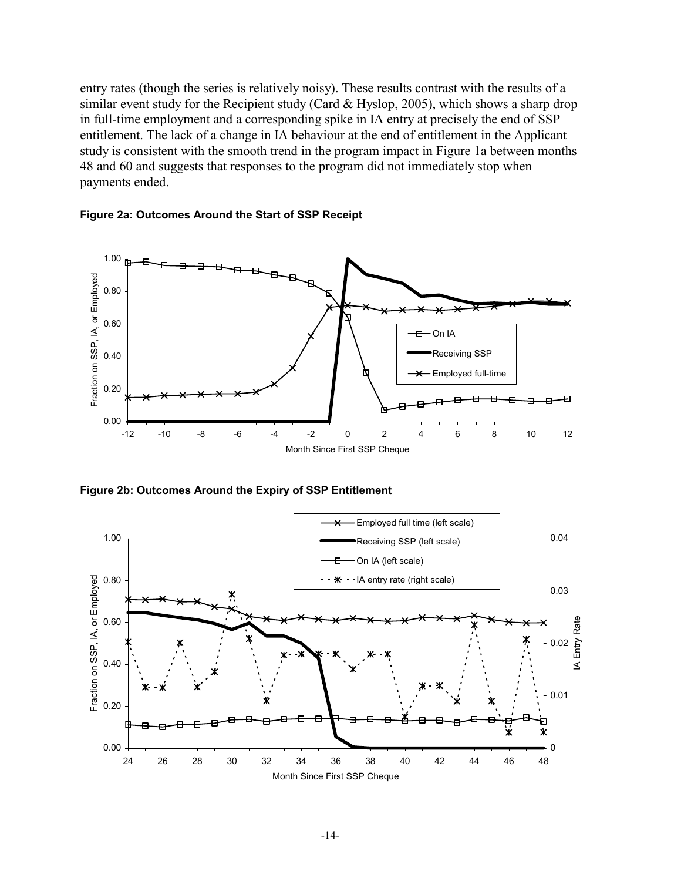entry rates (though the series is relatively noisy). These results contrast with the results of a similar event study for the Recipient study (Card & Hyslop, 2005), which shows a sharp drop in full-time employment and a corresponding spike in IA entry at precisely the end of SSP entitlement. The lack of a change in IA behaviour at the end of entitlement in the Applicant study is consistent with the smooth trend in the program impact in Figure 1a between months 48 and 60 and suggests that responses to the program did not immediately stop when payments ended.

**Figure 2a: Outcomes Around the Start of SSP Receipt**

Fraction on SSP, IA, or Employed

1.00
0.80
0.60
0.40
0.20
0.00

-12 -10 -8 -6 -4 -2 0 2 4 6 8 10 12

Month Since First SSP Cheque

On IA
Receiving SSP
Employed full-time

**Figure 2b: Outcomes Around the Expiry of SSP Entitlement**

Fraction on SSP, IA, or Employed

1.00
0.80
0.60
0.40
0.20
0.00

IA Entry Rate

0.04
0.03
0.02
0.01
0

24 26 28 30 32 34 36 38 40 42 44 46 48

Month Since First SSP Cheque

Employed full time (left scale)
Receiving SSP (left scale)
On IA (left scale)
IA entry rate (right scale)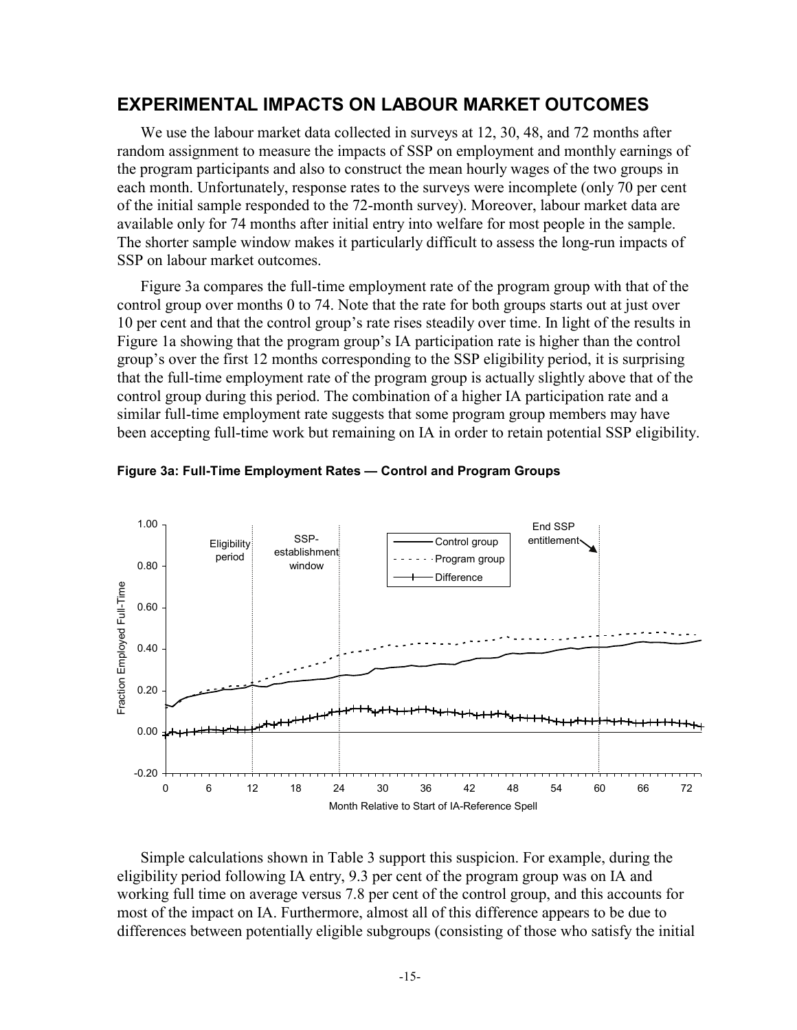## EXPERIMENTAL IMPACTS ON LABOUR MARKET OUTCOMES

We use the labour market data collected in surveys at 12, 30, 48, and 72 months after random assignment to measure the impacts of SSP on employment and monthly earnings of the program participants and also to construct the mean hourly wages of the two groups in each month. Unfortunately, response rates to the surveys were incomplete (only 70 per cent of the initial sample responded to the 72-month survey). Moreover, labour market data are available only for 74 months after initial entry into welfare for most people in the sample. The shorter sample window makes it particularly difficult to assess the long-run impacts of SSP on labour market outcomes.

Figure 3a compares the full-time employment rate of the program group with that of the control group over months 0 to 74. Note that the rate for both groups starts out at just over 10 per cent and that the control group's rate rises steadily over time. In light of the results in Figure 1a showing that the program group's IA participation rate is higher than the control group's over the first 12 months corresponding to the SSP eligibility period, it is surprising that the full-time employment rate of the program group is actually slightly above that of the control group during this period. The combination of a higher IA participation rate and a similar full-time employment rate suggests that some program group members may have been accepting full-time work but remaining on IA in order to retain potential SSP eligibility.

**Figure 3a: Full-Time Employment Rates — Control and Program Groups**

Eligibility period

SSP-establishment window

End SSP entitlement

Control group

Program group

Difference

Fraction Employed Full-Time

1.00
0.80
0.60
0.40
0.20
0.00
-0.20

0 6 12 18 24 30 36 42 48 54 60 66 72

Month Relative to Start of IA-Reference Spell

Simple calculations shown in Table 3 support this suspicion. For example, during the eligibility period following IA entry, 9.3 per cent of the program group was on IA and working full time on average versus 7.8 per cent of the control group, and this accounts for most of the impact on IA. Furthermore, almost all of this difference appears to be due to differences between potentially eligible subgroups (consisting of those who satisfy the initial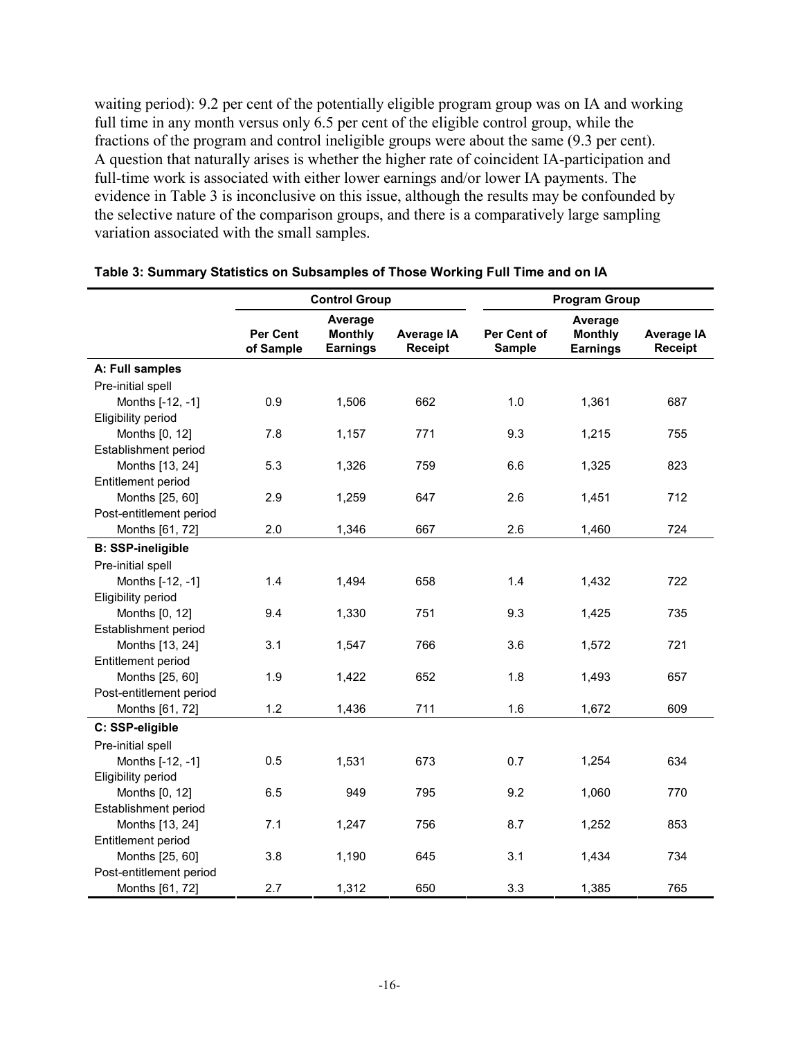waiting period): 9.2 per cent of the potentially eligible program group was on IA and working full time in any month versus only 6.5 per cent of the eligible control group, while the fractions of the program and control ineligible groups were about the same (9.3 per cent). A question that naturally arises is whether the higher rate of coincident IA-participation and full-time work is associated with either lower earnings and/or lower IA payments. The evidence in Table 3 is inconclusive on this issue, although the results may be confounded by the selective nature of the comparison groups, and there is a comparatively large sampling variation associated with the small samples.

**Table 3: Summary Statistics on Subsamples of Those Working Full Time and on IA**

| | Control Group | | | Program Group | | |
|---|---|---|---|---|---|---|
| | **Per Cent of Sample** | **Average Monthly Earnings** | **Average IA Receipt** | **Per Cent of Sample** | **Average Monthly Earnings** | **Average IA Receipt** |
| **A: Full samples** | | | | | | |
| Pre-initial spell | | | | | | |
| Months [-12, -1] | 0.9 | 1,506 | 662 | 1.0 | 1,361 | 687 |
| Eligibility period | | | | | | |
| Months [0, 12] | 7.8 | 1,157 | 771 | 9.3 | 1,215 | 755 |
| Establishment period | | | | | | |
| Months [13, 24] | 5.3 | 1,326 | 759 | 6.6 | 1,325 | 823 |
| Entitlement period | | | | | | |
| Months [25, 60] | 2.9 | 1,259 | 647 | 2.6 | 1,451 | 712 |
| Post-entitlement period | | | | | | |
| Months [61, 72] | 2.0 | 1,346 | 667 | 2.6 | 1,460 | 724 |
| **B: SSP-ineligible** | | | | | | |
| Pre-initial spell | | | | | | |
| Months [-12, -1] | 1.4 | 1,494 | 658 | 1.4 | 1,432 | 722 |
| Eligibility period | | | | | | |
| Months [0, 12] | 9.4 | 1,330 | 751 | 9.3 | 1,425 | 735 |
| Establishment period | | | | | | |
| Months [13, 24] | 3.1 | 1,547 | 766 | 3.6 | 1,572 | 721 |
| Entitlement period | | | | | | |
| Months [25, 60] | 1.9 | 1,422 | 652 | 1.8 | 1,493 | 657 |
| Post-entitlement period | | | | | | |
| Months [61, 72] | 1.2 | 1,436 | 711 | 1.6 | 1,672 | 609 |
| **C: SSP-eligible** | | | | | | |
| Pre-initial spell | | | | | | |
| Months [-12, -1] | 0.5 | 1,531 | 673 | 0.7 | 1,254 | 634 |
| Eligibility period | | | | | | |
| Months [0, 12] | 6.5 | 949 | 795 | 9.2 | 1,060 | 770 |
| Establishment period | | | | | | |
| Months [13, 24] | 7.1 | 1,247 | 756 | 8.7 | 1,252 | 853 |
| Entitlement period | | | | | | |
| Months [25, 60] | 3.8 | 1,190 | 645 | 3.1 | 1,434 | 734 |
| Post-entitlement period | | | | | | |
| Months [61, 72] | 2.7 | 1,312 | 650 | 3.3 | 1,385 | 765 |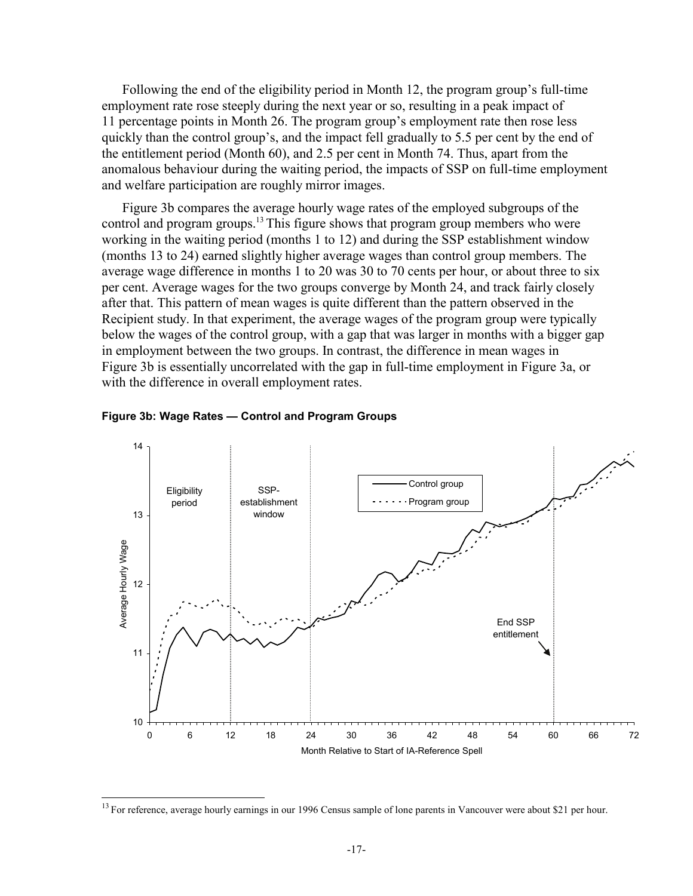Following the end of the eligibility period in Month 12, the program group's full-time employment rate rose steeply during the next year or so, resulting in a peak impact of 11 percentage points in Month 26. The program group's employment rate then rose less quickly than the control group's, and the impact fell gradually to 5.5 per cent by the end of the entitlement period (Month 60), and 2.5 per cent in Month 74. Thus, apart from the anomalous behaviour during the waiting period, the impacts of SSP on full-time employment and welfare participation are roughly mirror images.

Figure 3b compares the average hourly wage rates of the employed subgroups of the control and program groups.[13] This figure shows that program group members who were working in the waiting period (months 1 to 12) and during the SSP establishment window (months 13 to 24) earned slightly higher average wages than control group members. The average wage difference in months 1 to 20 was 30 to 70 cents per hour, or about three to six per cent. Average wages for the two groups converge by Month 24, and track fairly closely after that. This pattern of mean wages is quite different than the pattern observed in the Recipient study. In that experiment, the average wages of the program group were typically below the wages of the control group, with a gap that was larger in months with a bigger gap in employment between the two groups. In contrast, the difference in mean wages in Figure 3b is essentially uncorrelated with the gap in full-time employment in Figure 3a, or with the difference in overall employment rates.

**Figure 3b: Wage Rates — Control and Program Groups**

Eligibility period

SSP-establishment window

Control group

Program group

End SSP entitlement

Average Hourly Wage

14
13
12
11
10

0 6 12 18 24 30 36 42 48 54 60 66 72

Month Relative to Start of IA-Reference Spell

[13] For reference, average hourly earnings in our 1996 Census sample of lone parents in Vancouver were about $21 per hour.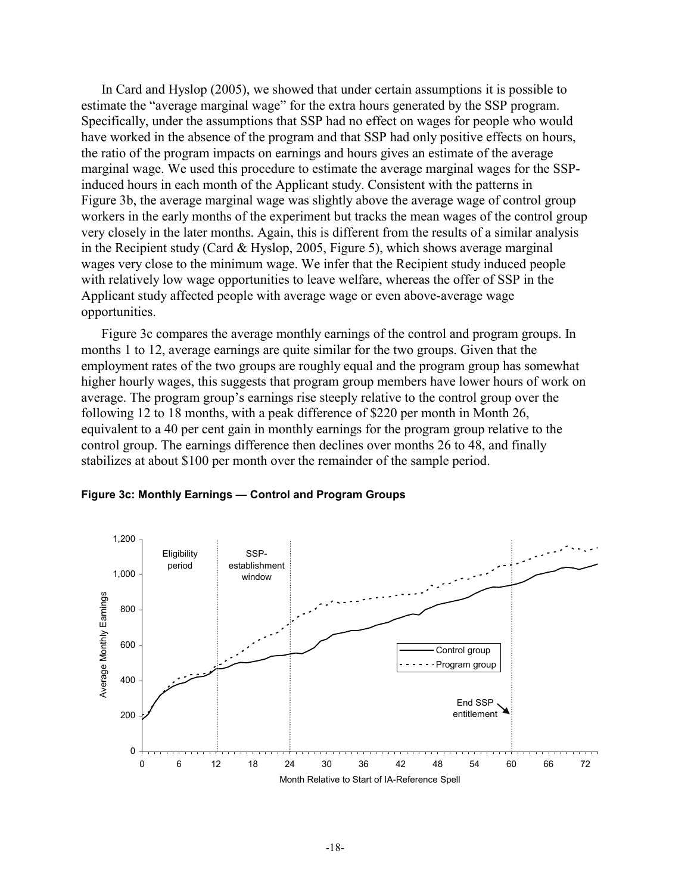In Card and Hyslop (2005), we showed that under certain assumptions it is possible to estimate the "average marginal wage" for the extra hours generated by the SSP program. Specifically, under the assumptions that SSP had no effect on wages for people who would have worked in the absence of the program and that SSP had only positive effects on hours, the ratio of the program impacts on earnings and hours gives an estimate of the average marginal wage. We used this procedure to estimate the average marginal wages for the SSP-induced hours in each month of the Applicant study. Consistent with the patterns in Figure 3b, the average marginal wage was slightly above the average wage of control group workers in the early months of the experiment but tracks the mean wages of the control group very closely in the later months. Again, this is different from the results of a similar analysis in the Recipient study (Card & Hyslop, 2005, Figure 5), which shows average marginal wages very close to the minimum wage. We infer that the Recipient study induced people with relatively low wage opportunities to leave welfare, whereas the offer of SSP in the Applicant study affected people with average wage or even above-average wage opportunities.

Figure 3c compares the average monthly earnings of the control and program groups. In months 1 to 12, average earnings are quite similar for the two groups. Given that the employment rates of the two groups are roughly equal and the program group has somewhat higher hourly wages, this suggests that program group members have lower hours of work on average. The program group's earnings rise steeply relative to the control group over the following 12 to 18 months, with a peak difference of $220 per month in Month 26, equivalent to a 40 per cent gain in monthly earnings for the program group relative to the control group. The earnings difference then declines over months 26 to 48, and finally stabilizes at about $100 per month over the remainder of the sample period.

**Figure 3c: Monthly Earnings — Control and Program Groups**

Average Monthly Earnings

1,200
1,000
800
600
400
200
0

Eligibility period

SSP-establishment window

End SSP entitlement

Control group

Program group

0 6 12 18 24 30 36 42 48 54 60 66 72

Month Relative to Start of IA-Reference Spell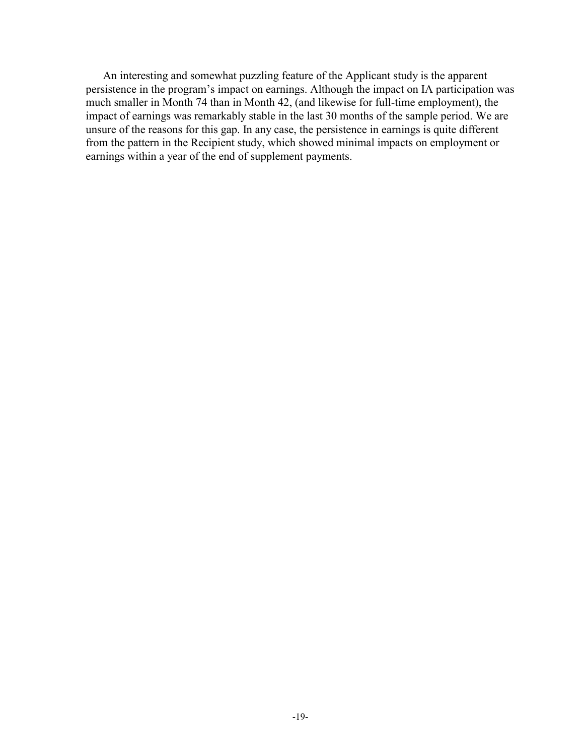An interesting and somewhat puzzling feature of the Applicant study is the apparent persistence in the program's impact on earnings. Although the impact on IA participation was much smaller in Month 74 than in Month 42, (and likewise for full-time employment), the impact of earnings was remarkably stable in the last 30 months of the sample period. We are unsure of the reasons for this gap. In any case, the persistence in earnings is quite different from the pattern in the Recipient study, which showed minimal impacts on employment or earnings within a year of the end of supplement payments.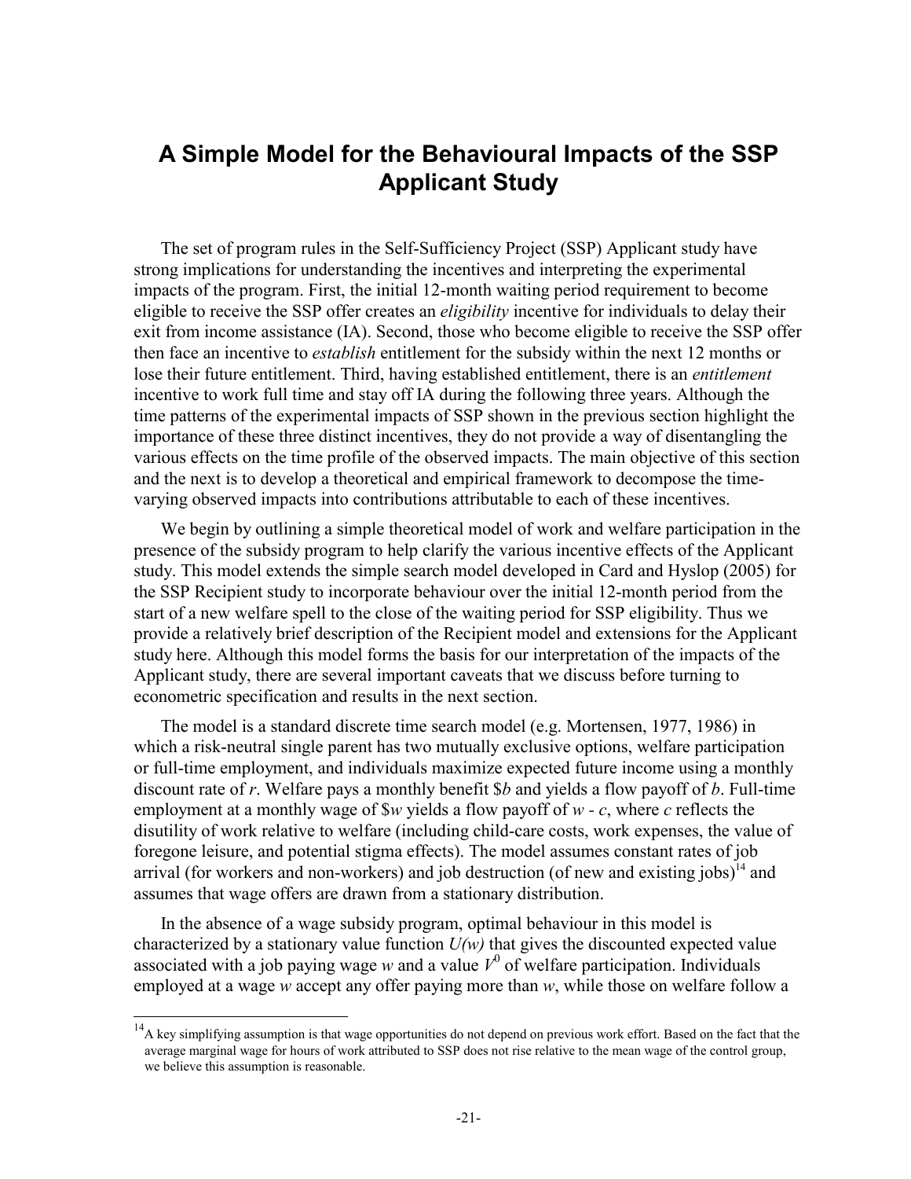# A Simple Model for the Behavioural Impacts of the SSP Applicant Study

The set of program rules in the Self-Sufficiency Project (SSP) Applicant study have strong implications for understanding the incentives and interpreting the experimental impacts of the program. First, the initial 12-month waiting period requirement to become eligible to receive the SSP offer creates an *eligibility* incentive for individuals to delay their exit from income assistance (IA). Second, those who become eligible to receive the SSP offer then face an incentive to *establish* entitlement for the subsidy within the next 12 months or lose their future entitlement. Third, having established entitlement, there is an *entitlement* incentive to work full time and stay off IA during the following three years. Although the time patterns of the experimental impacts of SSP shown in the previous section highlight the importance of these three distinct incentives, they do not provide a way of disentangling the various effects on the time profile of the observed impacts. The main objective of this section and the next is to develop a theoretical and empirical framework to decompose the time-varying observed impacts into contributions attributable to each of these incentives.

We begin by outlining a simple theoretical model of work and welfare participation in the presence of the subsidy program to help clarify the various incentive effects of the Applicant study. This model extends the simple search model developed in Card and Hyslop (2005) for the SSP Recipient study to incorporate behaviour over the initial 12-month period from the start of a new welfare spell to the close of the waiting period for SSP eligibility. Thus we provide a relatively brief description of the Recipient model and extensions for the Applicant study here. Although this model forms the basis for our interpretation of the impacts of the Applicant study, there are several important caveats that we discuss before turning to econometric specification and results in the next section.

The model is a standard discrete time search model (e.g. Mortensen, 1977, 1986) in which a risk-neutral single parent has two mutually exclusive options, welfare participation or full-time employment, and individuals maximize expected future income using a monthly discount rate of $r$. Welfare pays a monthly benefit $\$b$ and yields a flow payoff of $b$. Full-time employment at a monthly wage of $\$w$ yields a flow payoff of $w - c$, where $c$ reflects the disutility of work relative to welfare (including child-care costs, work expenses, the value of foregone leisure, and potential stigma effects). The model assumes constant rates of job arrival (for workers and non-workers) and job destruction (of new and existing jobs)[14] and assumes that wage offers are drawn from a stationary distribution.

In the absence of a wage subsidy program, optimal behaviour in this model is characterized by a stationary value function $U(w)$ that gives the discounted expected value associated with a job paying wage $w$ and a value $V^0$ of welfare participation. Individuals employed at a wage $w$ accept any offer paying more than $w$, while those on welfare follow a

[14] A key simplifying assumption is that wage opportunities do not depend on previous work effort. Based on the fact that the average marginal wage for hours of work attributed to SSP does not rise relative to the mean wage of the control group, we believe this assumption is reasonable.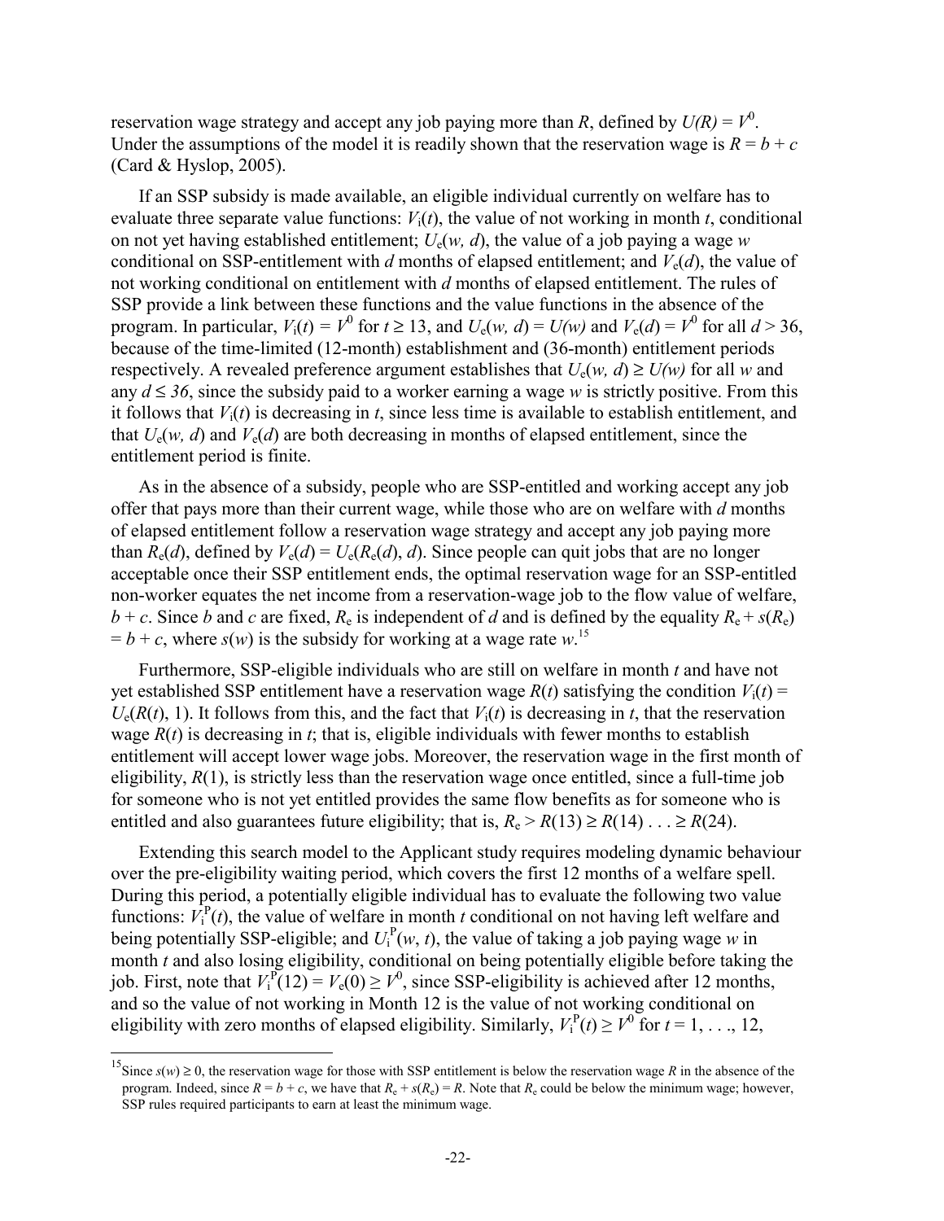reservation wage strategy and accept any job paying more than $R$, defined by $U(R) = V^0$. Under the assumptions of the model it is readily shown that the reservation wage is $R = b + c$ (Card & Hyslop, 2005).

If an SSP subsidy is made available, an eligible individual currently on welfare has to evaluate three separate value functions: $V_i(t)$, the value of not working in month $t$, conditional on not yet having established entitlement; $U_e(w, d)$, the value of a job paying a wage $w$ conditional on SSP-entitlement with $d$ months of elapsed entitlement; and $V_e(d)$, the value of not working conditional on entitlement with $d$ months of elapsed entitlement. The rules of SSP provide a link between these functions and the value functions in the absence of the program. In particular, $V_i(t) = V^0$ for $t \geq 13$, and $U_e(w, d) = U(w)$ and $V_e(d) = V^0$ for all $d > 36$, because of the time-limited (12-month) establishment and (36-month) entitlement periods respectively. A revealed preference argument establishes that $U_e(w, d) \geq U(w)$ for all $w$ and any $d \leq 36$, since the subsidy paid to a worker earning a wage $w$ is strictly positive. From this it follows that $V_i(t)$ is decreasing in $t$, since less time is available to establish entitlement, and that $U_e(w, d)$ and $V_e(d)$ are both decreasing in months of elapsed entitlement, since the entitlement period is finite.

As in the absence of a subsidy, people who are SSP-entitled and working accept any job offer that pays more than their current wage, while those who are on welfare with $d$ months of elapsed entitlement follow a reservation wage strategy and accept any job paying more than $R_e(d)$, defined by $V_e(d) = U_e(R_e(d), d)$. Since people can quit jobs that are no longer acceptable once their SSP entitlement ends, the optimal reservation wage for an SSP-entitled non-worker equates the net income from a reservation-wage job to the flow value of welfare, $b + c$. Since $b$ and $c$ are fixed, $R_e$ is independent of $d$ and is defined by the equality $R_e + s(R_e) = b + c$, where $s(w)$ is the subsidy for working at a wage rate $w$.[15]

Furthermore, SSP-eligible individuals who are still on welfare in month $t$ and have not yet established SSP entitlement have a reservation wage $R(t)$ satisfying the condition $V_i(t) = U_e(R(t), 1)$. It follows from this, and the fact that $V_i(t)$ is decreasing in $t$, that the reservation wage $R(t)$ is decreasing in $t$; that is, eligible individuals with fewer months to establish entitlement will accept lower wage jobs. Moreover, the reservation wage in the first month of eligibility, $R(1)$, is strictly less than the reservation wage once entitled, since a full-time job for someone who is not yet entitled provides the same flow benefits as for someone who is entitled and also guarantees future eligibility; that is, $R_e > R(13) \geq R(14) \ldots \geq R(24)$.

Extending this search model to the Applicant study requires modeling dynamic behaviour over the pre-eligibility waiting period, which covers the first 12 months of a welfare spell. During this period, a potentially eligible individual has to evaluate the following two value functions: $V_i^P(t)$, the value of welfare in month $t$ conditional on not having left welfare and being potentially SSP-eligible; and $U_i^P(w, t)$, the value of taking a job paying wage $w$ in month $t$ and also losing eligibility, conditional on being potentially eligible before taking the job. First, note that $V_i^P(12) = V_e(0) \geq V^0$, since SSP-eligibility is achieved after 12 months, and so the value of not working in Month 12 is the value of not working conditional on eligibility with zero months of elapsed eligibility. Similarly, $V_i^P(t) \geq V^0$ for $t = 1, \ldots, 12$,

[15] Since $s(w) \geq 0$, the reservation wage for those with SSP entitlement is below the reservation wage $R$ in the absence of the program. Indeed, since $R = b + c$, we have that $R_e + s(R_e) = R$. Note that $R_e$ could be below the minimum wage; however, SSP rules required participants to earn at least the minimum wage.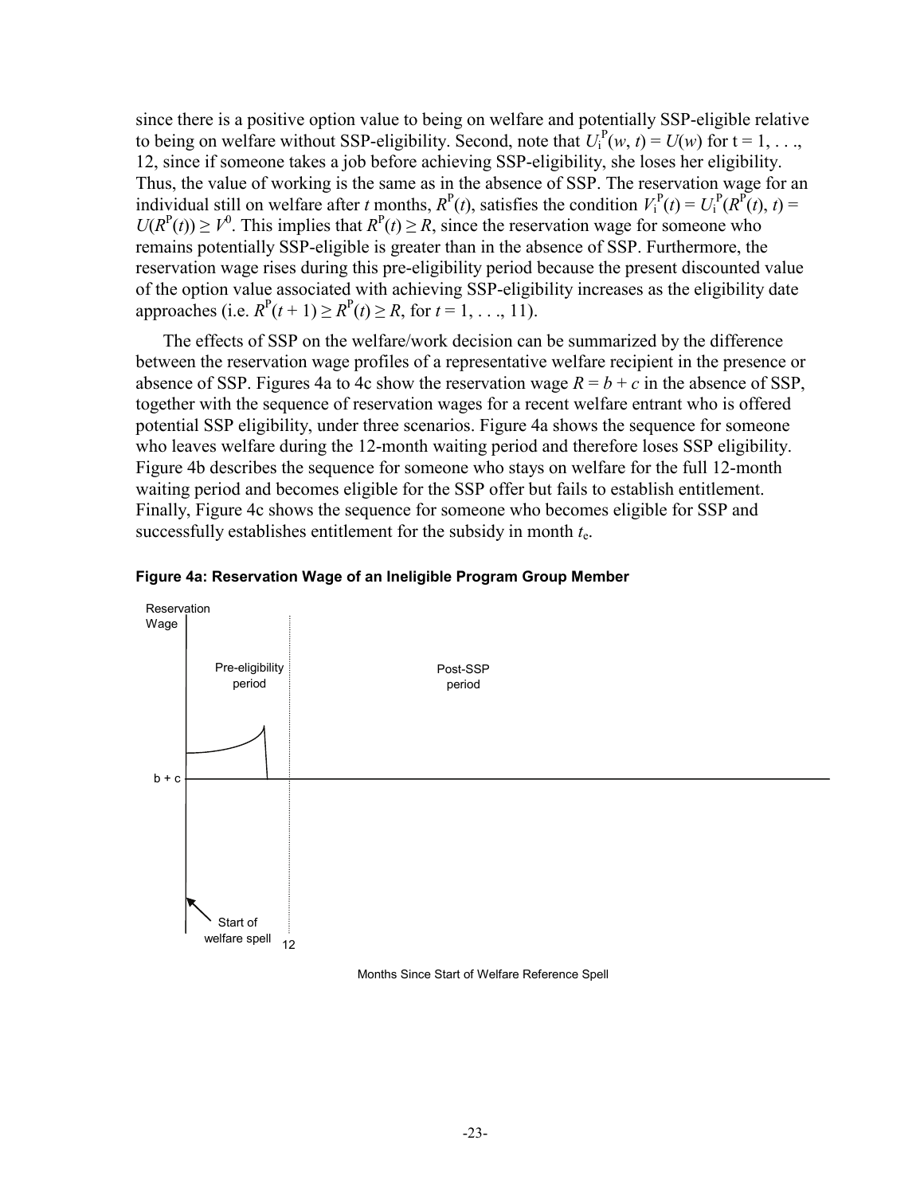since there is a positive option value to being on welfare and potentially SSP-eligible relative to being on welfare without SSP-eligibility. Second, note that $U_i^P(w, t) = U(w)$ for t = 1, . . ., 12, since if someone takes a job before achieving SSP-eligibility, she loses her eligibility. Thus, the value of working is the same as in the absence of SSP. The reservation wage for an individual still on welfare after $t$ months, $R^P(t)$, satisfies the condition $V_i^P(t) = U_i^P(R^P(t), t) = U(R^P(t)) \geq V^0$. This implies that $R^P(t) \geq R$, since the reservation wage for someone who remains potentially SSP-eligible is greater than in the absence of SSP. Furthermore, the reservation wage rises during this pre-eligibility period because the present discounted value of the option value associated with achieving SSP-eligibility increases as the eligibility date approaches (i.e. $R^P(t + 1) \geq R^P(t) \geq R$, for $t = 1, . . ., 11$).

The effects of SSP on the welfare/work decision can be summarized by the difference between the reservation wage profiles of a representative welfare recipient in the presence or absence of SSP. Figures 4a to 4c show the reservation wage $R = b + c$ in the absence of SSP, together with the sequence of reservation wages for a recent welfare entrant who is offered potential SSP eligibility, under three scenarios. Figure 4a shows the sequence for someone who leaves welfare during the 12-month waiting period and therefore loses SSP eligibility. Figure 4b describes the sequence for someone who stays on welfare for the full 12-month waiting period and becomes eligible for the SSP offer but fails to establish entitlement. Finally, Figure 4c shows the sequence for someone who becomes eligible for SSP and successfully establishes entitlement for the subsidy in month $t_e$.

**Figure 4a: Reservation Wage of an Ineligible Program Group Member**

Reservation Wage

Pre-eligibility period

Post-SSP period

b + c

Start of welfare spell

12

Months Since Start of Welfare Reference Spell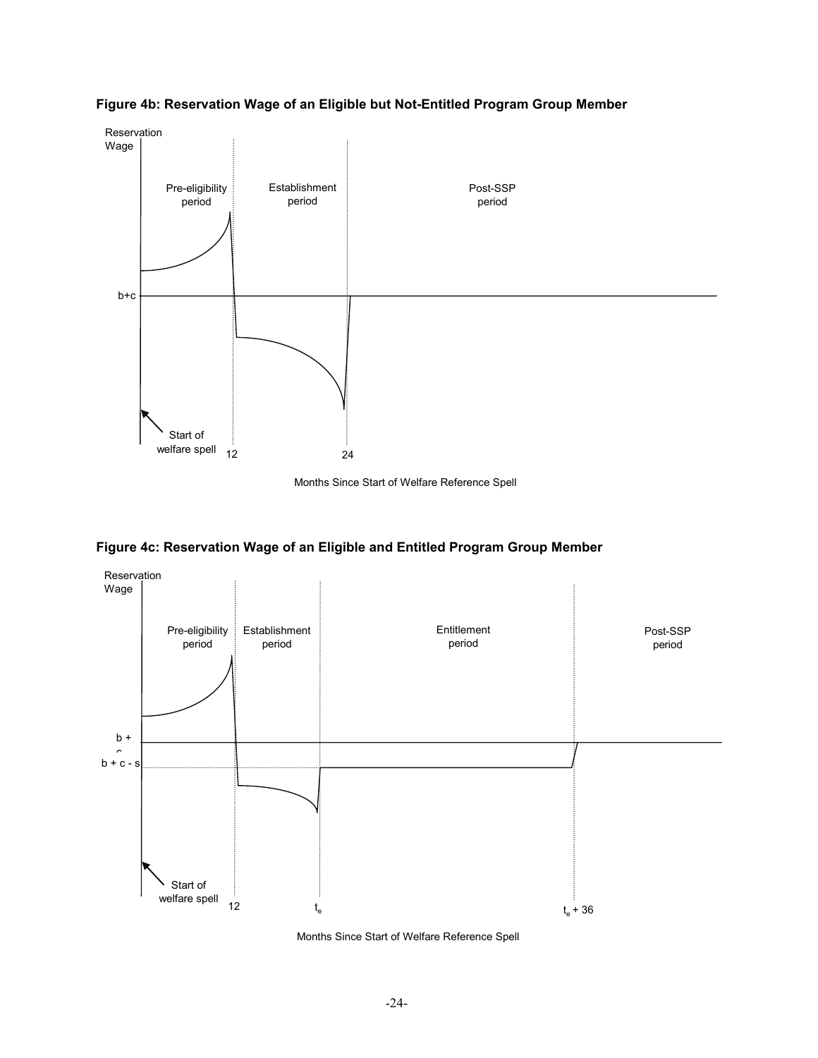**Figure 4b: Reservation Wage of an Eligible but Not-Entitled Program Group Member**

Reservation Wage

Pre-eligibility period

Establishment period

Post-SSP period

b+c

Start of welfare spell

12

24

Months Since Start of Welfare Reference Spell

**Figure 4c: Reservation Wage of an Eligible and Entitled Program Group Member**

Reservation Wage

Pre-eligibility period

Establishment period

Entitlement period

Post-SSP period

b + c

b + c - s

Start of welfare spell

12

$t_e$

$t_e + 36$

Months Since Start of Welfare Reference Spell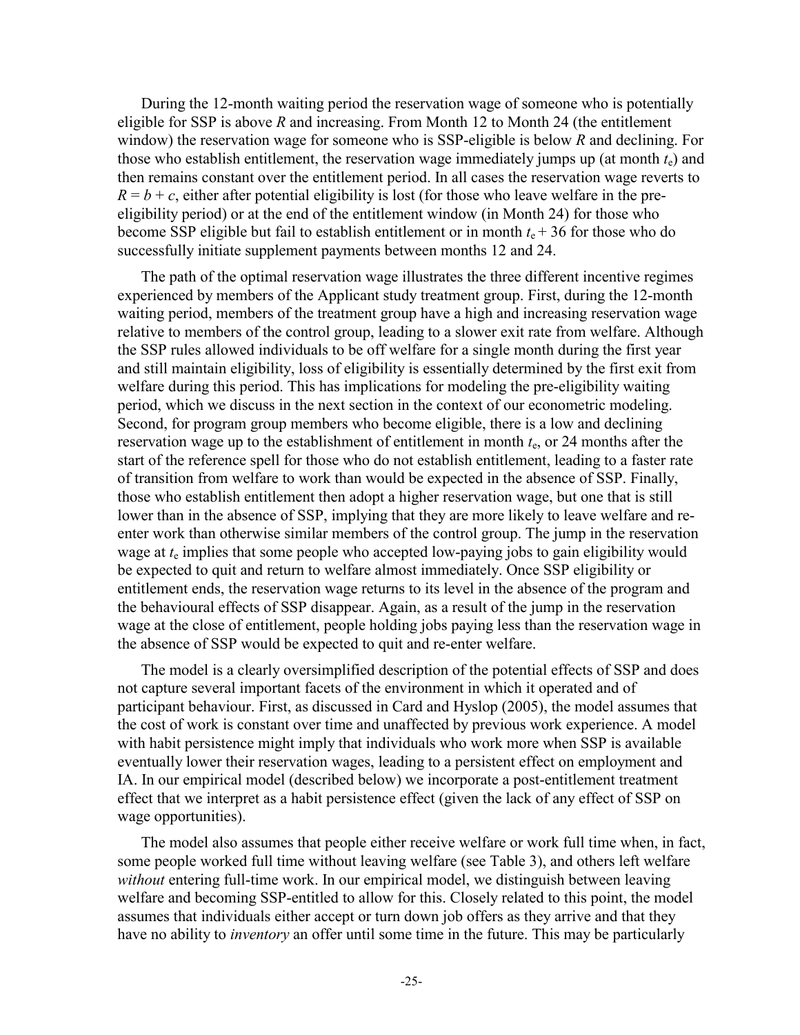During the 12-month waiting period the reservation wage of someone who is potentially eligible for SSP is above $R$ and increasing. From Month 12 to Month 24 (the entitlement window) the reservation wage for someone who is SSP-eligible is below $R$ and declining. For those who establish entitlement, the reservation wage immediately jumps up (at month $t_e$) and then remains constant over the entitlement period. In all cases the reservation wage reverts to $R = b + c$, either after potential eligibility is lost (for those who leave welfare in the pre-eligibility period) or at the end of the entitlement window (in Month 24) for those who become SSP eligible but fail to establish entitlement or in month $t_e + 36$ for those who do successfully initiate supplement payments between months 12 and 24.

The path of the optimal reservation wage illustrates the three different incentive regimes experienced by members of the Applicant study treatment group. First, during the 12-month waiting period, members of the treatment group have a high and increasing reservation wage relative to members of the control group, leading to a slower exit rate from welfare. Although the SSP rules allowed individuals to be off welfare for a single month during the first year and still maintain eligibility, loss of eligibility is essentially determined by the first exit from welfare during this period. This has implications for modeling the pre-eligibility waiting period, which we discuss in the next section in the context of our econometric modeling. Second, for program group members who become eligible, there is a low and declining reservation wage up to the establishment of entitlement in month $t_e$, or 24 months after the start of the reference spell for those who do not establish entitlement, leading to a faster rate of transition from welfare to work than would be expected in the absence of SSP. Finally, those who establish entitlement then adopt a higher reservation wage, but one that is still lower than in the absence of SSP, implying that they are more likely to leave welfare and re-enter work than otherwise similar members of the control group. The jump in the reservation wage at $t_e$ implies that some people who accepted low-paying jobs to gain eligibility would be expected to quit and return to welfare almost immediately. Once SSP eligibility or entitlement ends, the reservation wage returns to its level in the absence of the program and the behavioural effects of SSP disappear. Again, as a result of the jump in the reservation wage at the close of entitlement, people holding jobs paying less than the reservation wage in the absence of SSP would be expected to quit and re-enter welfare.

The model is a clearly oversimplified description of the potential effects of SSP and does not capture several important facets of the environment in which it operated and of participant behaviour. First, as discussed in Card and Hyslop (2005), the model assumes that the cost of work is constant over time and unaffected by previous work experience. A model with habit persistence might imply that individuals who work more when SSP is available eventually lower their reservation wages, leading to a persistent effect on employment and IA. In our empirical model (described below) we incorporate a post-entitlement treatment effect that we interpret as a habit persistence effect (given the lack of any effect of SSP on wage opportunities).

The model also assumes that people either receive welfare or work full time when, in fact, some people worked full time without leaving welfare (see Table 3), and others left welfare *without* entering full-time work. In our empirical model, we distinguish between leaving welfare and becoming SSP-entitled to allow for this. Closely related to this point, the model assumes that individuals either accept or turn down job offers as they arrive and that they have no ability to *inventory* an offer until some time in the future. This may be particularly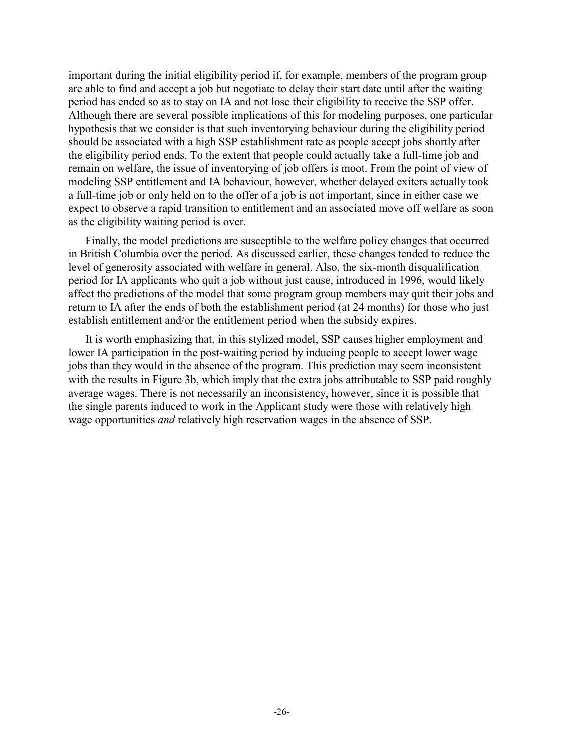important during the initial eligibility period if, for example, members of the program group are able to find and accept a job but negotiate to delay their start date until after the waiting period has ended so as to stay on IA and not lose their eligibility to receive the SSP offer. Although there are several possible implications of this for modeling purposes, one particular hypothesis that we consider is that such inventorying behaviour during the eligibility period should be associated with a high SSP establishment rate as people accept jobs shortly after the eligibility period ends. To the extent that people could actually take a full-time job and remain on welfare, the issue of inventorying of job offers is moot. From the point of view of modeling SSP entitlement and IA behaviour, however, whether delayed exiters actually took a full-time job or only held on to the offer of a job is not important, since in either case we expect to observe a rapid transition to entitlement and an associated move off welfare as soon as the eligibility waiting period is over.

Finally, the model predictions are susceptible to the welfare policy changes that occurred in British Columbia over the period. As discussed earlier, these changes tended to reduce the level of generosity associated with welfare in general. Also, the six-month disqualification period for IA applicants who quit a job without just cause, introduced in 1996, would likely affect the predictions of the model that some program group members may quit their jobs and return to IA after the ends of both the establishment period (at 24 months) for those who just establish entitlement and/or the entitlement period when the subsidy expires.

It is worth emphasizing that, in this stylized model, SSP causes higher employment and lower IA participation in the post-waiting period by inducing people to accept lower wage jobs than they would in the absence of the program. This prediction may seem inconsistent with the results in Figure 3b, which imply that the extra jobs attributable to SSP paid roughly average wages. There is not necessarily an inconsistency, however, since it is possible that the single parents induced to work in the Applicant study were those with relatively high wage opportunities *and* relatively high reservation wages in the absence of SSP.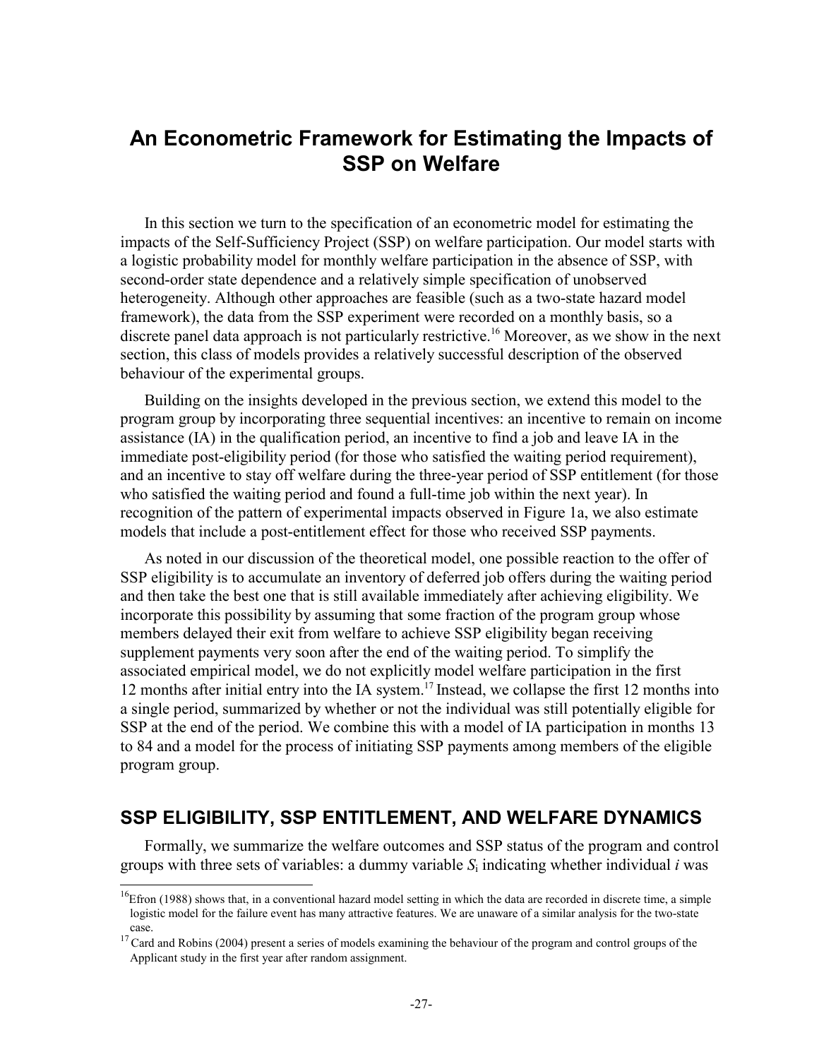# An Econometric Framework for Estimating the Impacts of SSP on Welfare

In this section we turn to the specification of an econometric model for estimating the impacts of the Self-Sufficiency Project (SSP) on welfare participation. Our model starts with a logistic probability model for monthly welfare participation in the absence of SSP, with second-order state dependence and a relatively simple specification of unobserved heterogeneity. Although other approaches are feasible (such as a two-state hazard model framework), the data from the SSP experiment were recorded on a monthly basis, so a discrete panel data approach is not particularly restrictive.[16] Moreover, as we show in the next section, this class of models provides a relatively successful description of the observed behaviour of the experimental groups.

Building on the insights developed in the previous section, we extend this model to the program group by incorporating three sequential incentives: an incentive to remain on income assistance (IA) in the qualification period, an incentive to find a job and leave IA in the immediate post-eligibility period (for those who satisfied the waiting period requirement), and an incentive to stay off welfare during the three-year period of SSP entitlement (for those who satisfied the waiting period and found a full-time job within the next year). In recognition of the pattern of experimental impacts observed in Figure 1a, we also estimate models that include a post-entitlement effect for those who received SSP payments.

As noted in our discussion of the theoretical model, one possible reaction to the offer of SSP eligibility is to accumulate an inventory of deferred job offers during the waiting period and then take the best one that is still available immediately after achieving eligibility. We incorporate this possibility by assuming that some fraction of the program group whose members delayed their exit from welfare to achieve SSP eligibility began receiving supplement payments very soon after the end of the waiting period. To simplify the associated empirical model, we do not explicitly model welfare participation in the first 12 months after initial entry into the IA system.[17] Instead, we collapse the first 12 months into a single period, summarized by whether or not the individual was still potentially eligible for SSP at the end of the period. We combine this with a model of IA participation in months 13 to 84 and a model for the process of initiating SSP payments among members of the eligible program group.

## SSP ELIGIBILITY, SSP ENTITLEMENT, AND WELFARE DYNAMICS

Formally, we summarize the welfare outcomes and SSP status of the program and control groups with three sets of variables: a dummy variable $S_i$ indicating whether individual $i$ was

[16] Efron (1988) shows that, in a conventional hazard model setting in which the data are recorded in discrete time, a simple logistic model for the failure event has many attractive features. We are unaware of a similar analysis for the two-state case.

[17] Card and Robins (2004) present a series of models examining the behaviour of the program and control groups of the Applicant study in the first year after random assignment.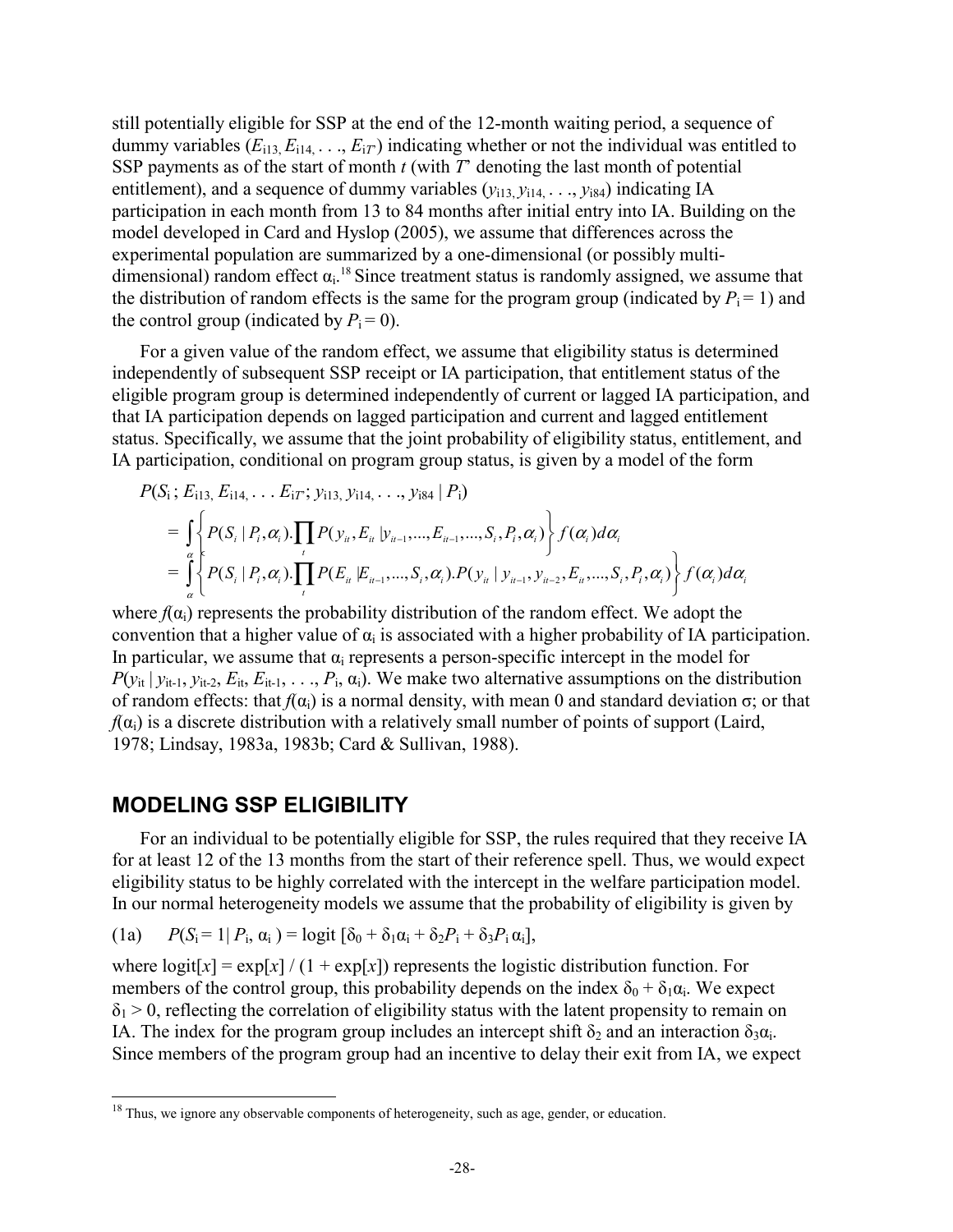still potentially eligible for SSP at the end of the 12-month waiting period, a sequence of dummy variables ($E_{i13}, E_{i14}, \ldots, E_{iT'}$) indicating whether or not the individual was entitled to SSP payments as of the start of month $t$ (with $T'$ denoting the last month of potential entitlement), and a sequence of dummy variables ($y_{i13}, y_{i14}, \ldots, y_{i84}$) indicating IA participation in each month from 13 to 84 months after initial entry into IA. Building on the model developed in Card and Hyslop (2005), we assume that differences across the experimental population are summarized by a one-dimensional (or possibly multi-dimensional) random effect $\alpha_i$.[18] Since treatment status is randomly assigned, we assume that the distribution of random effects is the same for the program group (indicated by $P_i = 1$) and the control group (indicated by $P_i = 0$).

For a given value of the random effect, we assume that eligibility status is determined independently of subsequent SSP receipt or IA participation, that entitlement status of the eligible program group is determined independently of current or lagged IA participation, and that IA participation depends on lagged participation and current and lagged entitlement status. Specifically, we assume that the joint probability of eligibility status, entitlement, and IA participation, conditional on program group status, is given by a model of the form

$$
\begin{aligned}
&P(S_i\,;\, E_{i13}, E_{i14}, \ldots E_{iT'}; y_{i13}, y_{i14}, \ldots, y_{i84} \mid P_i) \\
&= \int_{\alpha} \left\{ P(S_i \mid P_i, \alpha_i) . \prod_t P(y_{it}, E_{it} \mid y_{it-1}, \ldots, E_{it-1}, \ldots, S_i, P_i, \alpha_i) \right\} f(\alpha_i) d\alpha_i \\
&= \int_{\alpha} \left\{ P(S_i \mid P_i, \alpha_i) . \prod_t P(E_{it} \mid E_{it-1}, \ldots, S_i, \alpha_i) . P(y_{it} \mid y_{it-1}, y_{it-2}, E_{it}, \ldots, S_i, P_i, \alpha_i) \right\} f(\alpha_i) d\alpha_i
\end{aligned}
$$

where $f(\alpha_i)$ represents the probability distribution of the random effect. We adopt the convention that a higher value of $\alpha_i$ is associated with a higher probability of IA participation. In particular, we assume that $\alpha_i$ represents a person-specific intercept in the model for $P(y_{it} \mid y_{it-1}, y_{it-2}, E_{it}, E_{it-1}, \ldots, P_i, \alpha_i)$. We make two alternative assumptions on the distribution of random effects: that $f(\alpha_i)$ is a normal density, with mean 0 and standard deviation $\sigma$; or that $f(\alpha_i)$ is a discrete distribution with a relatively small number of points of support (Laird, 1978; Lindsay, 1983a, 1983b; Card & Sullivan, 1988).

## MODELING SSP ELIGIBILITY

For an individual to be potentially eligible for SSP, the rules required that they receive IA for at least 12 of the 13 months from the start of their reference spell. Thus, we would expect eligibility status to be highly correlated with the intercept in the welfare participation model. In our normal heterogeneity models we assume that the probability of eligibility is given by

$$
\text{(1a)} \qquad P(S_i = 1 \mid P_i, \alpha_i) = \text{logit}\,[\delta_0 + \delta_1\alpha_i + \delta_2 P_i + \delta_3 P_i\,\alpha_i],
$$

where $\text{logit}[x] = \exp[x] / (1 + \exp[x])$ represents the logistic distribution function. For members of the control group, this probability depends on the index $\delta_0 + \delta_1\alpha_i$. We expect $\delta_1 > 0$, reflecting the correlation of eligibility status with the latent propensity to remain on IA. The index for the program group includes an intercept shift $\delta_2$ and an interaction $\delta_3\alpha_i$. Since members of the program group had an incentive to delay their exit from IA, we expect

[18] Thus, we ignore any observable components of heterogeneity, such as age, gender, or education.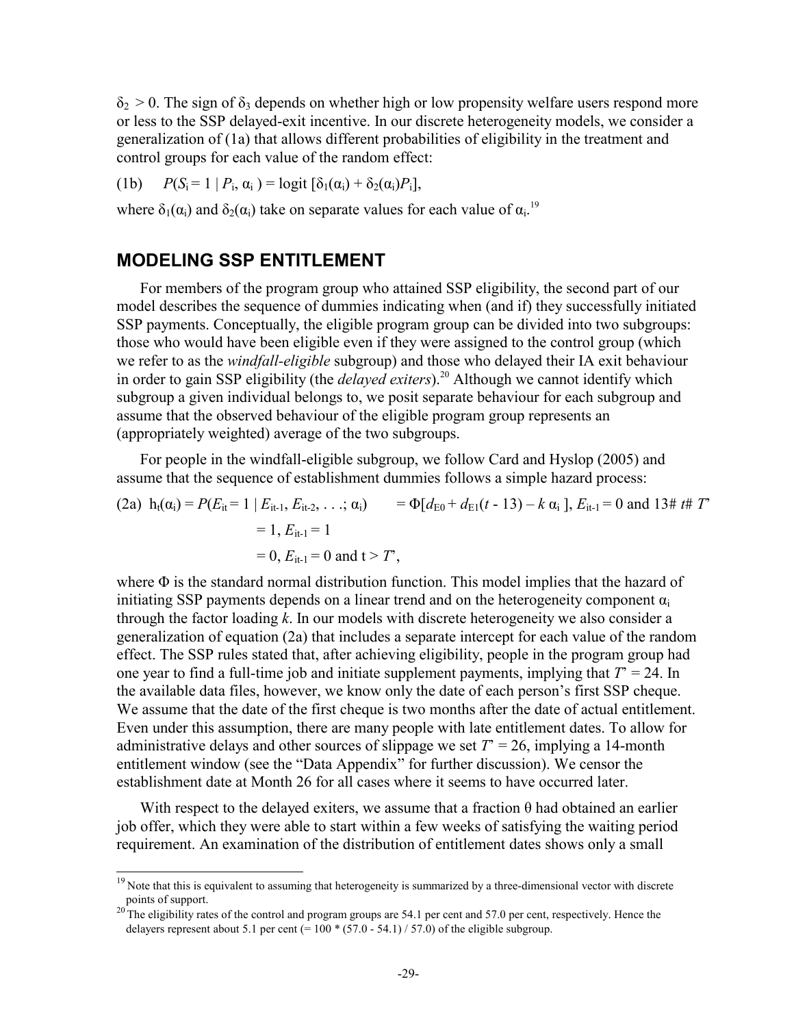$\delta_2 > 0$. The sign of $\delta_3$ depends on whether high or low propensity welfare users respond more or less to the SSP delayed-exit incentive. In our discrete heterogeneity models, we consider a generalization of (1a) that allows different probabilities of eligibility in the treatment and control groups for each value of the random effect:

(1b) $P(S_i = 1 \mid P_i, \alpha_i) = \text{logit}\,[\delta_1(\alpha_i) + \delta_2(\alpha_i)P_i]$,

where $\delta_1(\alpha_i)$ and $\delta_2(\alpha_i)$ take on separate values for each value of $\alpha_i$.[19]

## MODELING SSP ENTITLEMENT

For members of the program group who attained SSP eligibility, the second part of our model describes the sequence of dummies indicating when (and if) they successfully initiated SSP payments. Conceptually, the eligible program group can be divided into two subgroups: those who would have been eligible even if they were assigned to the control group (which we refer to as the *windfall-eligible* subgroup) and those who delayed their IA exit behaviour in order to gain SSP eligibility (the *delayed exiters*).[20] Although we cannot identify which subgroup a given individual belongs to, we posit separate behaviour for each subgroup and assume that the observed behaviour of the eligible program group represents an (appropriately weighted) average of the two subgroups.

For people in the windfall-eligible subgroup, we follow Card and Hyslop (2005) and assume that the sequence of establishment dummies follows a simple hazard process:

(2a) $h_t(\alpha_i) = P(E_{it} = 1 \mid E_{it-1}, E_{it-2}, \ldots; \alpha_i) \quad = \Phi[d_{E0} + d_{E1}(t - 13) - k\,\alpha_i\,],\ E_{it-1} = 0 \text{ and } 13 \le t \le T'$

$= 1,\ E_{it-1} = 1$

$= 0,\ E_{it-1} = 0 \text{ and } t > T'$,

where $\Phi$ is the standard normal distribution function. This model implies that the hazard of initiating SSP payments depends on a linear trend and on the heterogeneity component $\alpha_i$ through the factor loading $k$. In our models with discrete heterogeneity we also consider a generalization of equation (2a) that includes a separate intercept for each value of the random effect. The SSP rules stated that, after achieving eligibility, people in the program group had one year to find a full-time job and initiate supplement payments, implying that $T' = 24$. In the available data files, however, we know only the date of each person's first SSP cheque. We assume that the date of the first cheque is two months after the date of actual entitlement. Even under this assumption, there are many people with late entitlement dates. To allow for administrative delays and other sources of slippage we set $T' = 26$, implying a 14-month entitlement window (see the "Data Appendix" for further discussion). We censor the establishment date at Month 26 for all cases where it seems to have occurred later.

With respect to the delayed exiters, we assume that a fraction $\theta$ had obtained an earlier job offer, which they were able to start within a few weeks of satisfying the waiting period requirement. An examination of the distribution of entitlement dates shows only a small

---

[19] Note that this is equivalent to assuming that heterogeneity is summarized by a three-dimensional vector with discrete points of support.

[20] The eligibility rates of the control and program groups are 54.1 per cent and 57.0 per cent, respectively. Hence the delayers represent about 5.1 per cent (= 100 * (57.0 - 54.1) / 57.0) of the eligible subgroup.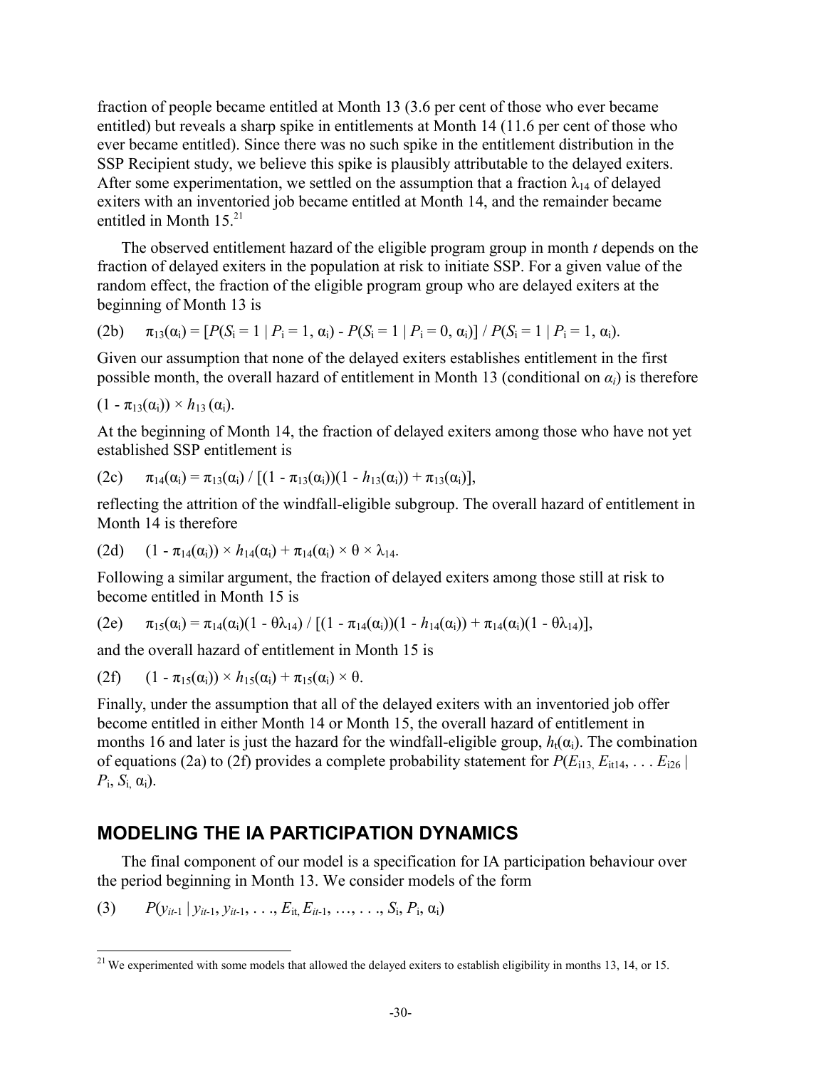fraction of people became entitled at Month 13 (3.6 per cent of those who ever became entitled) but reveals a sharp spike in entitlements at Month 14 (11.6 per cent of those who ever became entitled). Since there was no such spike in the entitlement distribution in the SSP Recipient study, we believe this spike is plausibly attributable to the delayed exiters. After some experimentation, we settled on the assumption that a fraction $\lambda_{14}$ of delayed exiters with an inventoried job became entitled at Month 14, and the remainder became entitled in Month 15.[21]

The observed entitlement hazard of the eligible program group in month $t$ depends on the fraction of delayed exiters in the population at risk to initiate SSP. For a given value of the random effect, the fraction of the eligible program group who are delayed exiters at the beginning of Month 13 is

(2b) $\pi_{13}(\alpha_i) = [P(S_i = 1 \mid P_i = 1, \alpha_i) - P(S_i = 1 \mid P_i = 0, \alpha_i)] / P(S_i = 1 \mid P_i = 1, \alpha_i)$.

Given our assumption that none of the delayed exiters establishes entitlement in the first possible month, the overall hazard of entitlement in Month 13 (conditional on $\alpha_i$) is therefore

$(1 - \pi_{13}(\alpha_i)) \times h_{13}(\alpha_i)$.

At the beginning of Month 14, the fraction of delayed exiters among those who have not yet established SSP entitlement is

(2c) $\pi_{14}(\alpha_i) = \pi_{13}(\alpha_i) / [(1 - \pi_{13}(\alpha_i))(1 - h_{13}(\alpha_i)) + \pi_{13}(\alpha_i)]$,

reflecting the attrition of the windfall-eligible subgroup. The overall hazard of entitlement in Month 14 is therefore

(2d) $(1 - \pi_{14}(\alpha_i)) \times h_{14}(\alpha_i) + \pi_{14}(\alpha_i) \times \theta \times \lambda_{14}$.

Following a similar argument, the fraction of delayed exiters among those still at risk to become entitled in Month 15 is

(2e) $\pi_{15}(\alpha_i) = \pi_{14}(\alpha_i)(1 - \theta\lambda_{14}) / [(1 - \pi_{14}(\alpha_i))(1 - h_{14}(\alpha_i)) + \pi_{14}(\alpha_i)(1 - \theta\lambda_{14})]$,

and the overall hazard of entitlement in Month 15 is

(2f) $(1 - \pi_{15}(\alpha_i)) \times h_{15}(\alpha_i) + \pi_{15}(\alpha_i) \times \theta$.

Finally, under the assumption that all of the delayed exiters with an inventoried job offer become entitled in either Month 14 or Month 15, the overall hazard of entitlement in months 16 and later is just the hazard for the windfall-eligible group, $h_t(\alpha_i)$. The combination of equations (2a) to (2f) provides a complete probability statement for $P(E_{i13}, E_{it14}, \ldots E_{i26} \mid P_i, S_i, \alpha_i)$.

## MODELING THE IA PARTICIPATION DYNAMICS

The final component of our model is a specification for IA participation behaviour over the period beginning in Month 13. We consider models of the form

(3) $P(y_{it-1} \mid y_{it-1}, y_{it-1}, \ldots, E_{it}, E_{it-1}, \ldots, \ldots, S_i, P_i, \alpha_i)$

[21] We experimented with some models that allowed the delayed exiters to establish eligibility in months 13, 14, or 15.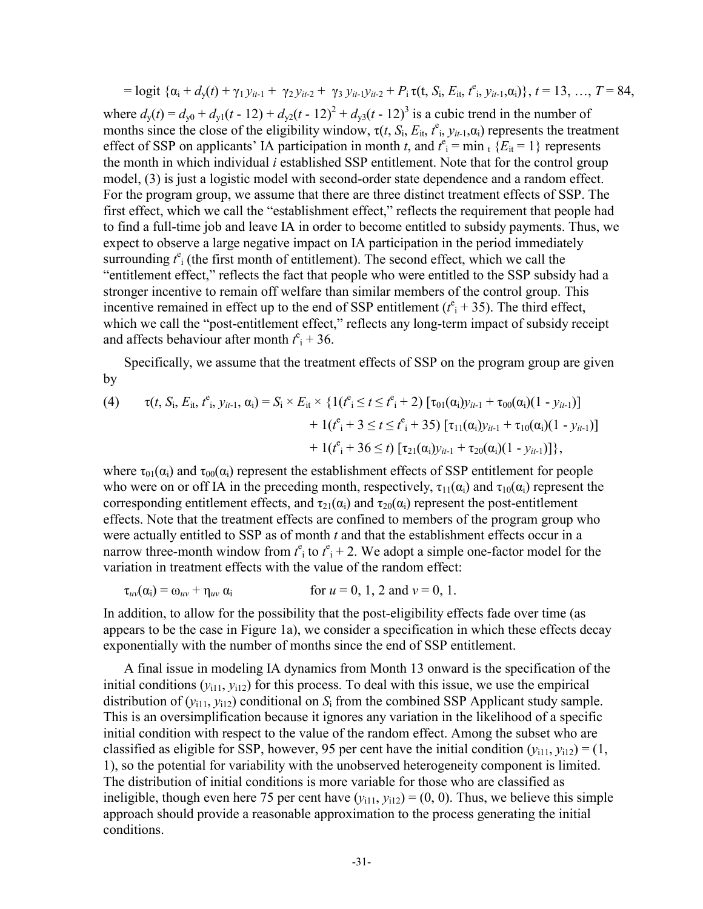$$= \text{logit}\ \{\alpha_i + d_y(t) + \gamma_1 y_{it-1} + \gamma_2 y_{it-2} + \gamma_3 y_{it-1}y_{it-2} + P_i \tau(t, S_i, E_{it}, t^e_i, y_{it-1}, \alpha_i)\},\ t = 13, \ldots, T = 84,$$

where $d_y(t) = d_{y0} + d_{y1}(t - 12) + d_{y2}(t - 12)^2 + d_{y3}(t - 12)^3$ is a cubic trend in the number of months since the close of the eligibility window, $\tau(t, S_i, E_{it}, t^e_i, y_{it-1}, \alpha_i)$ represents the treatment effect of SSP on applicants' IA participation in month $t$, and $t^e_i = \min_t \{E_{it} = 1\}$ represents the month in which individual $i$ established SSP entitlement. Note that for the control group model, (3) is just a logistic model with second-order state dependence and a random effect. For the program group, we assume that there are three distinct treatment effects of SSP. The first effect, which we call the "establishment effect," reflects the requirement that people had to find a full-time job and leave IA in order to become entitled to subsidy payments. Thus, we expect to observe a large negative impact on IA participation in the period immediately surrounding $t^e_i$ (the first month of entitlement). The second effect, which we call the "entitlement effect," reflects the fact that people who were entitled to the SSP subsidy had a stronger incentive to remain off welfare than similar members of the control group. This incentive remained in effect up to the end of SSP entitlement ($t^e_i + 35$). The third effect, which we call the "post-entitlement effect," reflects any long-term impact of subsidy receipt and affects behaviour after month $t^e_i + 36$.

Specifically, we assume that the treatment effects of SSP on the program group are given by

$$(4) \qquad \tau(t, S_i, E_{it}, t^e_i, y_{it-1}, \alpha_i) = S_i \times E_{it} \times \{1(t^e_i \le t \le t^e_i + 2)\,[\tau_{01}(\alpha_i)y_{it-1} + \tau_{00}(\alpha_i)(1 - y_{it-1})]$$
$$+ 1(t^e_i + 3 \le t \le t^e_i + 35)\,[\tau_{11}(\alpha_i)y_{it-1} + \tau_{10}(\alpha_i)(1 - y_{it-1})]$$
$$+ 1(t^e_i + 36 \le t)\,[\tau_{21}(\alpha_i)y_{it-1} + \tau_{20}(\alpha_i)(1 - y_{it-1})]\},$$

where $\tau_{01}(\alpha_i)$ and $\tau_{00}(\alpha_i)$ represent the establishment effects of SSP entitlement for people who were on or off IA in the preceding month, respectively, $\tau_{11}(\alpha_i)$ and $\tau_{10}(\alpha_i)$ represent the corresponding entitlement effects, and $\tau_{21}(\alpha_i)$ and $\tau_{20}(\alpha_i)$ represent the post-entitlement effects. Note that the treatment effects are confined to members of the program group who were actually entitled to SSP as of month $t$ and that the establishment effects occur in a narrow three-month window from $t^e_i$ to $t^e_i + 2$. We adopt a simple one-factor model for the variation in treatment effects with the value of the random effect:

$$\tau_{uv}(\alpha_i) = \omega_{uv} + \eta_{uv}\,\alpha_i \qquad \text{for } u = 0, 1, 2 \text{ and } v = 0, 1.$$

In addition, to allow for the possibility that the post-eligibility effects fade over time (as appears to be the case in Figure 1a), we consider a specification in which these effects decay exponentially with the number of months since the end of SSP entitlement.

A final issue in modeling IA dynamics from Month 13 onward is the specification of the initial conditions ($y_{i11}$, $y_{i12}$) for this process. To deal with this issue, we use the empirical distribution of ($y_{i11}$, $y_{i12}$) conditional on $S_i$ from the combined SSP Applicant study sample. This is an oversimplification because it ignores any variation in the likelihood of a specific initial condition with respect to the value of the random effect. Among the subset who are classified as eligible for SSP, however, 95 per cent have the initial condition ($y_{i11}$, $y_{i12}$) = (1, 1), so the potential for variability with the unobserved heterogeneity component is limited. The distribution of initial conditions is more variable for those who are classified as ineligible, though even here 75 per cent have ($y_{i11}$, $y_{i12}$) = (0, 0). Thus, we believe this simple approach should provide a reasonable approximation to the process generating the initial conditions.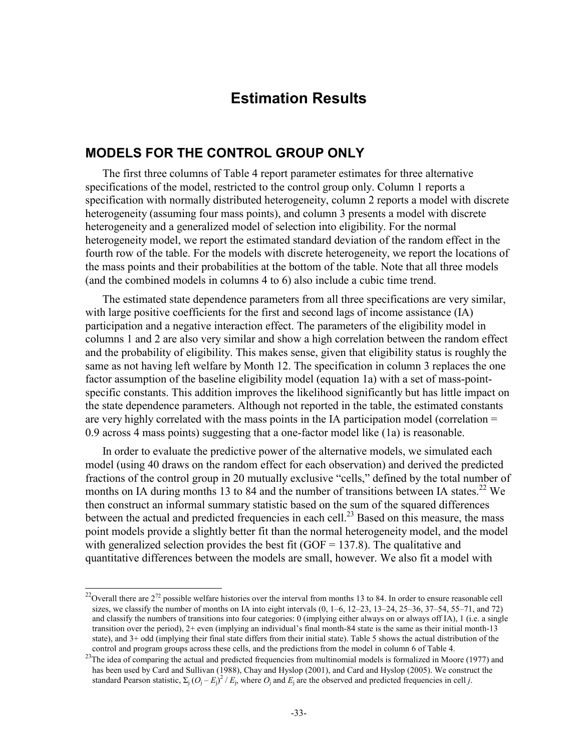# Estimation Results

## MODELS FOR THE CONTROL GROUP ONLY

The first three columns of Table 4 report parameter estimates for three alternative specifications of the model, restricted to the control group only. Column 1 reports a specification with normally distributed heterogeneity, column 2 reports a model with discrete heterogeneity (assuming four mass points), and column 3 presents a model with discrete heterogeneity and a generalized model of selection into eligibility. For the normal heterogeneity model, we report the estimated standard deviation of the random effect in the fourth row of the table. For the models with discrete heterogeneity, we report the locations of the mass points and their probabilities at the bottom of the table. Note that all three models (and the combined models in columns 4 to 6) also include a cubic time trend.

The estimated state dependence parameters from all three specifications are very similar, with large positive coefficients for the first and second lags of income assistance (IA) participation and a negative interaction effect. The parameters of the eligibility model in columns 1 and 2 are also very similar and show a high correlation between the random effect and the probability of eligibility. This makes sense, given that eligibility status is roughly the same as not having left welfare by Month 12. The specification in column 3 replaces the one factor assumption of the baseline eligibility model (equation 1a) with a set of mass-point-specific constants. This addition improves the likelihood significantly but has little impact on the state dependence parameters. Although not reported in the table, the estimated constants are very highly correlated with the mass points in the IA participation model (correlation = 0.9 across 4 mass points) suggesting that a one-factor model like (1a) is reasonable.

In order to evaluate the predictive power of the alternative models, we simulated each model (using 40 draws on the random effect for each observation) and derived the predicted fractions of the control group in 20 mutually exclusive "cells," defined by the total number of months on IA during months 13 to 84 and the number of transitions between IA states.[22] We then construct an informal summary statistic based on the sum of the squared differences between the actual and predicted frequencies in each cell.[23] Based on this measure, the mass point models provide a slightly better fit than the normal heterogeneity model, and the model with generalized selection provides the best fit (GOF = 137.8). The qualitative and quantitative differences between the models are small, however. We also fit a model with

---

[22]Overall there are $2^{72}$ possible welfare histories over the interval from months 13 to 84. In order to ensure reasonable cell sizes, we classify the number of months on IA into eight intervals (0, 1–6, 12–23, 13–24, 25–36, 37–54, 55–71, and 72) and classify the numbers of transitions into four categories: 0 (implying either always on or always off IA), 1 (i.e. a single transition over the period), 2+ even (implying an individual's final month-84 state is the same as their initial month-13 state), and 3+ odd (implying their final state differs from their initial state). Table 5 shows the actual distribution of the control and program groups across these cells, and the predictions from the model in column 6 of Table 4.

[23]The idea of comparing the actual and predicted frequencies from multinomial models is formalized in Moore (1977) and has been used by Card and Sullivan (1988), Chay and Hyslop (2001), and Card and Hyslop (2005). We construct the standard Pearson statistic, $\Sigma_j (O_j - E_j)^2 / E_j$, where $O_j$ and $E_j$ are the observed and predicted frequencies in cell $j$.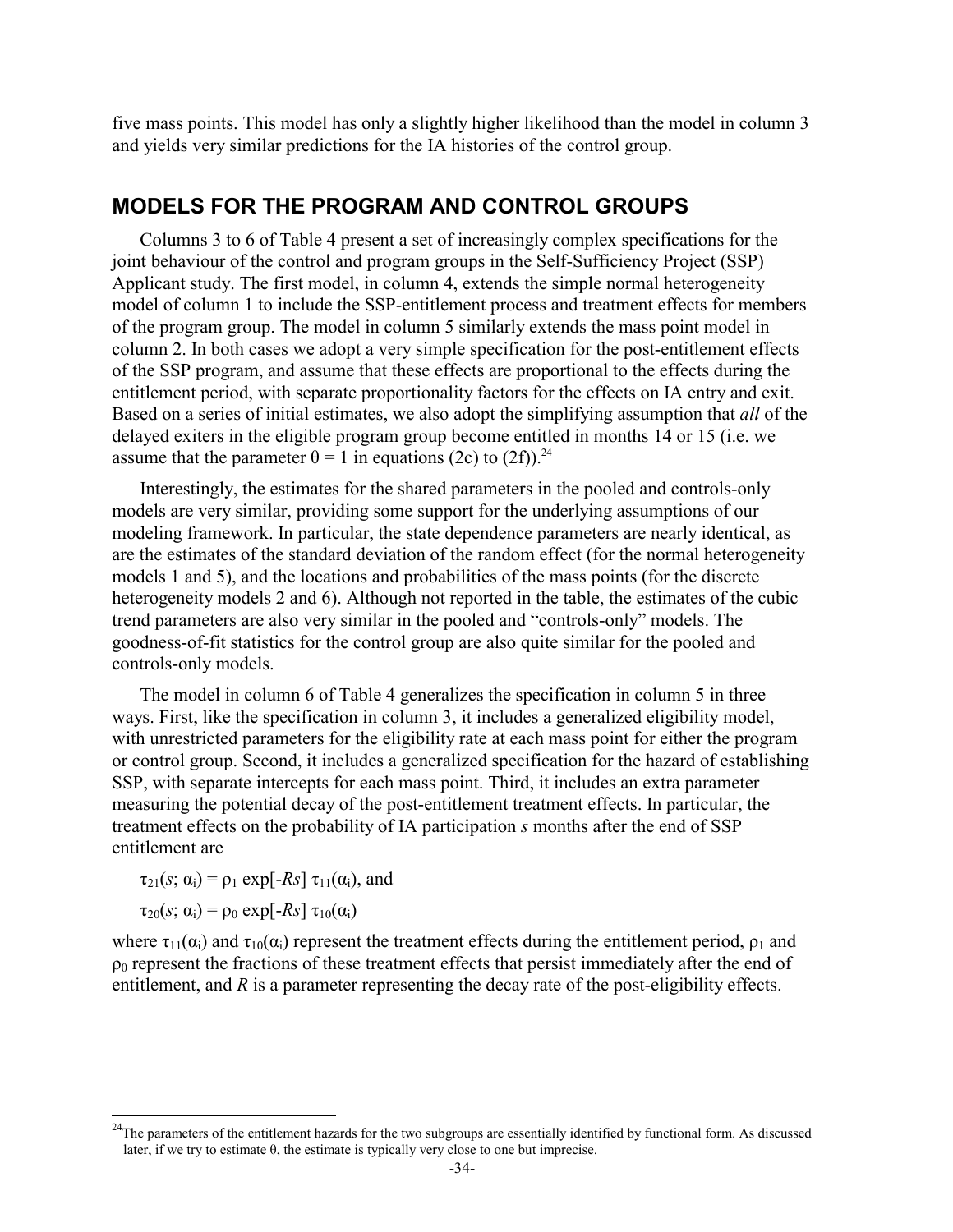five mass points. This model has only a slightly higher likelihood than the model in column 3 and yields very similar predictions for the IA histories of the control group.

## MODELS FOR THE PROGRAM AND CONTROL GROUPS

Columns 3 to 6 of Table 4 present a set of increasingly complex specifications for the joint behaviour of the control and program groups in the Self-Sufficiency Project (SSP) Applicant study. The first model, in column 4, extends the simple normal heterogeneity model of column 1 to include the SSP-entitlement process and treatment effects for members of the program group. The model in column 5 similarly extends the mass point model in column 2. In both cases we adopt a very simple specification for the post-entitlement effects of the SSP program, and assume that these effects are proportional to the effects during the entitlement period, with separate proportionality factors for the effects on IA entry and exit. Based on a series of initial estimates, we also adopt the simplifying assumption that *all* of the delayed exiters in the eligible program group become entitled in months 14 or 15 (i.e. we assume that the parameter $\theta = 1$ in equations (2c) to (2f)).[24]

Interestingly, the estimates for the shared parameters in the pooled and controls-only models are very similar, providing some support for the underlying assumptions of our modeling framework. In particular, the state dependence parameters are nearly identical, as are the estimates of the standard deviation of the random effect (for the normal heterogeneity models 1 and 5), and the locations and probabilities of the mass points (for the discrete heterogeneity models 2 and 6). Although not reported in the table, the estimates of the cubic trend parameters are also very similar in the pooled and "controls-only" models. The goodness-of-fit statistics for the control group are also quite similar for the pooled and controls-only models.

The model in column 6 of Table 4 generalizes the specification in column 5 in three ways. First, like the specification in column 3, it includes a generalized eligibility model, with unrestricted parameters for the eligibility rate at each mass point for either the program or control group. Second, it includes a generalized specification for the hazard of establishing SSP, with separate intercepts for each mass point. Third, it includes an extra parameter measuring the potential decay of the post-entitlement treatment effects. In particular, the treatment effects on the probability of IA participation *s* months after the end of SSP entitlement are

$$\tau_{21}(s; \alpha_i) = \rho_1 \exp[-Rs]\, \tau_{11}(\alpha_i), \text{ and}$$

$$\tau_{20}(s; \alpha_i) = \rho_0 \exp[-Rs]\, \tau_{10}(\alpha_i)$$

where $\tau_{11}(\alpha_i)$ and $\tau_{10}(\alpha_i)$ represent the treatment effects during the entitlement period, $\rho_1$ and $\rho_0$ represent the fractions of these treatment effects that persist immediately after the end of entitlement, and $R$ is a parameter representing the decay rate of the post-eligibility effects.

[24]The parameters of the entitlement hazards for the two subgroups are essentially identified by functional form. As discussed later, if we try to estimate $\theta$, the estimate is typically very close to one but imprecise.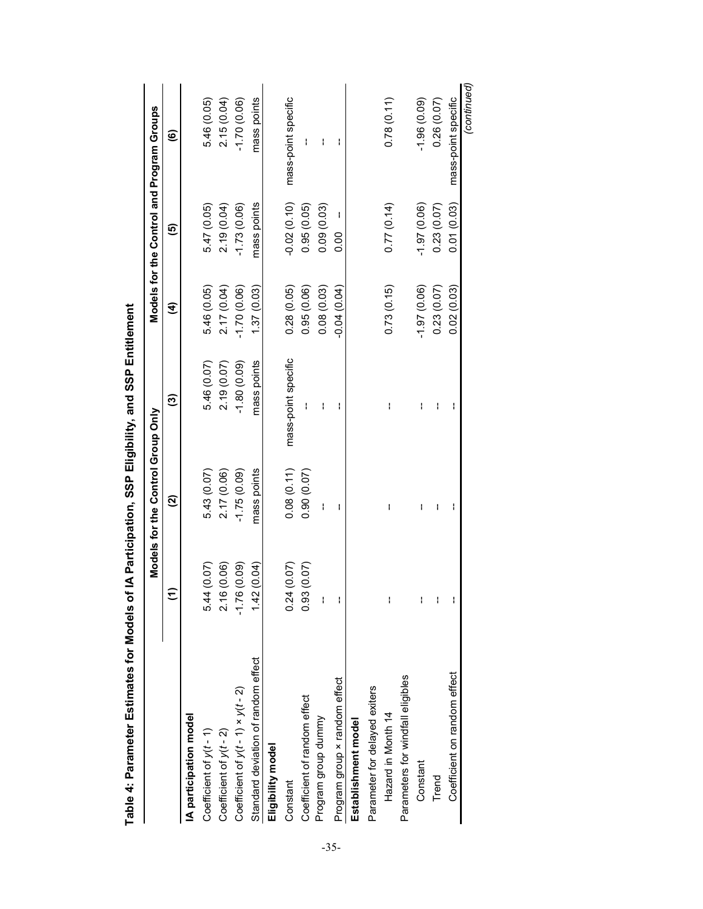**Table 4: Parameter Estimates for Models of IA Participation, SSP Eligibility, and SSP Entitlement**

| | Models for the Control Group Only | | | Models for the Control and Program Groups | | |
|---|---|---|---|---|---|---|
| | (1) | (2) | (3) | (4) | (5) | (6) |
| **IA participation model** | | | | | | |
| Coefficient of $y(t-1)$ | 5.44 (0.07) | 5.43 (0.07) | 5.46 (0.07) | 5.46 (0.05) | 5.47 (0.05) | 5.46 (0.05) |
| Coefficient of $y(t-2)$ | 2.16 (0.06) | 2.17 (0.06) | 2.19 (0.07) | 2.17 (0.04) | 2.19 (0.04) | 2.15 (0.04) |
| Coefficient of $y(t-1) \times y(t-2)$ | -1.76 (0.09) | -1.75 (0.09) | -1.80 (0.09) | -1.70 (0.06) | -1.73 (0.06) | -1.70 (0.06) |
| Standard deviation of random effect | 1.42 (0.04) | mass points | mass points | 1.37 (0.03) | mass points | mass points |
| **Eligibility model** | | | | | | |
| Constant | 0.24 (0.07) | 0.08 (0.11) | mass-point specific | 0.28 (0.05) | -0.02 (0.10) | mass-point specific |
| Coefficient of random effect | 0.93 (0.07) | 0.90 (0.07) | -- | 0.95 (0.06) | 0.95 (0.05) | -- |
| Program group dummy | -- | -- | -- | 0.08 (0.03) | 0.09 (0.03) | -- |
| Program group × random effect | -- | -- | -- | -0.04 (0.04) | 0.00 -- | -- |
| **Establishment model** | | | | | | |
| Parameter for delayed exiters | | | | | | |
| Hazard in Month 14 | -- | -- | -- | 0.73 (0.15) | 0.77 (0.14) | 0.78 (0.11) |
| Parameters for windfall eligibles | | | | | | |
| Constant | -- | -- | -- | -1.97 (0.06) | -1.97 (0.06) | -1.96 (0.09) |
| Trend | -- | -- | -- | 0.23 (0.07) | 0.23 (0.07) | 0.26 (0.07) |
| Coefficient on random effect | -- | -- | -- | 0.02 (0.03) | 0.01 (0.03) | mass-point specific |

*(continued)*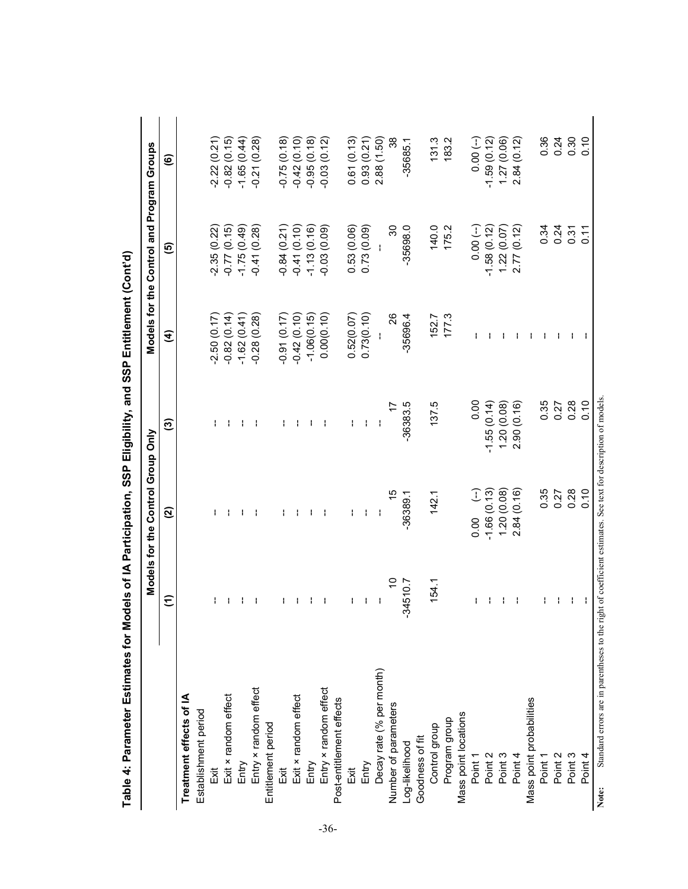**Table 4: Parameter Estimates for Models of IA Participation, SSP Eligibility, and SSP Entitlement (Cont'd)**

| | Models for the Control Group Only | | | Models for the Control and Program Groups | | |
|---|---|---|---|---|---|---|
| | (1) | (2) | (3) | (4) | (5) | (6) |
| **Treatment effects of IA** | | | | | | |
| Establishment period | | | | | | |
| Exit | -- | -- | -- | -2.50 (0.17) | -2.35 (0.22) | -2.22 (0.21) |
| Exit × random effect | -- | -- | -- | -0.82 (0.14) | -0.77 (0.15) | -0.82 (0.15) |
| Entry | -- | -- | -- | -1.62 (0.41) | -1.75 (0.49) | -1.65 (0.44) |
| Entry × random effect | -- | -- | -- | -0.28 (0.28) | -0.41 (0.28) | -0.21 (0.28) |
| Entitlement period | | | | | | |
| Exit | -- | -- | -- | -0.91 (0.17) | -0.84 (0.21) | -0.75 (0.18) |
| Exit × random effect | -- | -- | -- | -0.42 (0.10) | -0.41 (0.10) | -0.42 (0.10) |
| Entry | -- | -- | -- | -1.06(0.15) | -1.13 (0.16) | -0.95 (0.18) |
| Entry × random effect | -- | -- | -- | 0.00(0.10) | -0.03 (0.09) | -0.03 (0.12) |
| Post-entitlement effects | | | | | | |
| Exit | -- | -- | -- | 0.52(0.07) | 0.53 (0.06) | 0.61 (0.13) |
| Entry | -- | -- | -- | 0.73(0.10) | 0.73 (0.09) | 0.93 (0.21) |
| Decay rate (% per month) | -- | -- | -- | -- | -- | 2.88 (1.50) |
| Number of parameters | 10 | 15 | 17 | 26 | 30 | 38 |
| Log-likelihood | -34510.7 | -36389.1 | -36383.5 | -35696.4 | -35698.0 | -35685.1 |
| Goodness of fit | | | | | | |
| Control group | 154.1 | 142.1 | 137.5 | 152.7 | 140.0 | 131.3 |
| Program group | | | | 177.3 | 175.2 | 183.2 |
| Mass point locations | | | | | | |
| Point 1 | -- | 0.00 (--) | 0.00 | -- | 0.00 (--) | 0.00 (--) |
| Point 2 | -- | -1.66 (0.13) | -1.55 (0.14) | -- | -1.58 (0.12) | -1.59 (0.12) |
| Point 3 | -- | 1.20 (0.08) | 1.20 (0.08) | -- | 1.22 (0.07) | 1.27 (0.06) |
| Point 4 | -- | 2.84 (0.16) | 2.90 (0.16) | -- | 2.77 (0.12) | 2.84 (0.12) |
| Mass point probabilities | | | | -- | | |
| Point 1 | -- | 0.35 | 0.35 | -- | 0.34 | 0.36 |
| Point 2 | -- | 0.27 | 0.27 | -- | 0.24 | 0.24 |
| Point 3 | -- | 0.28 | 0.28 | -- | 0.31 | 0.30 |
| Point 4 | -- | 0.10 | 0.10 | -- | 0.11 | 0.10 |

**Note:** Standard errors are in parentheses to the right of coefficient estimates. See text for description of models.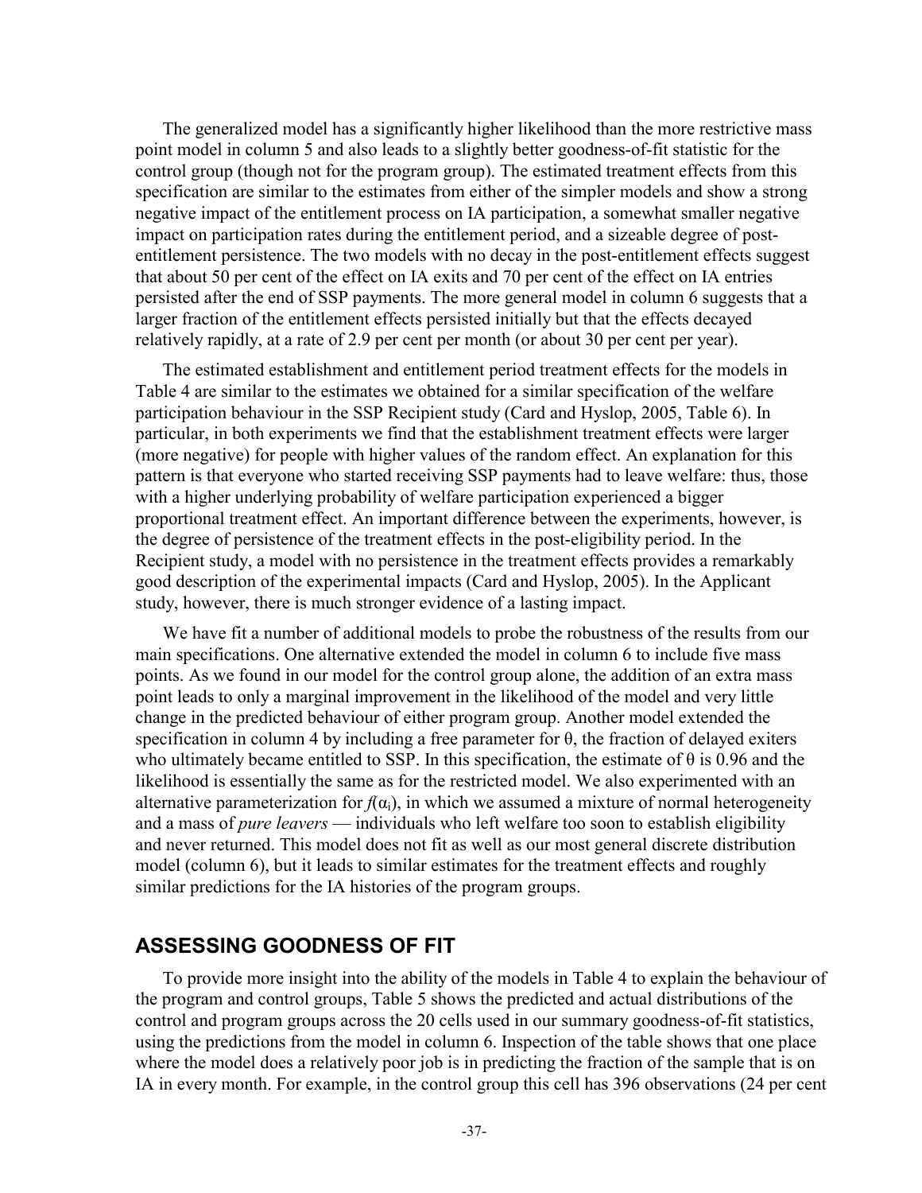The generalized model has a significantly higher likelihood than the more restrictive mass point model in column 5 and also leads to a slightly better goodness-of-fit statistic for the control group (though not for the program group). The estimated treatment effects from this specification are similar to the estimates from either of the simpler models and show a strong negative impact of the entitlement process on IA participation, a somewhat smaller negative impact on participation rates during the entitlement period, and a sizeable degree of post-entitlement persistence. The two models with no decay in the post-entitlement effects suggest that about 50 per cent of the effect on IA exits and 70 per cent of the effect on IA entries persisted after the end of SSP payments. The more general model in column 6 suggests that a larger fraction of the entitlement effects persisted initially but that the effects decayed relatively rapidly, at a rate of 2.9 per cent per month (or about 30 per cent per year).

The estimated establishment and entitlement period treatment effects for the models in Table 4 are similar to the estimates we obtained for a similar specification of the welfare participation behaviour in the SSP Recipient study (Card and Hyslop, 2005, Table 6). In particular, in both experiments we find that the establishment treatment effects were larger (more negative) for people with higher values of the random effect. An explanation for this pattern is that everyone who started receiving SSP payments had to leave welfare: thus, those with a higher underlying probability of welfare participation experienced a bigger proportional treatment effect. An important difference between the experiments, however, is the degree of persistence of the treatment effects in the post-eligibility period. In the Recipient study, a model with no persistence in the treatment effects provides a remarkably good description of the experimental impacts (Card and Hyslop, 2005). In the Applicant study, however, there is much stronger evidence of a lasting impact.

We have fit a number of additional models to probe the robustness of the results from our main specifications. One alternative extended the model in column 6 to include five mass points. As we found in our model for the control group alone, the addition of an extra mass point leads to only a marginal improvement in the likelihood of the model and very little change in the predicted behaviour of either program group. Another model extended the specification in column 4 by including a free parameter for $\theta$, the fraction of delayed exiters who ultimately became entitled to SSP. In this specification, the estimate of $\theta$ is 0.96 and the likelihood is essentially the same as for the restricted model. We also experimented with an alternative parameterization for $f(\alpha_i)$, in which we assumed a mixture of normal heterogeneity and a mass of *pure leavers* — individuals who left welfare too soon to establish eligibility and never returned. This model does not fit as well as our most general discrete distribution model (column 6), but it leads to similar estimates for the treatment effects and roughly similar predictions for the IA histories of the program groups.

## ASSESSING GOODNESS OF FIT

To provide more insight into the ability of the models in Table 4 to explain the behaviour of the program and control groups, Table 5 shows the predicted and actual distributions of the control and program groups across the 20 cells used in our summary goodness-of-fit statistics, using the predictions from the model in column 6. Inspection of the table shows that one place where the model does a relatively poor job is in predicting the fraction of the sample that is on IA in every month. For example, in the control group this cell has 396 observations (24 per cent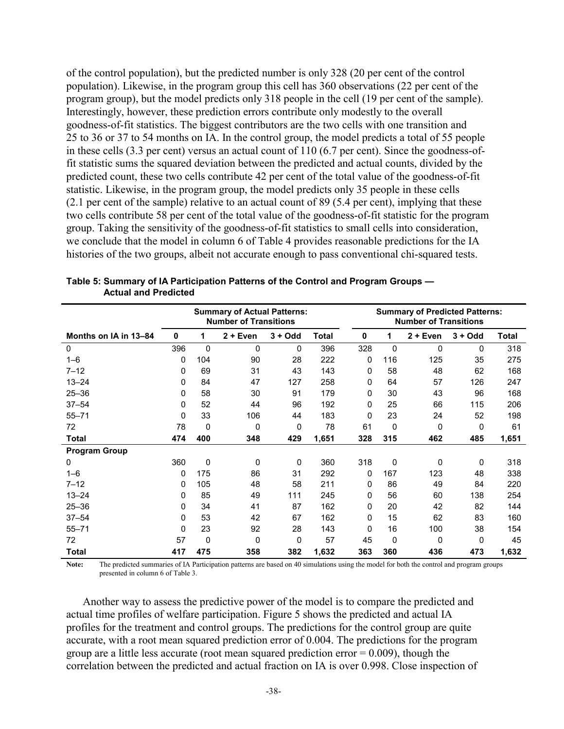of the control population), but the predicted number is only 328 (20 per cent of the control population). Likewise, in the program group this cell has 360 observations (22 per cent of the program group), but the model predicts only 318 people in the cell (19 per cent of the sample). Interestingly, however, these prediction errors contribute only modestly to the overall goodness-of-fit statistics. The biggest contributors are the two cells with one transition and 25 to 36 or 37 to 54 months on IA. In the control group, the model predicts a total of 55 people in these cells (3.3 per cent) versus an actual count of 110 (6.7 per cent). Since the goodness-of-fit statistic sums the squared deviation between the predicted and actual counts, divided by the predicted count, these two cells contribute 42 per cent of the total value of the goodness-of-fit statistic. Likewise, in the program group, the model predicts only 35 people in these cells (2.1 per cent of the sample) relative to an actual count of 89 (5.4 per cent), implying that these two cells contribute 58 per cent of the total value of the goodness-of-fit statistic for the program group. Taking the sensitivity of the goodness-of-fit statistics to small cells into consideration, we conclude that the model in column 6 of Table 4 provides reasonable predictions for the IA histories of the two groups, albeit not accurate enough to pass conventional chi-squared tests.

**Table 5: Summary of IA Participation Patterns of the Control and Program Groups — Actual and Predicted**

| | Summary of Actual Patterns: Number of Transitions | | | | | Summary of Predicted Patterns: Number of Transitions | | | | |
|---|---|---|---|---|---|---|---|---|---|---|
| **Months on IA in 13–84** | **0** | **1** | **2 + Even** | **3 + Odd** | **Total** | **0** | **1** | **2 + Even** | **3 + Odd** | **Total** |
| 0 | 396 | 0 | 0 | 0 | 396 | 328 | 0 | 0 | 0 | 318 |
| 1–6 | 0 | 104 | 90 | 28 | 222 | 0 | 116 | 125 | 35 | 275 |
| 7–12 | 0 | 69 | 31 | 43 | 143 | 0 | 58 | 48 | 62 | 168 |
| 13–24 | 0 | 84 | 47 | 127 | 258 | 0 | 64 | 57 | 126 | 247 |
| 25–36 | 0 | 58 | 30 | 91 | 179 | 0 | 30 | 43 | 96 | 168 |
| 37–54 | 0 | 52 | 44 | 96 | 192 | 0 | 25 | 66 | 115 | 206 |
| 55–71 | 0 | 33 | 106 | 44 | 183 | 0 | 23 | 24 | 52 | 198 |
| 72 | 78 | 0 | 0 | 0 | 78 | 61 | 0 | 0 | 0 | 61 |
| **Total** | **474** | **400** | **348** | **429** | **1,651** | **328** | **315** | **462** | **485** | **1,651** |
| **Program Group** | | | | | | | | | | |
| 0 | 360 | 0 | 0 | 0 | 360 | 318 | 0 | 0 | 0 | 318 |
| 1–6 | 0 | 175 | 86 | 31 | 292 | 0 | 167 | 123 | 48 | 338 |
| 7–12 | 0 | 105 | 48 | 58 | 211 | 0 | 86 | 49 | 84 | 220 |
| 13–24 | 0 | 85 | 49 | 111 | 245 | 0 | 56 | 60 | 138 | 254 |
| 25–36 | 0 | 34 | 41 | 87 | 162 | 0 | 20 | 42 | 82 | 144 |
| 37–54 | 0 | 53 | 42 | 67 | 162 | 0 | 15 | 62 | 83 | 160 |
| 55–71 | 0 | 23 | 92 | 28 | 143 | 0 | 16 | 100 | 38 | 154 |
| 72 | 57 | 0 | 0 | 0 | 57 | 45 | 0 | 0 | 0 | 45 |
| **Total** | **417** | **475** | **358** | **382** | **1,632** | **363** | **360** | **436** | **473** | **1,632** |

**Note:** The predicted summaries of IA Participation patterns are based on 40 simulations using the model for both the control and program groups presented in column 6 of Table 3.

Another way to assess the predictive power of the model is to compare the predicted and actual time profiles of welfare participation. Figure 5 shows the predicted and actual IA profiles for the treatment and control groups. The predictions for the control group are quite accurate, with a root mean squared prediction error of 0.004. The predictions for the program group are a little less accurate (root mean squared prediction error = 0.009), though the correlation between the predicted and actual fraction on IA is over 0.998. Close inspection of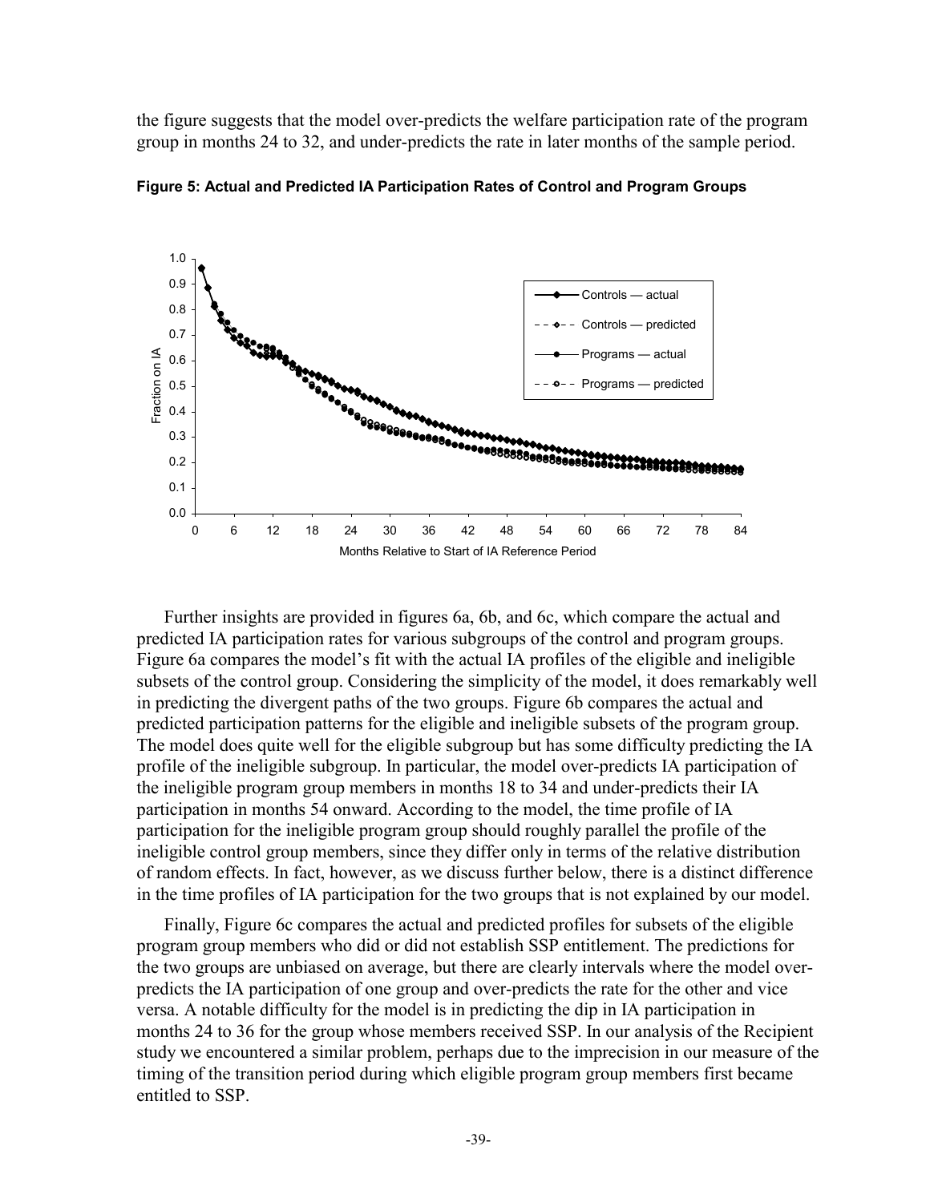the figure suggests that the model over-predicts the welfare participation rate of the program group in months 24 to 32, and under-predicts the rate in later months of the sample period.

**Figure 5: Actual and Predicted IA Participation Rates of Control and Program Groups**

Further insights are provided in figures 6a, 6b, and 6c, which compare the actual and predicted IA participation rates for various subgroups of the control and program groups. Figure 6a compares the model's fit with the actual IA profiles of the eligible and ineligible subsets of the control group. Considering the simplicity of the model, it does remarkably well in predicting the divergent paths of the two groups. Figure 6b compares the actual and predicted participation patterns for the eligible and ineligible subsets of the program group. The model does quite well for the eligible subgroup but has some difficulty predicting the IA profile of the ineligible subgroup. In particular, the model over-predicts IA participation of the ineligible program group members in months 18 to 34 and under-predicts their IA participation in months 54 onward. According to the model, the time profile of IA participation for the ineligible program group should roughly parallel the profile of the ineligible control group members, since they differ only in terms of the relative distribution of random effects. In fact, however, as we discuss further below, there is a distinct difference in the time profiles of IA participation for the two groups that is not explained by our model.

Finally, Figure 6c compares the actual and predicted profiles for subsets of the eligible program group members who did or did not establish SSP entitlement. The predictions for the two groups are unbiased on average, but there are clearly intervals where the model over-predicts the IA participation of one group and over-predicts the rate for the other and vice versa. A notable difficulty for the model is in predicting the dip in IA participation in months 24 to 36 for the group whose members received SSP. In our analysis of the Recipient study we encountered a similar problem, perhaps due to the imprecision in our measure of the timing of the transition period during which eligible program group members first became entitled to SSP.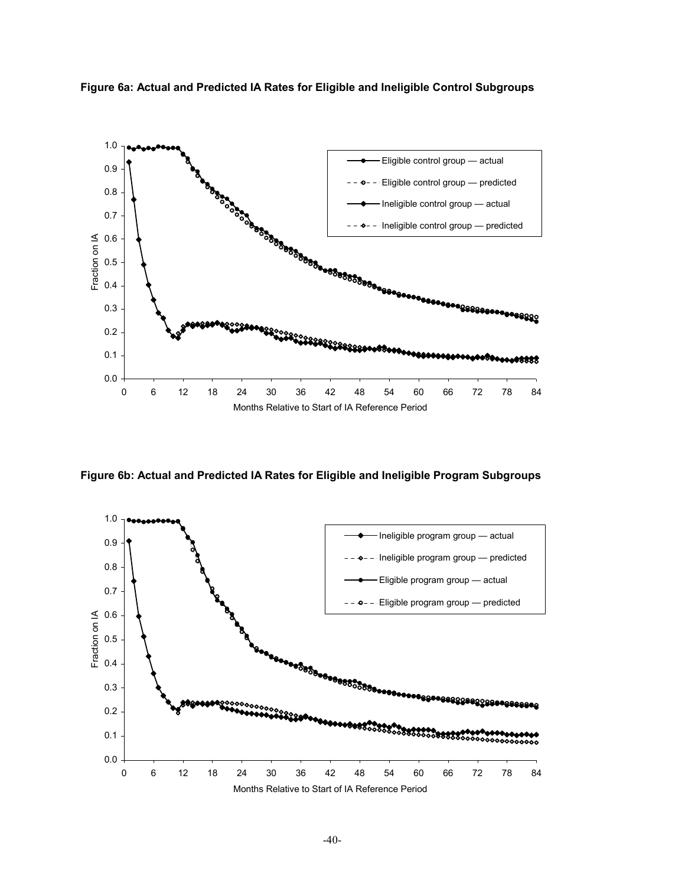**Figure 6a: Actual and Predicted IA Rates for Eligible and Ineligible Control Subgroups**

Fraction on IA

1.0
0.9
0.8
0.7
0.6
0.5
0.4
0.3
0.2
0.1
0.0

0 6 12 18 24 30 36 42 48 54 60 66 72 78 84

Months Relative to Start of IA Reference Period

Eligible control group — actual

Eligible control group — predicted

Ineligible control group — actual

Ineligible control group — predicted

**Figure 6b: Actual and Predicted IA Rates for Eligible and Ineligible Program Subgroups**

Fraction on IA

1.0
0.9
0.8
0.7
0.6
0.5
0.4
0.3
0.2
0.1
0.0

0 6 12 18 24 30 36 42 48 54 60 66 72 78 84

Months Relative to Start of IA Reference Period

Ineligible program group — actual

Ineligible program group — predicted

Eligible program group — actual

Eligible program group — predicted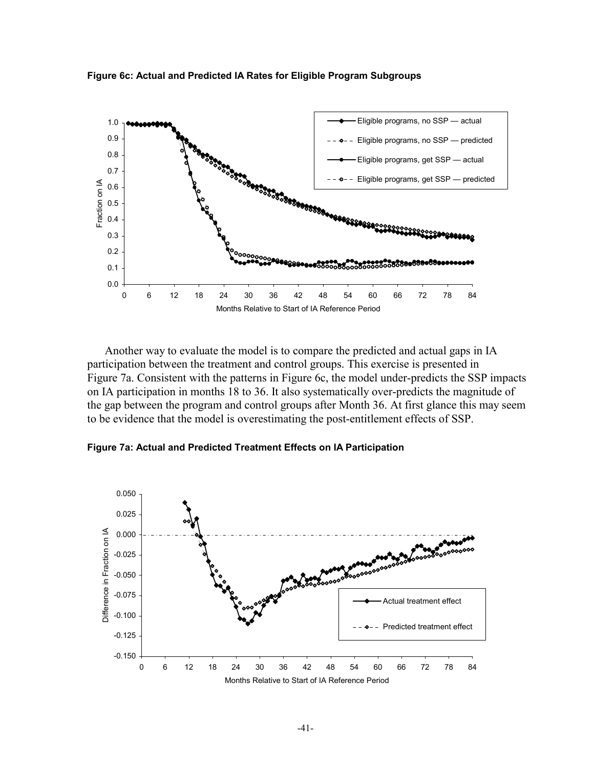**Figure 6c: Actual and Predicted IA Rates for Eligible Program Subgroups**

Eligible programs, no SSP — actual
Eligible programs, no SSP — predicted
Eligible programs, get SSP — actual
Eligible programs, get SSP — predicted

Fraction on IA

1.0
0.9
0.8
0.7
0.6
0.5
0.4
0.3
0.2
0.1
0.0

0 6 12 18 24 30 36 42 48 54 60 66 72 78 84

Months Relative to Start of IA Reference Period

Another way to evaluate the model is to compare the predicted and actual gaps in IA participation between the treatment and control groups. This exercise is presented in Figure 7a. Consistent with the patterns in Figure 6c, the model under-predicts the SSP impacts on IA participation in months 18 to 36. It also systematically over-predicts the magnitude of the gap between the program and control groups after Month 36. At first glance this may seem to be evidence that the model is overestimating the post-entitlement effects of SSP.

**Figure 7a: Actual and Predicted Treatment Effects on IA Participation**

Actual treatment effect
Predicted treatment effect

Difference in Fraction on IA

0.050
0.025
0.000
-0.025
-0.050
-0.075
-0.100
-0.125
-0.150

0 6 12 18 24 30 36 42 48 54 60 66 72 78 84

Months Relative to Start of IA Reference Period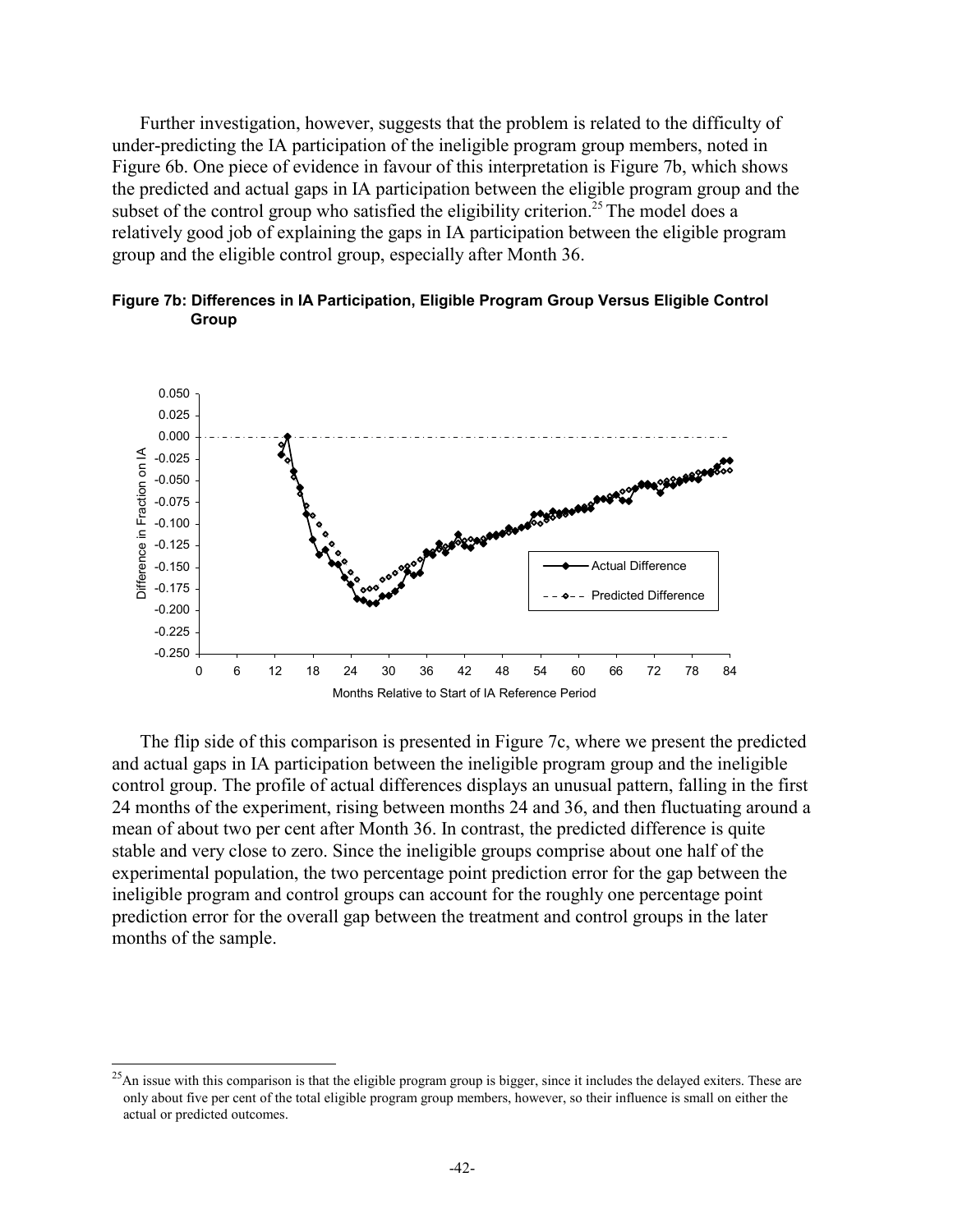Further investigation, however, suggests that the problem is related to the difficulty of under-predicting the IA participation of the ineligible program group members, noted in Figure 6b. One piece of evidence in favour of this interpretation is Figure 7b, which shows the predicted and actual gaps in IA participation between the eligible program group and the subset of the control group who satisfied the eligibility criterion.[25] The model does a relatively good job of explaining the gaps in IA participation between the eligible program group and the eligible control group, especially after Month 36.

**Figure 7b: Differences in IA Participation, Eligible Program Group Versus Eligible Control Group**

Difference in Fraction on IA

0.050
0.025
0.000
-0.025
-0.050
-0.075
-0.100
-0.125
-0.150
-0.175
-0.200
-0.225
-0.250

0 6 12 18 24 30 36 42 48 54 60 66 72 78 84

Months Relative to Start of IA Reference Period

Actual Difference

Predicted Difference

The flip side of this comparison is presented in Figure 7c, where we present the predicted and actual gaps in IA participation between the ineligible program group and the ineligible control group. The profile of actual differences displays an unusual pattern, falling in the first 24 months of the experiment, rising between months 24 and 36, and then fluctuating around a mean of about two per cent after Month 36. In contrast, the predicted difference is quite stable and very close to zero. Since the ineligible groups comprise about one half of the experimental population, the two percentage point prediction error for the gap between the ineligible program and control groups can account for the roughly one percentage point prediction error for the overall gap between the treatment and control groups in the later months of the sample.

[25] An issue with this comparison is that the eligible program group is bigger, since it includes the delayed exiters. These are only about five per cent of the total eligible program group members, however, so their influence is small on either the actual or predicted outcomes.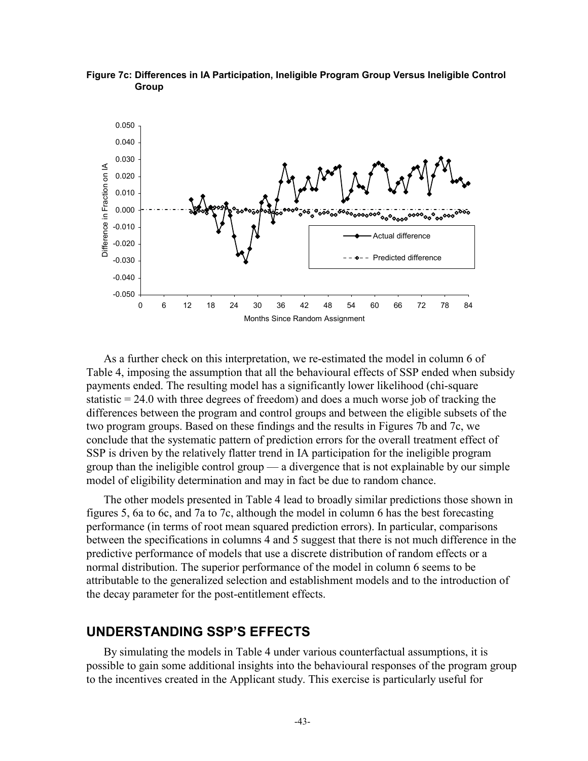**Figure 7c: Differences in IA Participation, Ineligible Program Group Versus Ineligible Control Group**

0.050
0.040
0.030
0.020
0.010
0.000
-0.010
-0.020
-0.030
-0.040
-0.050

Difference in Fraction on IA

0 6 12 18 24 30 36 42 48 54 60 66 72 78 84

Months Since Random Assignment

Actual difference

Predicted difference

As a further check on this interpretation, we re-estimated the model in column 6 of Table 4, imposing the assumption that all the behavioural effects of SSP ended when subsidy payments ended. The resulting model has a significantly lower likelihood (chi-square statistic = 24.0 with three degrees of freedom) and does a much worse job of tracking the differences between the program and control groups and between the eligible subsets of the two program groups. Based on these findings and the results in Figures 7b and 7c, we conclude that the systematic pattern of prediction errors for the overall treatment effect of SSP is driven by the relatively flatter trend in IA participation for the ineligible program group than the ineligible control group — a divergence that is not explainable by our simple model of eligibility determination and may in fact be due to random chance.

The other models presented in Table 4 lead to broadly similar predictions those shown in figures 5, 6a to 6c, and 7a to 7c, although the model in column 6 has the best forecasting performance (in terms of root mean squared prediction errors). In particular, comparisons between the specifications in columns 4 and 5 suggest that there is not much difference in the predictive performance of models that use a discrete distribution of random effects or a normal distribution. The superior performance of the model in column 6 seems to be attributable to the generalized selection and establishment models and to the introduction of the decay parameter for the post-entitlement effects.

## UNDERSTANDING SSP'S EFFECTS

By simulating the models in Table 4 under various counterfactual assumptions, it is possible to gain some additional insights into the behavioural responses of the program group to the incentives created in the Applicant study. This exercise is particularly useful for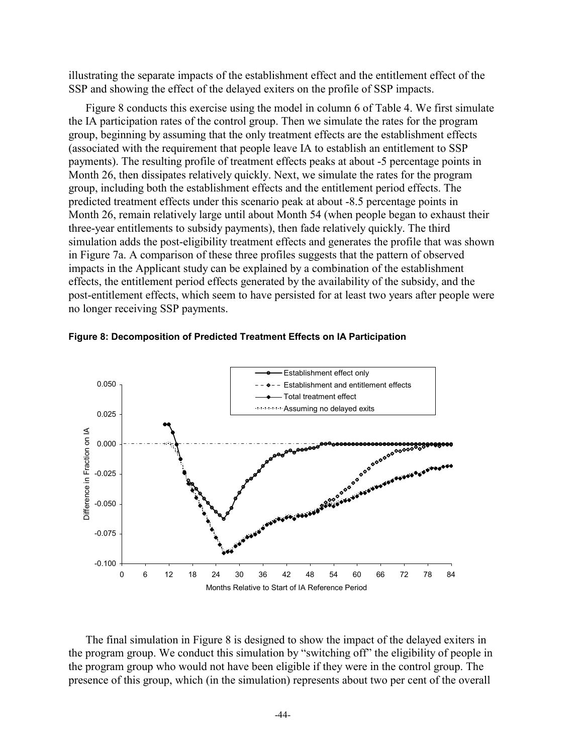illustrating the separate impacts of the establishment effect and the entitlement effect of the SSP and showing the effect of the delayed exiters on the profile of SSP impacts.

Figure 8 conducts this exercise using the model in column 6 of Table 4. We first simulate the IA participation rates of the control group. Then we simulate the rates for the program group, beginning by assuming that the only treatment effects are the establishment effects (associated with the requirement that people leave IA to establish an entitlement to SSP payments). The resulting profile of treatment effects peaks at about -5 percentage points in Month 26, then dissipates relatively quickly. Next, we simulate the rates for the program group, including both the establishment effects and the entitlement period effects. The predicted treatment effects under this scenario peak at about -8.5 percentage points in Month 26, remain relatively large until about Month 54 (when people began to exhaust their three-year entitlements to subsidy payments), then fade relatively quickly. The third simulation adds the post-eligibility treatment effects and generates the profile that was shown in Figure 7a. A comparison of these three profiles suggests that the pattern of observed impacts in the Applicant study can be explained by a combination of the establishment effects, the entitlement period effects generated by the availability of the subsidy, and the post-entitlement effects, which seem to have persisted for at least two years after people were no longer receiving SSP payments.

**Figure 8: Decomposition of Predicted Treatment Effects on IA Participation**

Establishment effect only
Establishment and entitlement effects
Total treatment effect
Assuming no delayed exits

Difference in Fraction on IA

0.050
0.025
0.000
-0.025
-0.050
-0.075
-0.100

0 6 12 18 24 30 36 42 48 54 60 66 72 78 84

Months Relative to Start of IA Reference Period

The final simulation in Figure 8 is designed to show the impact of the delayed exiters in the program group. We conduct this simulation by "switching off" the eligibility of people in the program group who would not have been eligible if they were in the control group. The presence of this group, which (in the simulation) represents about two per cent of the overall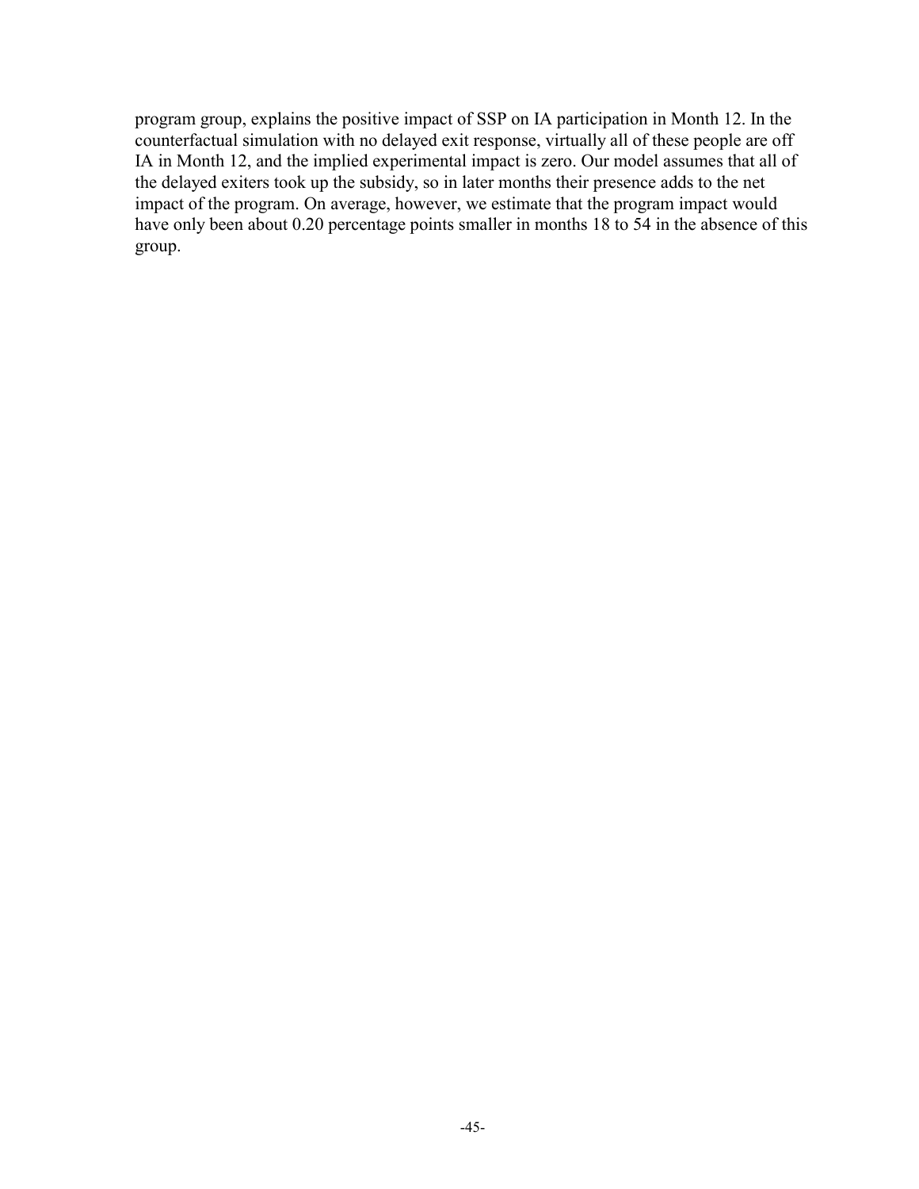program group, explains the positive impact of SSP on IA participation in Month 12. In the counterfactual simulation with no delayed exit response, virtually all of these people are off IA in Month 12, and the implied experimental impact is zero. Our model assumes that all of the delayed exiters took up the subsidy, so in later months their presence adds to the net impact of the program. On average, however, we estimate that the program impact would have only been about 0.20 percentage points smaller in months 18 to 54 in the absence of this group.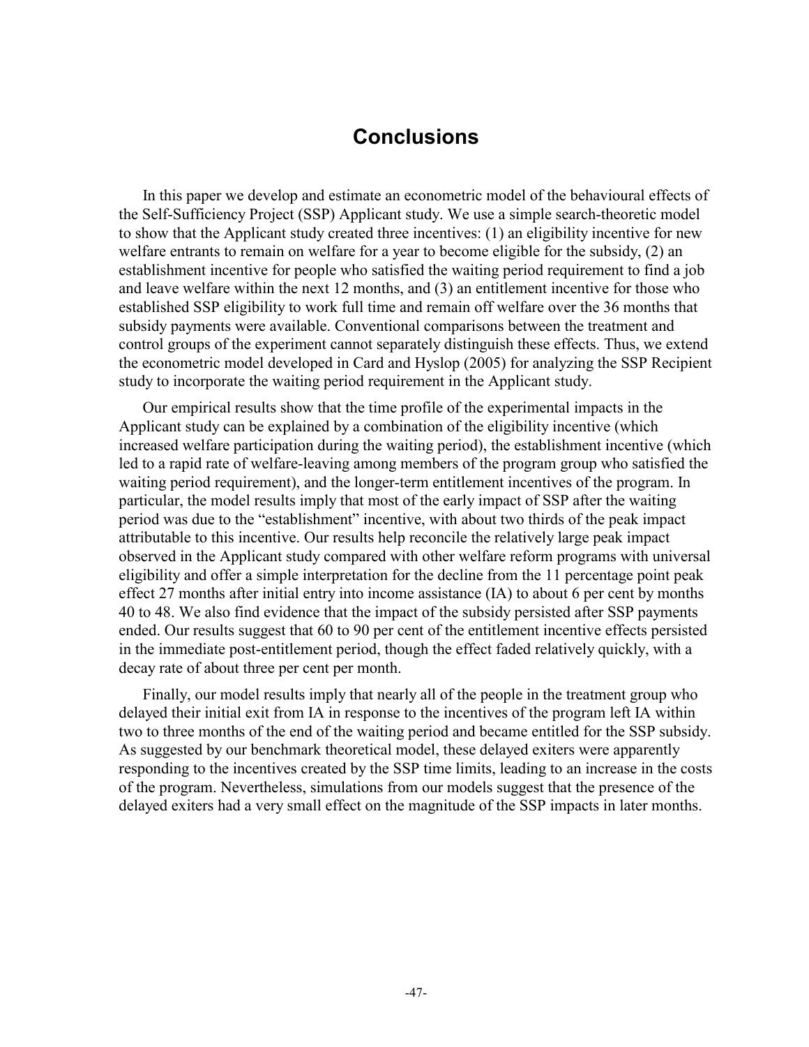# Conclusions

In this paper we develop and estimate an econometric model of the behavioural effects of the Self-Sufficiency Project (SSP) Applicant study. We use a simple search-theoretic model to show that the Applicant study created three incentives: (1) an eligibility incentive for new welfare entrants to remain on welfare for a year to become eligible for the subsidy, (2) an establishment incentive for people who satisfied the waiting period requirement to find a job and leave welfare within the next 12 months, and (3) an entitlement incentive for those who established SSP eligibility to work full time and remain off welfare over the 36 months that subsidy payments were available. Conventional comparisons between the treatment and control groups of the experiment cannot separately distinguish these effects. Thus, we extend the econometric model developed in Card and Hyslop (2005) for analyzing the SSP Recipient study to incorporate the waiting period requirement in the Applicant study.

Our empirical results show that the time profile of the experimental impacts in the Applicant study can be explained by a combination of the eligibility incentive (which increased welfare participation during the waiting period), the establishment incentive (which led to a rapid rate of welfare-leaving among members of the program group who satisfied the waiting period requirement), and the longer-term entitlement incentives of the program. In particular, the model results imply that most of the early impact of SSP after the waiting period was due to the "establishment" incentive, with about two thirds of the peak impact attributable to this incentive. Our results help reconcile the relatively large peak impact observed in the Applicant study compared with other welfare reform programs with universal eligibility and offer a simple interpretation for the decline from the 11 percentage point peak effect 27 months after initial entry into income assistance (IA) to about 6 per cent by months 40 to 48. We also find evidence that the impact of the subsidy persisted after SSP payments ended. Our results suggest that 60 to 90 per cent of the entitlement incentive effects persisted in the immediate post-entitlement period, though the effect faded relatively quickly, with a decay rate of about three per cent per month.

Finally, our model results imply that nearly all of the people in the treatment group who delayed their initial exit from IA in response to the incentives of the program left IA within two to three months of the end of the waiting period and became entitled for the SSP subsidy. As suggested by our benchmark theoretical model, these delayed exiters were apparently responding to the incentives created by the SSP time limits, leading to an increase in the costs of the program. Nevertheless, simulations from our models suggest that the presence of the delayed exiters had a very small effect on the magnitude of the SSP impacts in later months.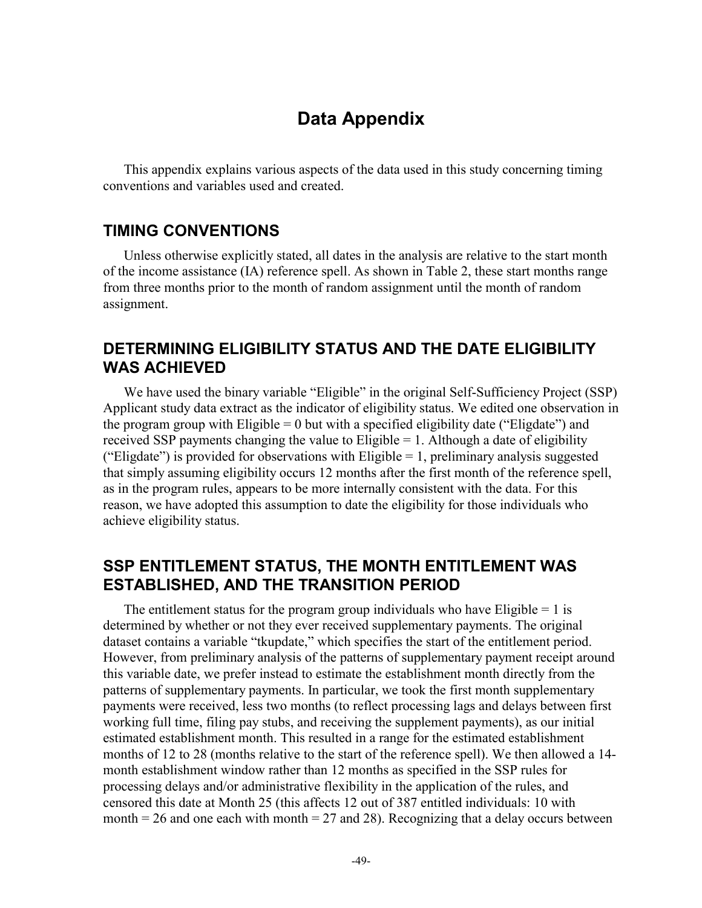# Data Appendix

This appendix explains various aspects of the data used in this study concerning timing conventions and variables used and created.

## TIMING CONVENTIONS

Unless otherwise explicitly stated, all dates in the analysis are relative to the start month of the income assistance (IA) reference spell. As shown in Table 2, these start months range from three months prior to the month of random assignment until the month of random assignment.

## DETERMINING ELIGIBILITY STATUS AND THE DATE ELIGIBILITY WAS ACHIEVED

We have used the binary variable "Eligible" in the original Self-Sufficiency Project (SSP) Applicant study data extract as the indicator of eligibility status. We edited one observation in the program group with Eligible = 0 but with a specified eligibility date ("Eligdate") and received SSP payments changing the value to Eligible = 1. Although a date of eligibility ("Eligdate") is provided for observations with Eligible = 1, preliminary analysis suggested that simply assuming eligibility occurs 12 months after the first month of the reference spell, as in the program rules, appears to be more internally consistent with the data. For this reason, we have adopted this assumption to date the eligibility for those individuals who achieve eligibility status.

## SSP ENTITLEMENT STATUS, THE MONTH ENTITLEMENT WAS ESTABLISHED, AND THE TRANSITION PERIOD

The entitlement status for the program group individuals who have Eligible = 1 is determined by whether or not they ever received supplementary payments. The original dataset contains a variable "tkupdate," which specifies the start of the entitlement period. However, from preliminary analysis of the patterns of supplementary payment receipt around this variable date, we prefer instead to estimate the establishment month directly from the patterns of supplementary payments. In particular, we took the first month supplementary payments were received, less two months (to reflect processing lags and delays between first working full time, filing pay stubs, and receiving the supplement payments), as our initial estimated establishment month. This resulted in a range for the estimated establishment months of 12 to 28 (months relative to the start of the reference spell). We then allowed a 14-month establishment window rather than 12 months as specified in the SSP rules for processing delays and/or administrative flexibility in the application of the rules, and censored this date at Month 25 (this affects 12 out of 387 entitled individuals: 10 with month = 26 and one each with month = 27 and 28). Recognizing that a delay occurs between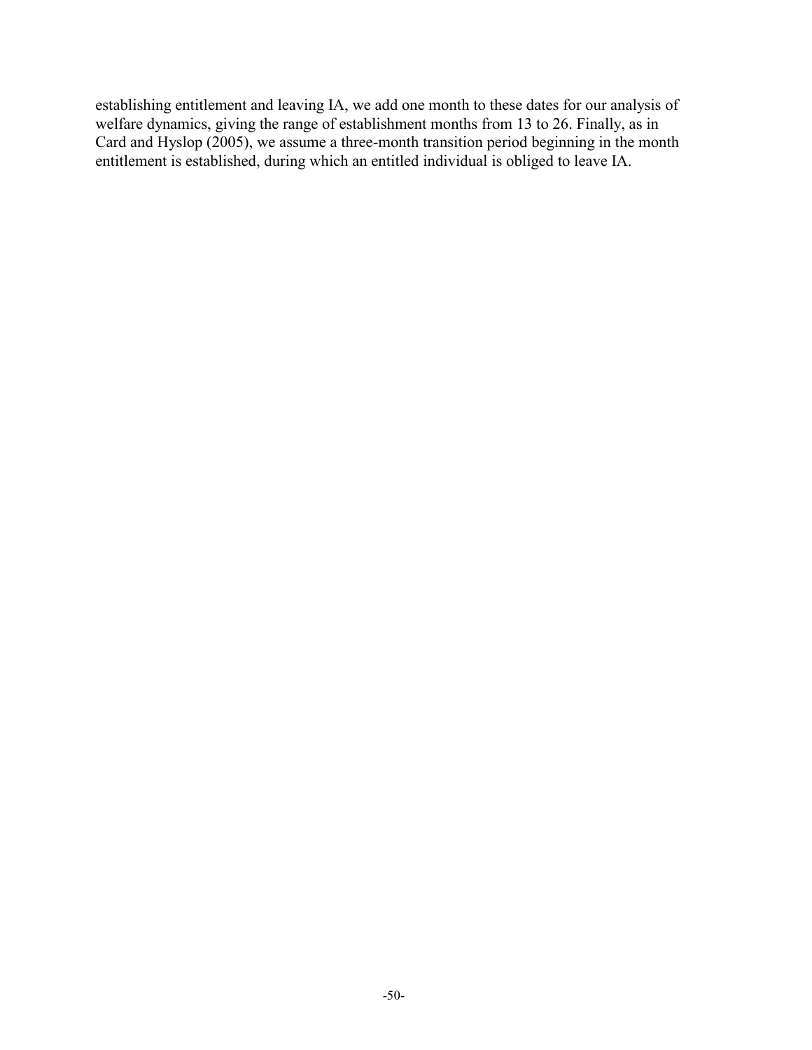establishing entitlement and leaving IA, we add one month to these dates for our analysis of welfare dynamics, giving the range of establishment months from 13 to 26. Finally, as in Card and Hyslop (2005), we assume a three-month transition period beginning in the month entitlement is established, during which an entitled individual is obliged to leave IA.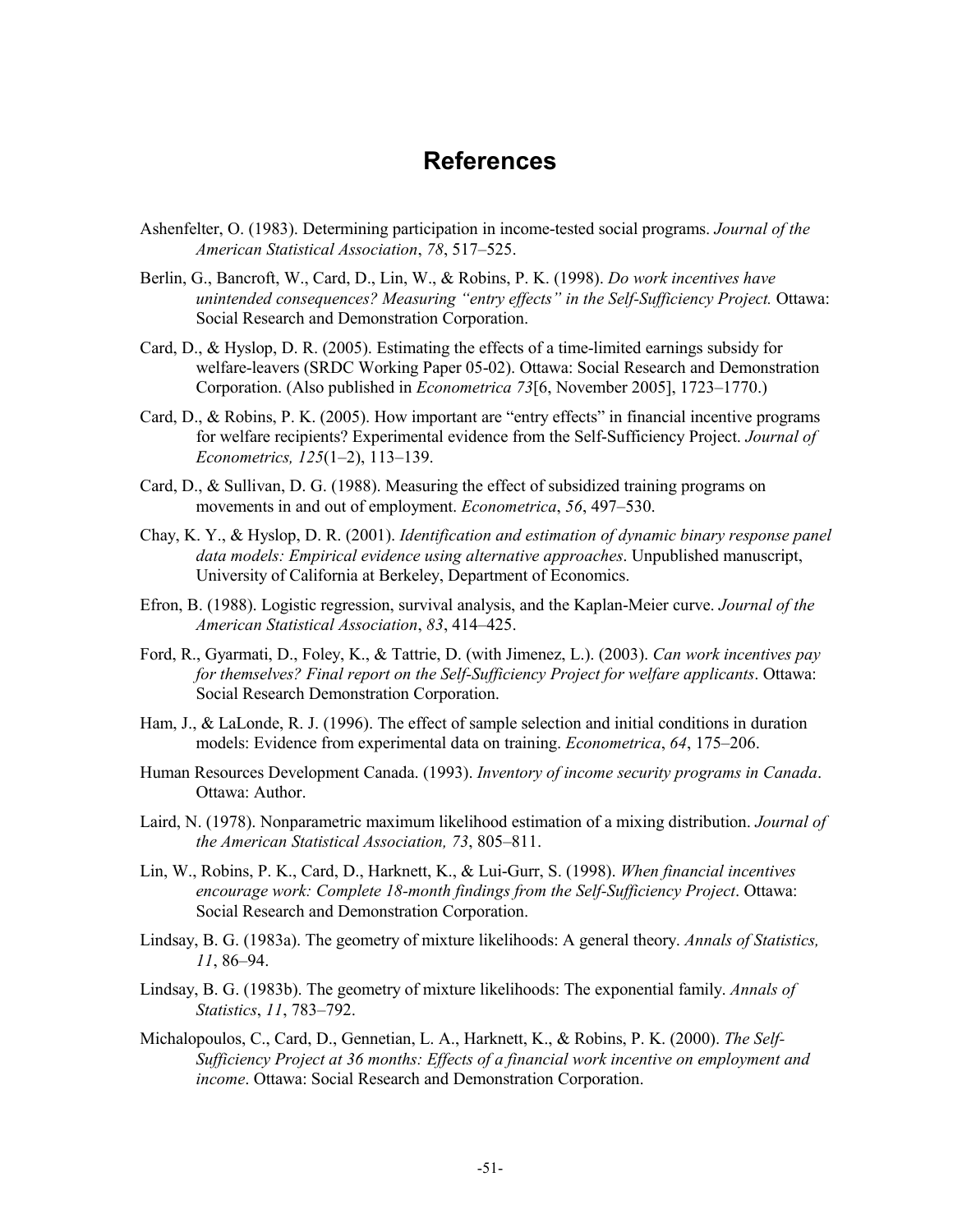# References

Ashenfelter, O. (1983). Determining participation in income-tested social programs. *Journal of the American Statistical Association*, *78*, 517–525.

Berlin, G., Bancroft, W., Card, D., Lin, W., & Robins, P. K. (1998). *Do work incentives have unintended consequences? Measuring "entry effects" in the Self-Sufficiency Project.* Ottawa: Social Research and Demonstration Corporation.

Card, D., & Hyslop, D. R. (2005). Estimating the effects of a time-limited earnings subsidy for welfare-leavers (SRDC Working Paper 05-02). Ottawa: Social Research and Demonstration Corporation. (Also published in *Econometrica 73*[6, November 2005], 1723–1770.)

Card, D., & Robins, P. K. (2005). How important are "entry effects" in financial incentive programs for welfare recipients? Experimental evidence from the Self-Sufficiency Project. *Journal of Econometrics, 125*(1–2), 113–139.

Card, D., & Sullivan, D. G. (1988). Measuring the effect of subsidized training programs on movements in and out of employment. *Econometrica*, *56*, 497–530.

Chay, K. Y., & Hyslop, D. R. (2001). *Identification and estimation of dynamic binary response panel data models: Empirical evidence using alternative approaches*. Unpublished manuscript, University of California at Berkeley, Department of Economics.

Efron, B. (1988). Logistic regression, survival analysis, and the Kaplan-Meier curve. *Journal of the American Statistical Association*, *83*, 414–425.

Ford, R., Gyarmati, D., Foley, K., & Tattrie, D. (with Jimenez, L.). (2003). *Can work incentives pay for themselves? Final report on the Self-Sufficiency Project for welfare applicants*. Ottawa: Social Research Demonstration Corporation.

Ham, J., & LaLonde, R. J. (1996). The effect of sample selection and initial conditions in duration models: Evidence from experimental data on training. *Econometrica*, *64*, 175–206.

Human Resources Development Canada. (1993). *Inventory of income security programs in Canada*. Ottawa: Author.

Laird, N. (1978). Nonparametric maximum likelihood estimation of a mixing distribution. *Journal of the American Statistical Association, 73*, 805–811.

Lin, W., Robins, P. K., Card, D., Harknett, K., & Lui-Gurr, S. (1998). *When financial incentives encourage work: Complete 18-month findings from the Self-Sufficiency Project*. Ottawa: Social Research and Demonstration Corporation.

Lindsay, B. G. (1983a). The geometry of mixture likelihoods: A general theory. *Annals of Statistics, 11*, 86–94.

Lindsay, B. G. (1983b). The geometry of mixture likelihoods: The exponential family. *Annals of Statistics*, *11*, 783–792.

Michalopoulos, C., Card, D., Gennetian, L. A., Harknett, K., & Robins, P. K. (2000). *The Self-Sufficiency Project at 36 months: Effects of a financial work incentive on employment and income*. Ottawa: Social Research and Demonstration Corporation.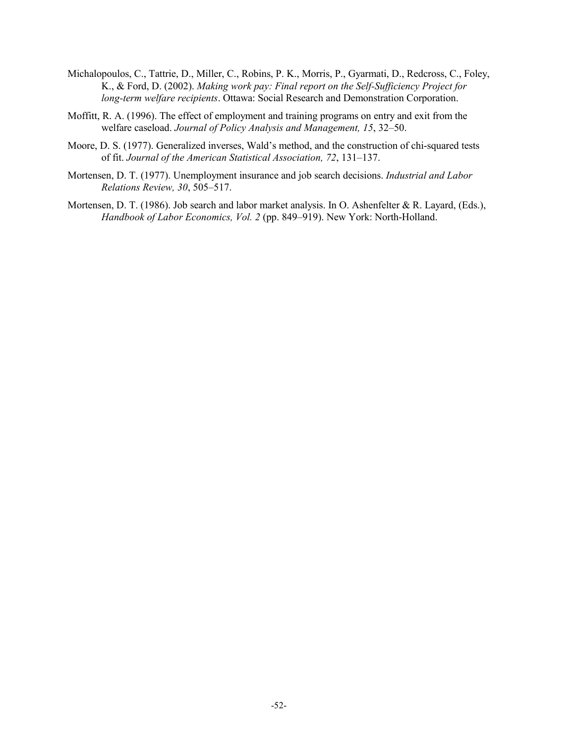Michalopoulos, C., Tattrie, D., Miller, C., Robins, P. K., Morris, P., Gyarmati, D., Redcross, C., Foley, K., & Ford, D. (2002). *Making work pay: Final report on the Self-Sufficiency Project for long-term welfare recipients*. Ottawa: Social Research and Demonstration Corporation.

Moffitt, R. A. (1996). The effect of employment and training programs on entry and exit from the welfare caseload. *Journal of Policy Analysis and Management, 15*, 32–50.

Moore, D. S. (1977). Generalized inverses, Wald's method, and the construction of chi-squared tests of fit. *Journal of the American Statistical Association, 72*, 131–137.

Mortensen, D. T. (1977). Unemployment insurance and job search decisions. *Industrial and Labor Relations Review, 30*, 505–517.

Mortensen, D. T. (1986). Job search and labor market analysis. In O. Ashenfelter & R. Layard, (Eds.), *Handbook of Labor Economics, Vol. 2* (pp. 849–919). New York: North-Holland.